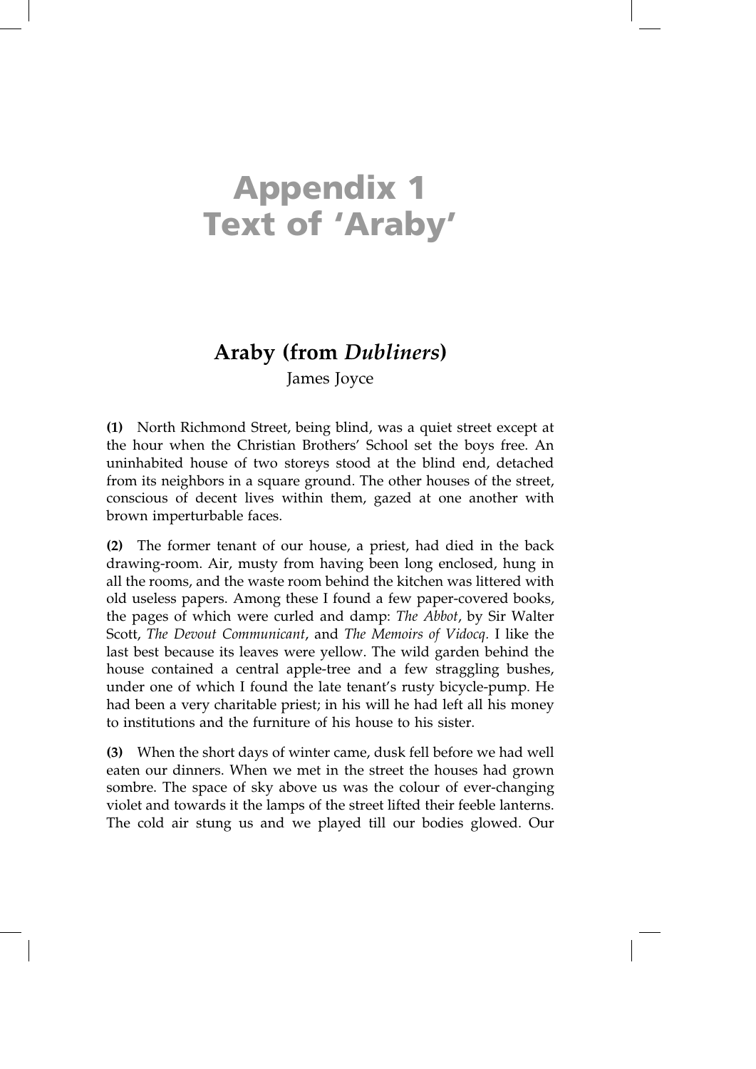# Appendix 1
# Text of 'Araby'

## Araby (from *Dubliners*)

James Joyce

**(1)** North Richmond Street, being blind, was a quiet street except at the hour when the Christian Brothers' School set the boys free. An uninhabited house of two storeys stood at the blind end, detached from its neighbors in a square ground. The other houses of the street, conscious of decent lives within them, gazed at one another with brown imperturbable faces.

**(2)** The former tenant of our house, a priest, had died in the back drawing-room. Air, musty from having been long enclosed, hung in all the rooms, and the waste room behind the kitchen was littered with old useless papers. Among these I found a few paper-covered books, the pages of which were curled and damp: *The Abbot*, by Sir Walter Scott, *The Devout Communicant*, and *The Memoirs of Vidocq*. I like the last best because its leaves were yellow. The wild garden behind the house contained a central apple-tree and a few straggling bushes, under one of which I found the late tenant's rusty bicycle-pump. He had been a very charitable priest; in his will he had left all his money to institutions and the furniture of his house to his sister.

**(3)** When the short days of winter came, dusk fell before we had well eaten our dinners. When we met in the street the houses had grown sombre. The space of sky above us was the colour of ever-changing violet and towards it the lamps of the street lifted their feeble lanterns. The cold air stung us and we played till our bodies glowed. Our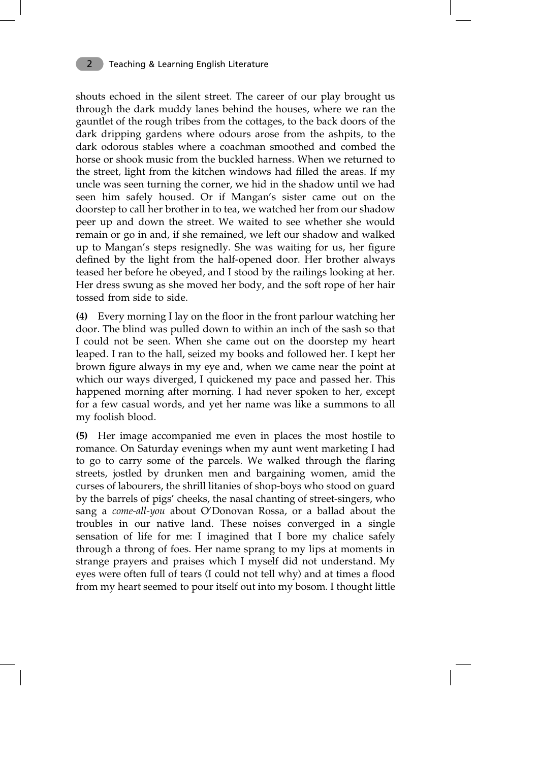shouts echoed in the silent street. The career of our play brought us through the dark muddy lanes behind the houses, where we ran the gauntlet of the rough tribes from the cottages, to the back doors of the dark dripping gardens where odours arose from the ashpits, to the dark odorous stables where a coachman smoothed and combed the horse or shook music from the buckled harness. When we returned to the street, light from the kitchen windows had filled the areas. If my uncle was seen turning the corner, we hid in the shadow until we had seen him safely housed. Or if Mangan's sister came out on the doorstep to call her brother in to tea, we watched her from our shadow peer up and down the street. We waited to see whether she would remain or go in and, if she remained, we left our shadow and walked up to Mangan's steps resignedly. She was waiting for us, her figure defined by the light from the half-opened door. Her brother always teased her before he obeyed, and I stood by the railings looking at her. Her dress swung as she moved her body, and the soft rope of her hair tossed from side to side.

**(4)** Every morning I lay on the floor in the front parlour watching her door. The blind was pulled down to within an inch of the sash so that I could not be seen. When she came out on the doorstep my heart leaped. I ran to the hall, seized my books and followed her. I kept her brown figure always in my eye and, when we came near the point at which our ways diverged, I quickened my pace and passed her. This happened morning after morning. I had never spoken to her, except for a few casual words, and yet her name was like a summons to all my foolish blood.

**(5)** Her image accompanied me even in places the most hostile to romance. On Saturday evenings when my aunt went marketing I had to go to carry some of the parcels. We walked through the flaring streets, jostled by drunken men and bargaining women, amid the curses of labourers, the shrill litanies of shop-boys who stood on guard by the barrels of pigs' cheeks, the nasal chanting of street-singers, who sang a *come-all-you* about O'Donovan Rossa, or a ballad about the troubles in our native land. These noises converged in a single sensation of life for me: I imagined that I bore my chalice safely through a throng of foes. Her name sprang to my lips at moments in strange prayers and praises which I myself did not understand. My eyes were often full of tears (I could not tell why) and at times a flood from my heart seemed to pour itself out into my bosom. I thought little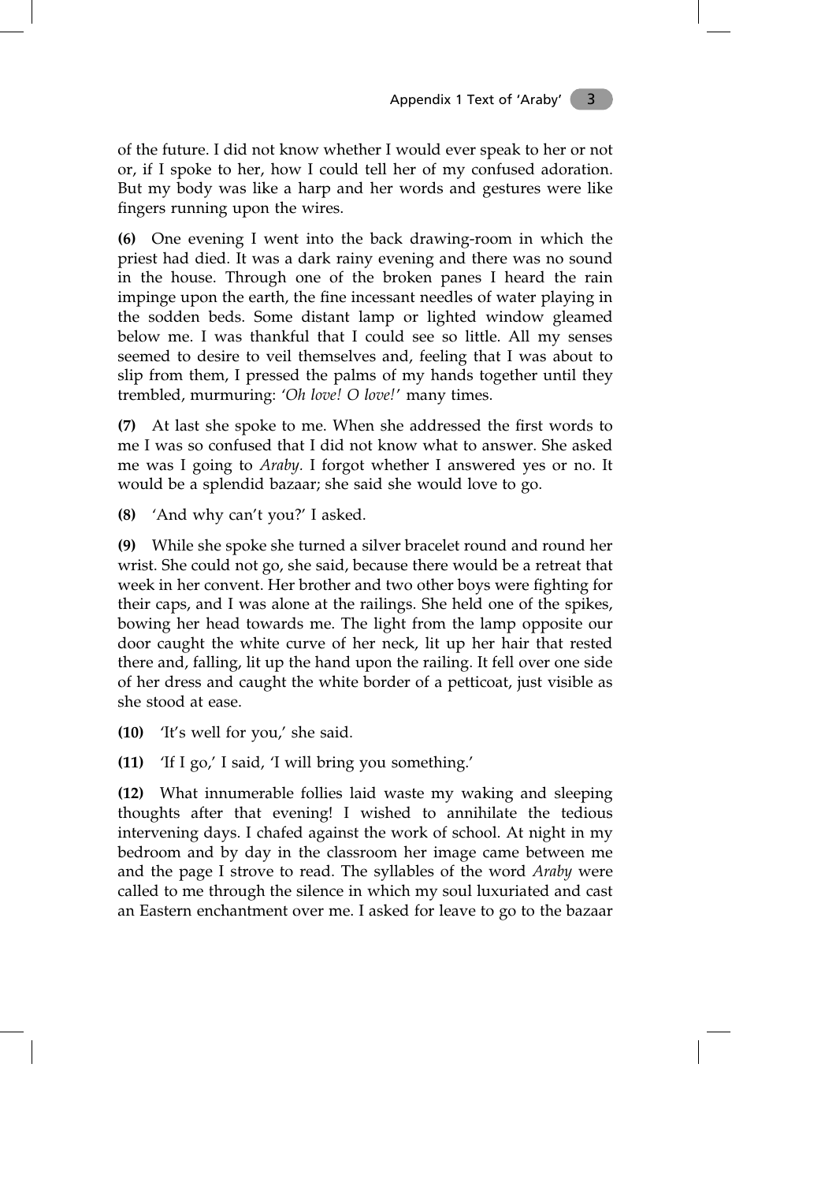of the future. I did not know whether I would ever speak to her or not or, if I spoke to her, how I could tell her of my confused adoration. But my body was like a harp and her words and gestures were like fingers running upon the wires.

**(6)** One evening I went into the back drawing-room in which the priest had died. It was a dark rainy evening and there was no sound in the house. Through one of the broken panes I heard the rain impinge upon the earth, the fine incessant needles of water playing in the sodden beds. Some distant lamp or lighted window gleamed below me. I was thankful that I could see so little. All my senses seemed to desire to veil themselves and, feeling that I was about to slip from them, I pressed the palms of my hands together until they trembled, murmuring: '*Oh love! O love!*' many times.

**(7)** At last she spoke to me. When she addressed the first words to me I was so confused that I did not know what to answer. She asked me was I going to *Araby*. I forgot whether I answered yes or no. It would be a splendid bazaar; she said she would love to go.

**(8)** 'And why can't you?' I asked.

**(9)** While she spoke she turned a silver bracelet round and round her wrist. She could not go, she said, because there would be a retreat that week in her convent. Her brother and two other boys were fighting for their caps, and I was alone at the railings. She held one of the spikes, bowing her head towards me. The light from the lamp opposite our door caught the white curve of her neck, lit up her hair that rested there and, falling, lit up the hand upon the railing. It fell over one side of her dress and caught the white border of a petticoat, just visible as she stood at ease.

**(10)** 'It's well for you,' she said.

**(11)** 'If I go,' I said, 'I will bring you something.'

**(12)** What innumerable follies laid waste my waking and sleeping thoughts after that evening! I wished to annihilate the tedious intervening days. I chafed against the work of school. At night in my bedroom and by day in the classroom her image came between me and the page I strove to read. The syllables of the word *Araby* were called to me through the silence in which my soul luxuriated and cast an Eastern enchantment over me. I asked for leave to go to the bazaar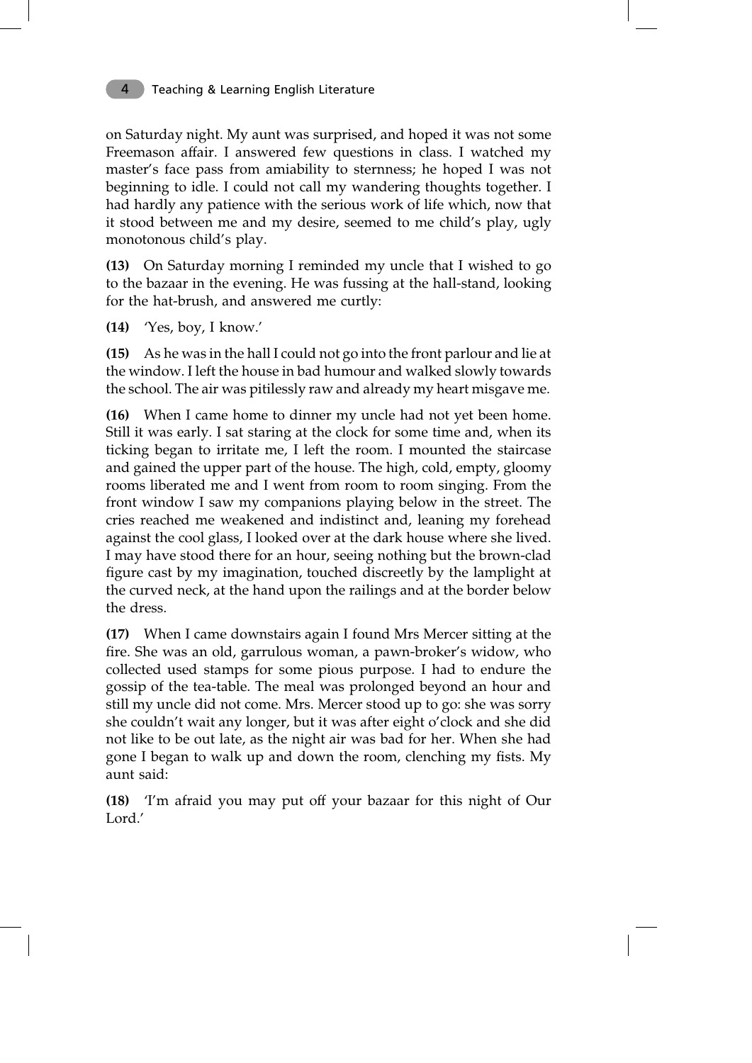on Saturday night. My aunt was surprised, and hoped it was not some Freemason affair. I answered few questions in class. I watched my master's face pass from amiability to sternness; he hoped I was not beginning to idle. I could not call my wandering thoughts together. I had hardly any patience with the serious work of life which, now that it stood between me and my desire, seemed to me child's play, ugly monotonous child's play.

**(13)** On Saturday morning I reminded my uncle that I wished to go to the bazaar in the evening. He was fussing at the hall-stand, looking for the hat-brush, and answered me curtly:

**(14)** 'Yes, boy, I know.'

**(15)** As he was in the hall I could not go into the front parlour and lie at the window. I left the house in bad humour and walked slowly towards the school. The air was pitilessly raw and already my heart misgave me.

**(16)** When I came home to dinner my uncle had not yet been home. Still it was early. I sat staring at the clock for some time and, when its ticking began to irritate me, I left the room. I mounted the staircase and gained the upper part of the house. The high, cold, empty, gloomy rooms liberated me and I went from room to room singing. From the front window I saw my companions playing below in the street. The cries reached me weakened and indistinct and, leaning my forehead against the cool glass, I looked over at the dark house where she lived. I may have stood there for an hour, seeing nothing but the brown-clad figure cast by my imagination, touched discreetly by the lamplight at the curved neck, at the hand upon the railings and at the border below the dress.

**(17)** When I came downstairs again I found Mrs Mercer sitting at the fire. She was an old, garrulous woman, a pawn-broker's widow, who collected used stamps for some pious purpose. I had to endure the gossip of the tea-table. The meal was prolonged beyond an hour and still my uncle did not come. Mrs. Mercer stood up to go: she was sorry she couldn't wait any longer, but it was after eight o'clock and she did not like to be out late, as the night air was bad for her. When she had gone I began to walk up and down the room, clenching my fists. My aunt said:

**(18)** 'I'm afraid you may put off your bazaar for this night of Our Lord.'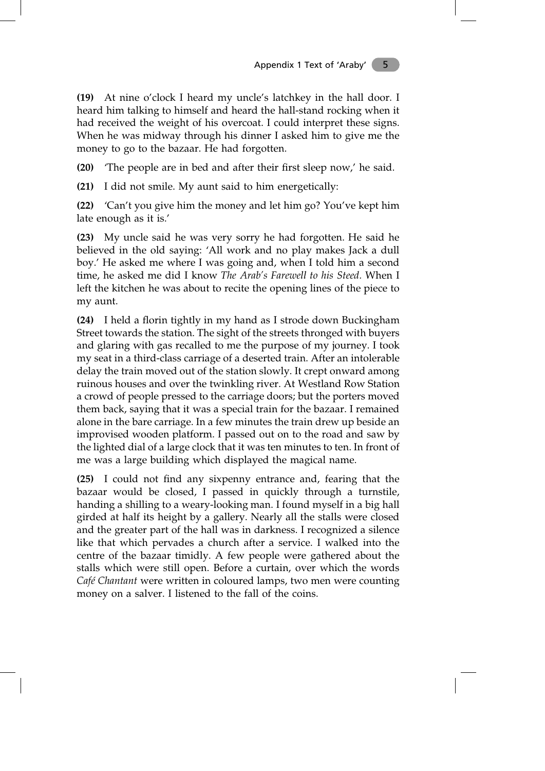**(19)** At nine o'clock I heard my uncle's latchkey in the hall door. I heard him talking to himself and heard the hall-stand rocking when it had received the weight of his overcoat. I could interpret these signs. When he was midway through his dinner I asked him to give me the money to go to the bazaar. He had forgotten.

**(20)** 'The people are in bed and after their first sleep now,' he said.

**(21)** I did not smile. My aunt said to him energetically:

**(22)** 'Can't you give him the money and let him go? You've kept him late enough as it is.'

**(23)** My uncle said he was very sorry he had forgotten. He said he believed in the old saying: 'All work and no play makes Jack a dull boy.' He asked me where I was going and, when I told him a second time, he asked me did I know *The Arab's Farewell to his Steed.* When I left the kitchen he was about to recite the opening lines of the piece to my aunt.

**(24)** I held a florin tightly in my hand as I strode down Buckingham Street towards the station. The sight of the streets thronged with buyers and glaring with gas recalled to me the purpose of my journey. I took my seat in a third-class carriage of a deserted train. After an intolerable delay the train moved out of the station slowly. It crept onward among ruinous houses and over the twinkling river. At Westland Row Station a crowd of people pressed to the carriage doors; but the porters moved them back, saying that it was a special train for the bazaar. I remained alone in the bare carriage. In a few minutes the train drew up beside an improvised wooden platform. I passed out on to the road and saw by the lighted dial of a large clock that it was ten minutes to ten. In front of me was a large building which displayed the magical name.

**(25)** I could not find any sixpenny entrance and, fearing that the bazaar would be closed, I passed in quickly through a turnstile, handing a shilling to a weary-looking man. I found myself in a big hall girded at half its height by a gallery. Nearly all the stalls were closed and the greater part of the hall was in darkness. I recognized a silence like that which pervades a church after a service. I walked into the centre of the bazaar timidly. A few people were gathered about the stalls which were still open. Before a curtain, over which the words *Café Chantant* were written in coloured lamps, two men were counting money on a salver. I listened to the fall of the coins.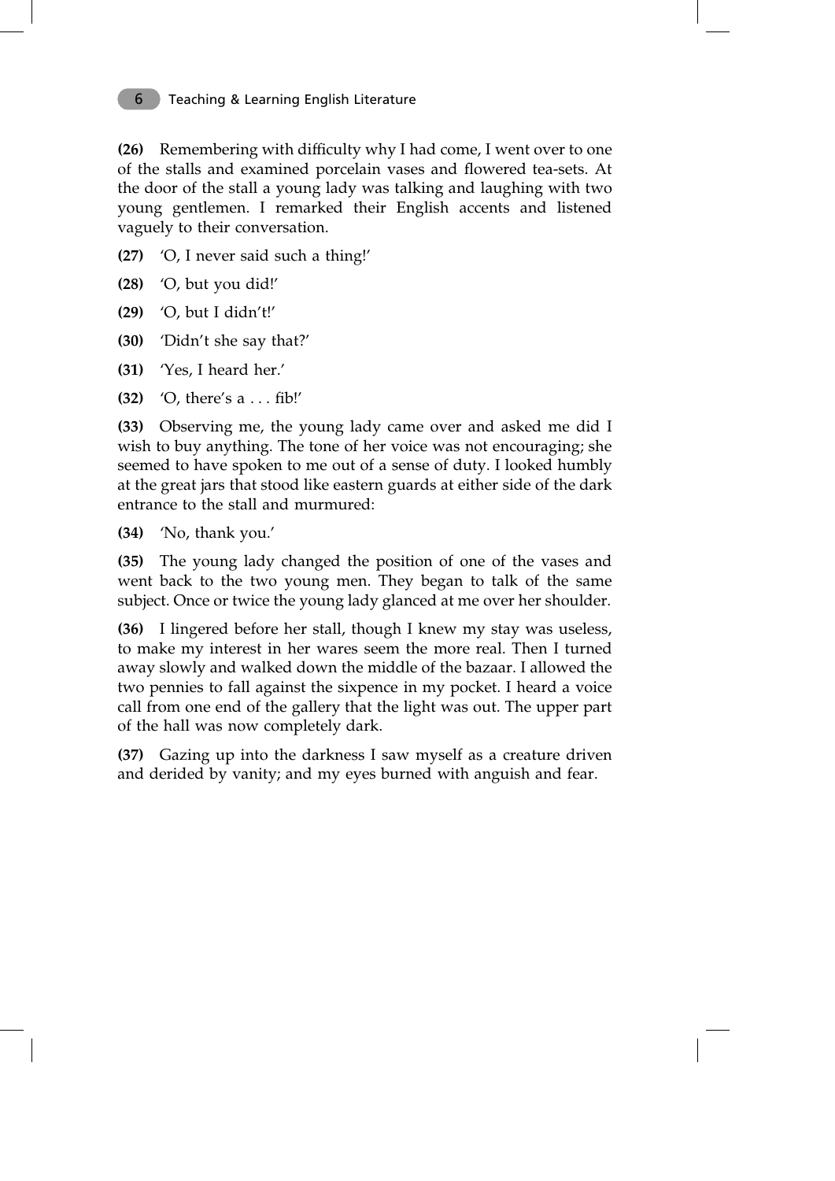**(26)** Remembering with difficulty why I had come, I went over to one of the stalls and examined porcelain vases and flowered tea-sets. At the door of the stall a young lady was talking and laughing with two young gentlemen. I remarked their English accents and listened vaguely to their conversation.

**(27)** 'O, I never said such a thing!'

**(28)** 'O, but you did!'

**(29)** 'O, but I didn't!'

**(30)** 'Didn't she say that?'

**(31)** 'Yes, I heard her.'

**(32)** 'O, there's a . . . fib!'

**(33)** Observing me, the young lady came over and asked me did I wish to buy anything. The tone of her voice was not encouraging; she seemed to have spoken to me out of a sense of duty. I looked humbly at the great jars that stood like eastern guards at either side of the dark entrance to the stall and murmured:

**(34)** 'No, thank you.'

**(35)** The young lady changed the position of one of the vases and went back to the two young men. They began to talk of the same subject. Once or twice the young lady glanced at me over her shoulder.

**(36)** I lingered before her stall, though I knew my stay was useless, to make my interest in her wares seem the more real. Then I turned away slowly and walked down the middle of the bazaar. I allowed the two pennies to fall against the sixpence in my pocket. I heard a voice call from one end of the gallery that the light was out. The upper part of the hall was now completely dark.

**(37)** Gazing up into the darkness I saw myself as a creature driven and derided by vanity; and my eyes burned with anguish and fear.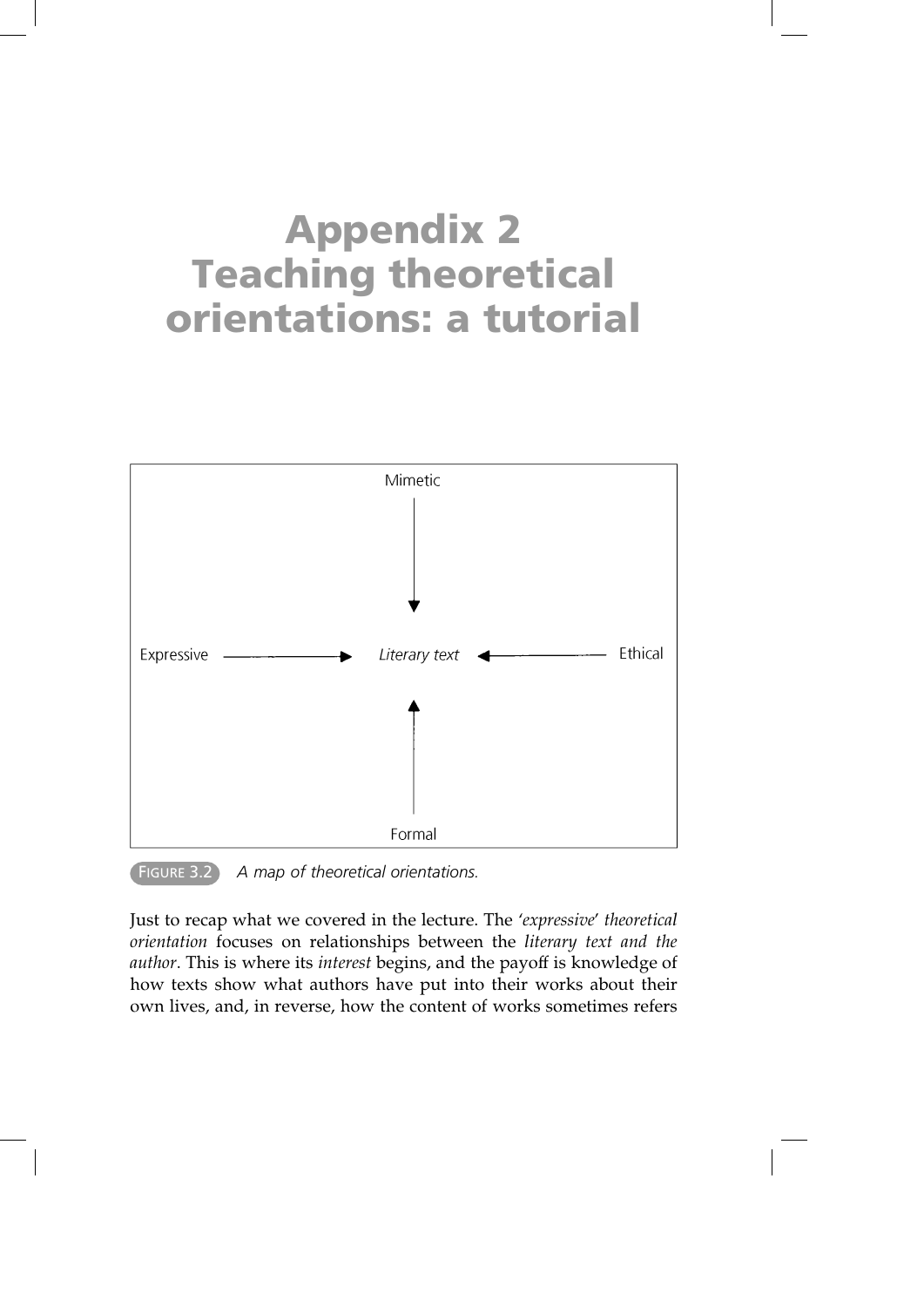# Appendix 2
# Teaching theoretical orientations: a tutorial

FIGURE 3.2 *A map of theoretical orientations.*

Just to recap what we covered in the lecture. The '*expressive*' *theoretical orientation* focuses on relationships between the *literary text and the author*. This is where its *interest* begins, and the payoff is knowledge of how texts show what authors have put into their works about their own lives, and, in reverse, how the content of works sometimes refers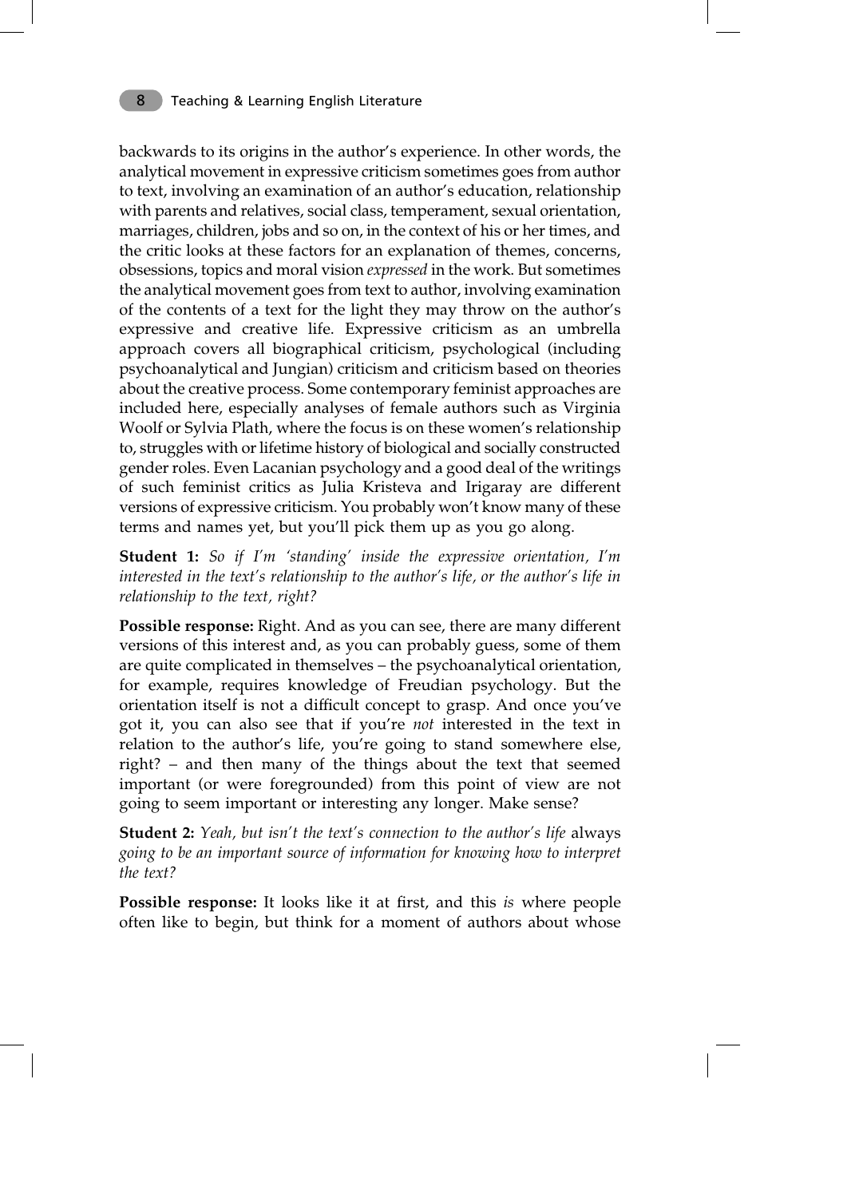backwards to its origins in the author's experience. In other words, the analytical movement in expressive criticism sometimes goes from author to text, involving an examination of an author's education, relationship with parents and relatives, social class, temperament, sexual orientation, marriages, children, jobs and so on, in the context of his or her times, and the critic looks at these factors for an explanation of themes, concerns, obsessions, topics and moral vision *expressed* in the work. But sometimes the analytical movement goes from text to author, involving examination of the contents of a text for the light they may throw on the author's expressive and creative life. Expressive criticism as an umbrella approach covers all biographical criticism, psychological (including psychoanalytical and Jungian) criticism and criticism based on theories about the creative process. Some contemporary feminist approaches are included here, especially analyses of female authors such as Virginia Woolf or Sylvia Plath, where the focus is on these women's relationship to, struggles with or lifetime history of biological and socially constructed gender roles. Even Lacanian psychology and a good deal of the writings of such feminist critics as Julia Kristeva and Irigaray are different versions of expressive criticism. You probably won't know many of these terms and names yet, but you'll pick them up as you go along.

**Student 1:** *So if I'm 'standing' inside the expressive orientation, I'm interested in the text's relationship to the author's life, or the author's life in relationship to the text, right?*

**Possible response:** Right. And as you can see, there are many different versions of this interest and, as you can probably guess, some of them are quite complicated in themselves – the psychoanalytical orientation, for example, requires knowledge of Freudian psychology. But the orientation itself is not a difficult concept to grasp. And once you've got it, you can also see that if you're *not* interested in the text in relation to the author's life, you're going to stand somewhere else, right? – and then many of the things about the text that seemed important (or were foregrounded) from this point of view are not going to seem important or interesting any longer. Make sense?

**Student 2:** *Yeah, but isn't the text's connection to the author's life* always *going to be an important source of information for knowing how to interpret the text?*

**Possible response:** It looks like it at first, and this *is* where people often like to begin, but think for a moment of authors about whose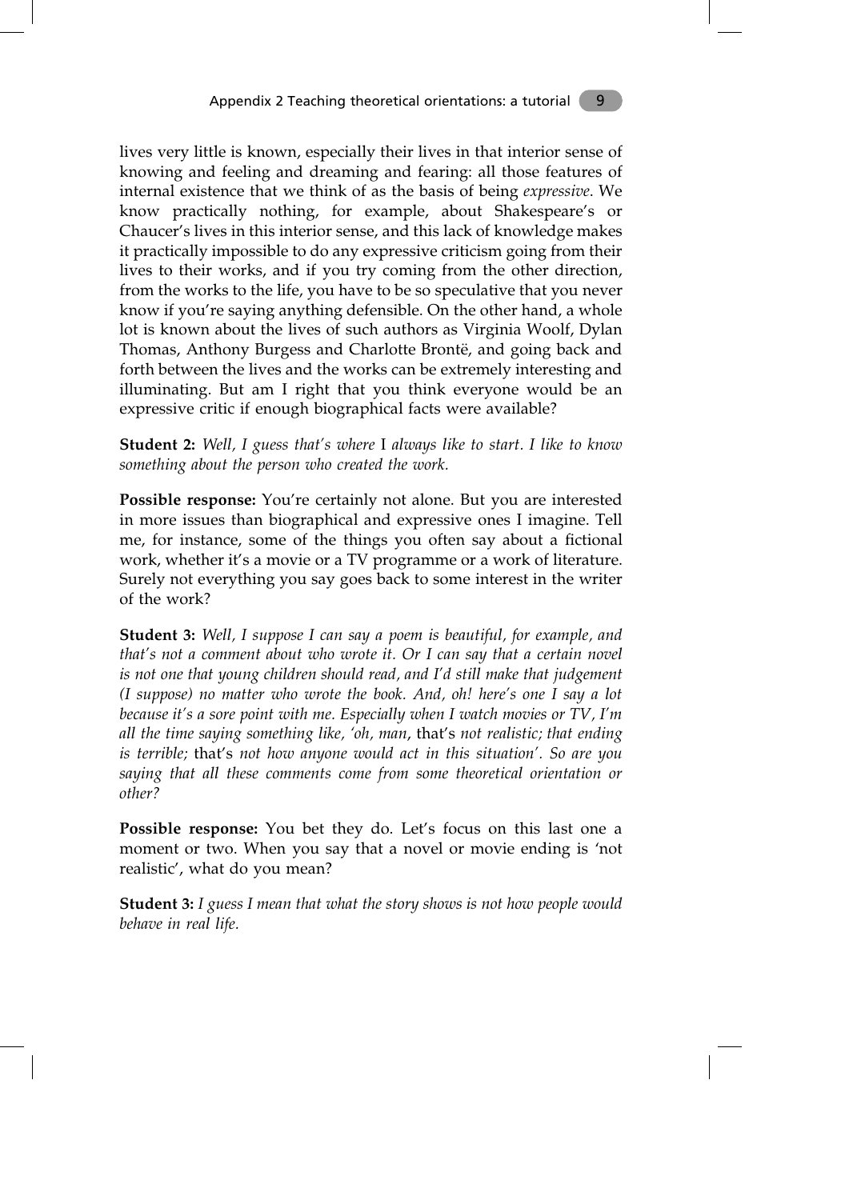lives very little is known, especially their lives in that interior sense of knowing and feeling and dreaming and fearing: all those features of internal existence that we think of as the basis of being *expressive*. We know practically nothing, for example, about Shakespeare's or Chaucer's lives in this interior sense, and this lack of knowledge makes it practically impossible to do any expressive criticism going from their lives to their works, and if you try coming from the other direction, from the works to the life, you have to be so speculative that you never know if you're saying anything defensible. On the other hand, a whole lot is known about the lives of such authors as Virginia Woolf, Dylan Thomas, Anthony Burgess and Charlotte Brontë, and going back and forth between the lives and the works can be extremely interesting and illuminating. But am I right that you think everyone would be an expressive critic if enough biographical facts were available?

**Student 2:** *Well, I guess that's where* I *always like to start. I like to know something about the person who created the work.*

**Possible response:** You're certainly not alone. But you are interested in more issues than biographical and expressive ones I imagine. Tell me, for instance, some of the things you often say about a fictional work, whether it's a movie or a TV programme or a work of literature. Surely not everything you say goes back to some interest in the writer of the work?

**Student 3:** *Well, I suppose I can say a poem is beautiful, for example, and that's not a comment about who wrote it. Or I can say that a certain novel is not one that young children should read, and I'd still make that judgement (I suppose) no matter who wrote the book. And, oh! here's one I say a lot because it's a sore point with me. Especially when I watch movies or TV, I'm all the time saying something like, 'oh, man*, that's *not realistic; that ending is terrible;* that's *not how anyone would act in this situation'. So are you saying that all these comments come from some theoretical orientation or other?*

**Possible response:** You bet they do. Let's focus on this last one a moment or two. When you say that a novel or movie ending is 'not realistic', what do you mean?

**Student 3:** *I guess I mean that what the story shows is not how people would behave in real life.*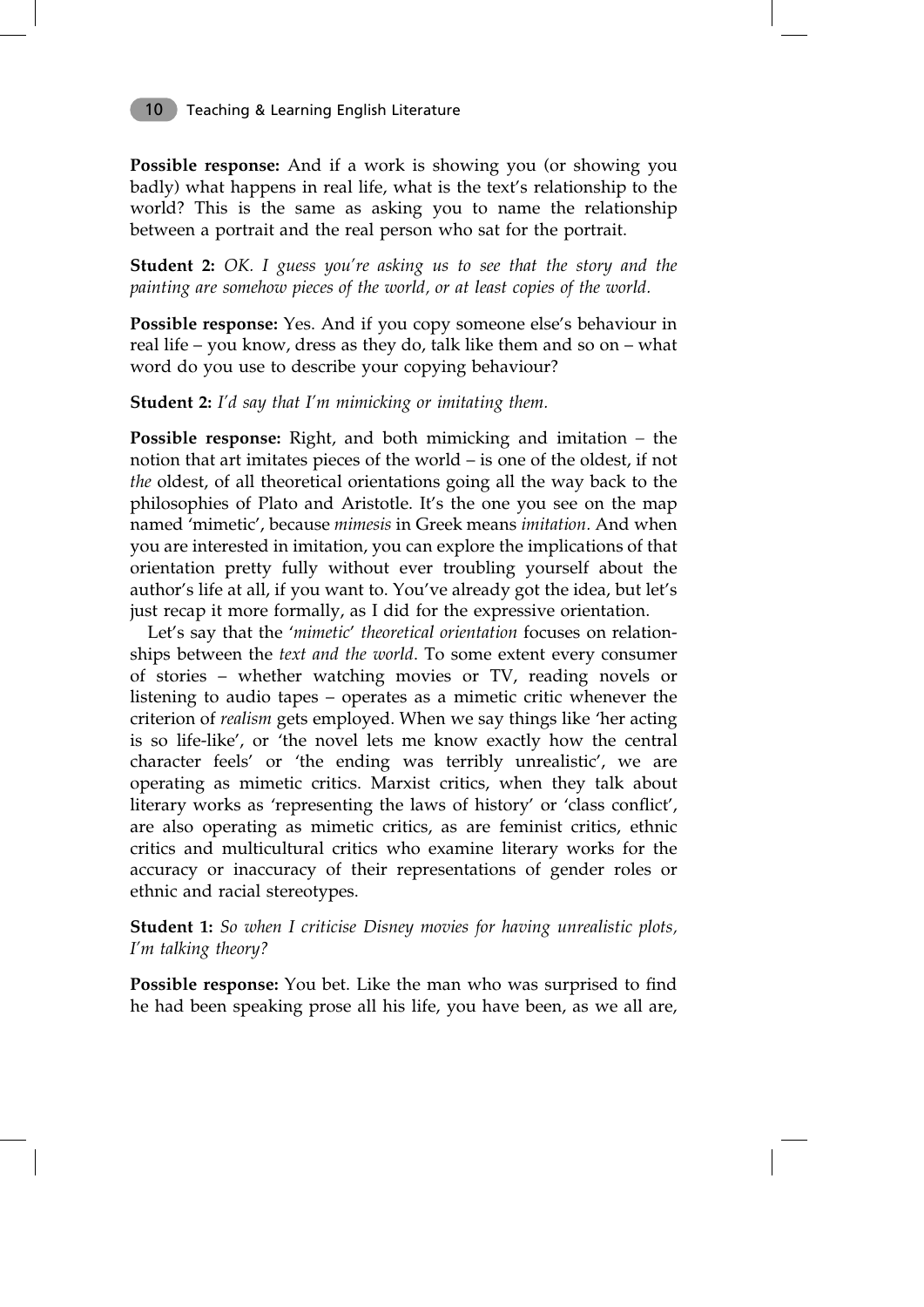**Possible response:** And if a work is showing you (or showing you badly) what happens in real life, what is the text's relationship to the world? This is the same as asking you to name the relationship between a portrait and the real person who sat for the portrait.

**Student 2:** *OK. I guess you're asking us to see that the story and the painting are somehow pieces of the world, or at least copies of the world.*

**Possible response:** Yes. And if you copy someone else's behaviour in real life – you know, dress as they do, talk like them and so on – what word do you use to describe your copying behaviour?

**Student 2:** *I'd say that I'm mimicking or imitating them.*

**Possible response:** Right, and both mimicking and imitation – the notion that art imitates pieces of the world – is one of the oldest, if not *the* oldest, of all theoretical orientations going all the way back to the philosophies of Plato and Aristotle. It's the one you see on the map named 'mimetic', because *mimesis* in Greek means *imitation*. And when you are interested in imitation, you can explore the implications of that orientation pretty fully without ever troubling yourself about the author's life at all, if you want to. You've already got the idea, but let's just recap it more formally, as I did for the expressive orientation.

Let's say that the '*mimetic*' *theoretical orientation* focuses on relationships between the *text and the world*. To some extent every consumer of stories – whether watching movies or TV, reading novels or listening to audio tapes – operates as a mimetic critic whenever the criterion of *realism* gets employed. When we say things like 'her acting is so life-like', or 'the novel lets me know exactly how the central character feels' or 'the ending was terribly unrealistic', we are operating as mimetic critics. Marxist critics, when they talk about literary works as 'representing the laws of history' or 'class conflict', are also operating as mimetic critics, as are feminist critics, ethnic critics and multicultural critics who examine literary works for the accuracy or inaccuracy of their representations of gender roles or ethnic and racial stereotypes.

**Student 1:** *So when I criticise Disney movies for having unrealistic plots, I'm talking theory?*

**Possible response:** You bet. Like the man who was surprised to find he had been speaking prose all his life, you have been, as we all are,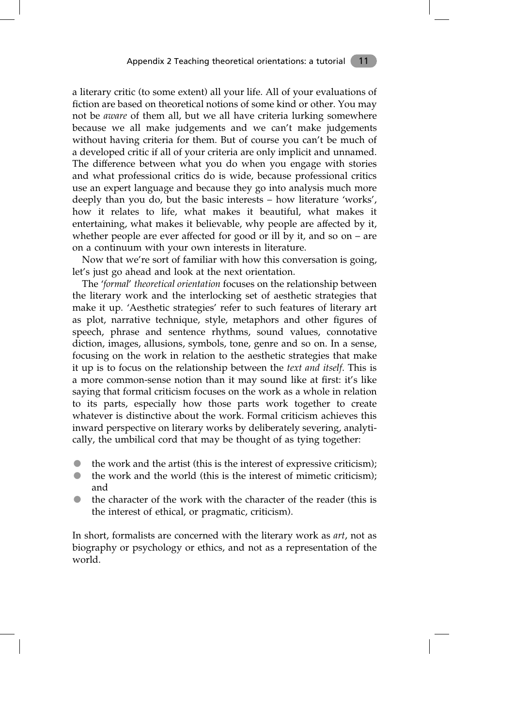a literary critic (to some extent) all your life. All of your evaluations of fiction are based on theoretical notions of some kind or other. You may not be *aware* of them all, but we all have criteria lurking somewhere because we all make judgements and we can't make judgements without having criteria for them. But of course you can't be much of a developed critic if all of your criteria are only implicit and unnamed. The difference between what you do when you engage with stories and what professional critics do is wide, because professional critics use an expert language and because they go into analysis much more deeply than you do, but the basic interests – how literature 'works', how it relates to life, what makes it beautiful, what makes it entertaining, what makes it believable, why people are affected by it, whether people are ever affected for good or ill by it, and so on – are on a continuum with your own interests in literature.

Now that we're sort of familiar with how this conversation is going, let's just go ahead and look at the next orientation.

The *'formal' theoretical orientation* focuses on the relationship between the literary work and the interlocking set of aesthetic strategies that make it up. 'Aesthetic strategies' refer to such features of literary art as plot, narrative technique, style, metaphors and other figures of speech, phrase and sentence rhythms, sound values, connotative diction, images, allusions, symbols, tone, genre and so on. In a sense, focusing on the work in relation to the aesthetic strategies that make it up is to focus on the relationship between the *text and itself*. This is a more common-sense notion than it may sound like at first: it's like saying that formal criticism focuses on the work as a whole in relation to its parts, especially how those parts work together to create whatever is distinctive about the work. Formal criticism achieves this inward perspective on literary works by deliberately severing, analytically, the umbilical cord that may be thought of as tying together:

- the work and the artist (this is the interest of expressive criticism);
- the work and the world (this is the interest of mimetic criticism); and
- the character of the work with the character of the reader (this is the interest of ethical, or pragmatic, criticism).

In short, formalists are concerned with the literary work as *art*, not as biography or psychology or ethics, and not as a representation of the world.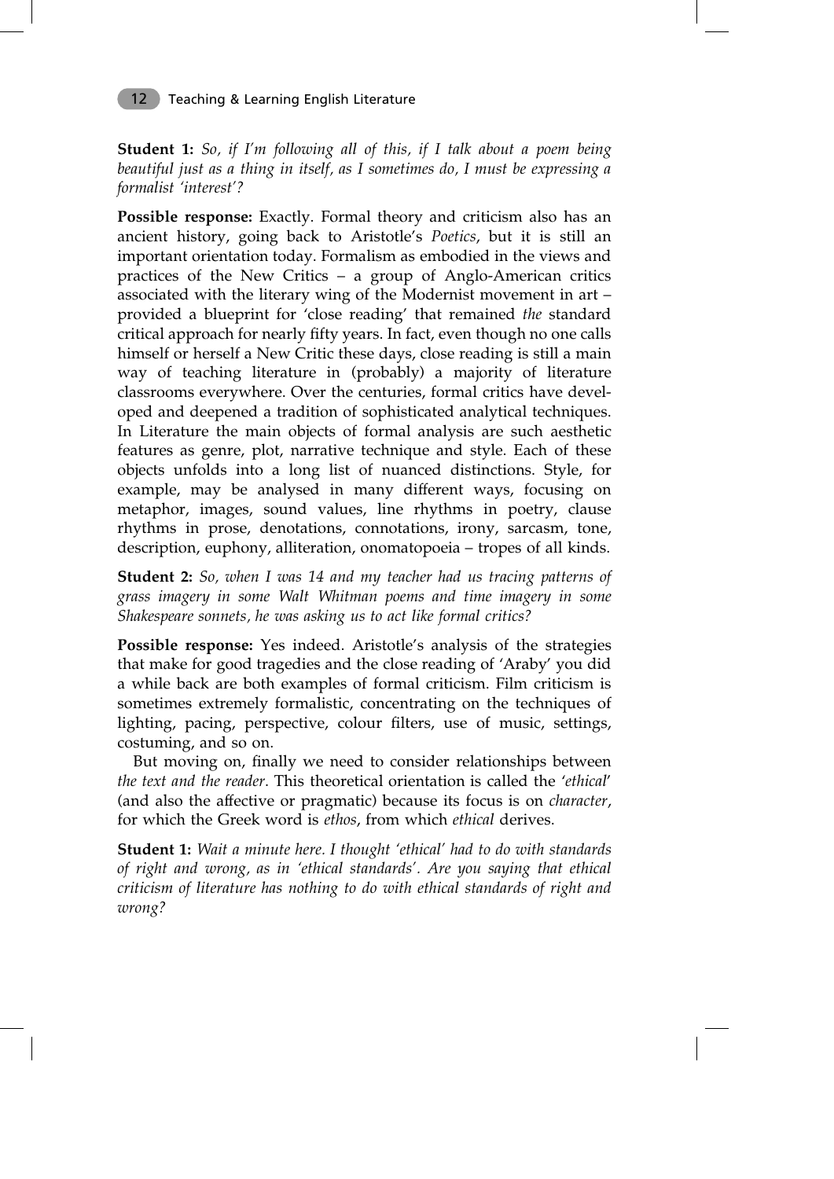**Student 1:** *So, if I'm following all of this, if I talk about a poem being beautiful just as a thing in itself, as I sometimes do, I must be expressing a formalist 'interest'?*

**Possible response:** Exactly. Formal theory and criticism also has an ancient history, going back to Aristotle's *Poetics*, but it is still an important orientation today. Formalism as embodied in the views and practices of the New Critics – a group of Anglo-American critics associated with the literary wing of the Modernist movement in art – provided a blueprint for 'close reading' that remained *the* standard critical approach for nearly fifty years. In fact, even though no one calls himself or herself a New Critic these days, close reading is still a main way of teaching literature in (probably) a majority of literature classrooms everywhere. Over the centuries, formal critics have developed and deepened a tradition of sophisticated analytical techniques. In Literature the main objects of formal analysis are such aesthetic features as genre, plot, narrative technique and style. Each of these objects unfolds into a long list of nuanced distinctions. Style, for example, may be analysed in many different ways, focusing on metaphor, images, sound values, line rhythms in poetry, clause rhythms in prose, denotations, connotations, irony, sarcasm, tone, description, euphony, alliteration, onomatopoeia – tropes of all kinds.

**Student 2:** *So, when I was 14 and my teacher had us tracing patterns of grass imagery in some Walt Whitman poems and time imagery in some Shakespeare sonnets, he was asking us to act like formal critics?*

**Possible response:** Yes indeed. Aristotle's analysis of the strategies that make for good tragedies and the close reading of 'Araby' you did a while back are both examples of formal criticism. Film criticism is sometimes extremely formalistic, concentrating on the techniques of lighting, pacing, perspective, colour filters, use of music, settings, costuming, and so on.

But moving on, finally we need to consider relationships between *the text and the reader*. This theoretical orientation is called the '*ethical*' (and also the affective or pragmatic) because its focus is on *character*, for which the Greek word is *ethos*, from which *ethical* derives.

**Student 1:** *Wait a minute here. I thought 'ethical' had to do with standards of right and wrong, as in 'ethical standards'. Are you saying that ethical criticism of literature has nothing to do with ethical standards of right and wrong?*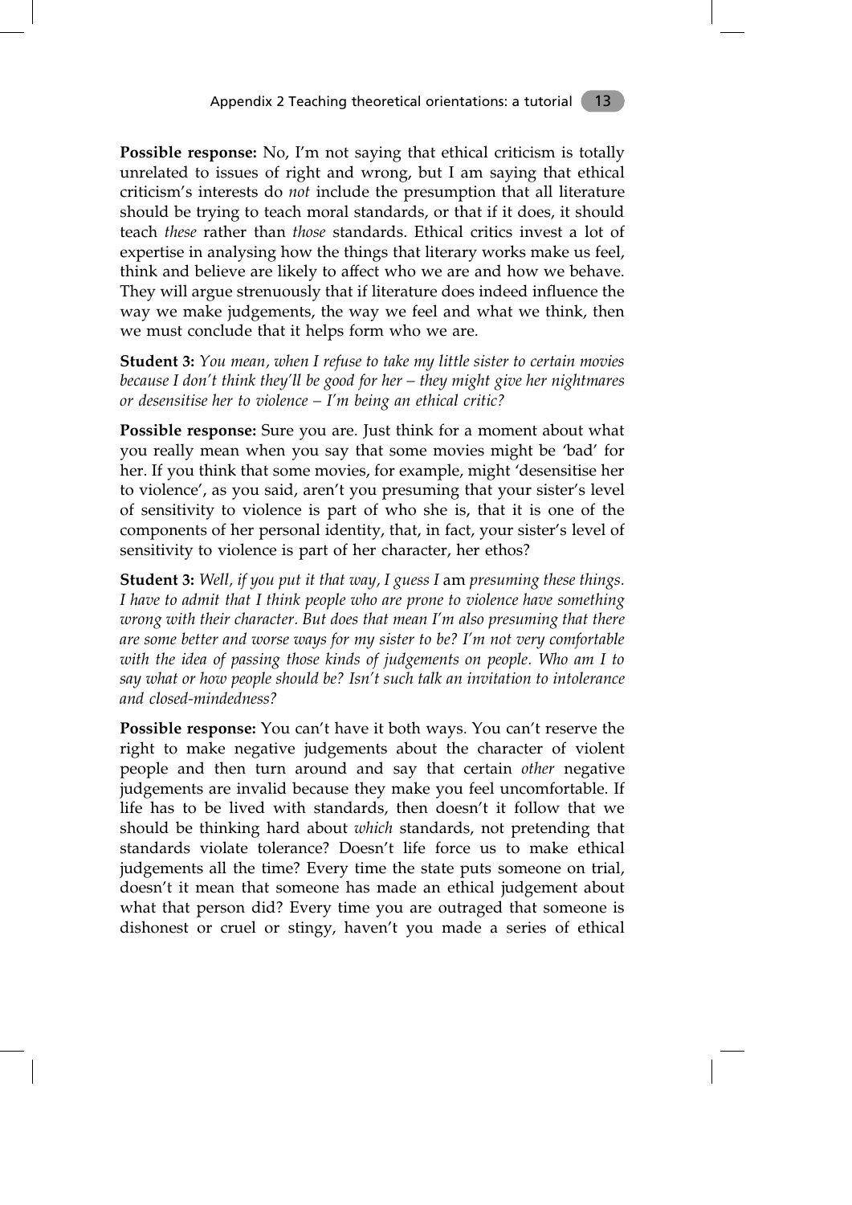**Possible response:** No, I'm not saying that ethical criticism is totally unrelated to issues of right and wrong, but I am saying that ethical criticism's interests do *not* include the presumption that all literature should be trying to teach moral standards, or that if it does, it should teach *these* rather than *those* standards. Ethical critics invest a lot of expertise in analysing how the things that literary works make us feel, think and believe are likely to affect who we are and how we behave. They will argue strenuously that if literature does indeed influence the way we make judgements, the way we feel and what we think, then we must conclude that it helps form who we are.

**Student 3:** *You mean, when I refuse to take my little sister to certain movies because I don't think they'll be good for her – they might give her nightmares or desensitise her to violence – I'm being an ethical critic?*

**Possible response:** Sure you are. Just think for a moment about what you really mean when you say that some movies might be 'bad' for her. If you think that some movies, for example, might 'desensitise her to violence', as you said, aren't you presuming that your sister's level of sensitivity to violence is part of who she is, that it is one of the components of her personal identity, that, in fact, your sister's level of sensitivity to violence is part of her character, her ethos?

**Student 3:** *Well, if you put it that way, I guess I* am *presuming these things. I have to admit that I think people who are prone to violence have something wrong with their character. But does that mean I'm also presuming that there are some better and worse ways for my sister to be? I'm not very comfortable with the idea of passing those kinds of judgements on people. Who am I to say what or how people should be? Isn't such talk an invitation to intolerance and closed-mindedness?*

**Possible response:** You can't have it both ways. You can't reserve the right to make negative judgements about the character of violent people and then turn around and say that certain *other* negative judgements are invalid because they make you feel uncomfortable. If life has to be lived with standards, then doesn't it follow that we should be thinking hard about *which* standards, not pretending that standards violate tolerance? Doesn't life force us to make ethical judgements all the time? Every time the state puts someone on trial, doesn't it mean that someone has made an ethical judgement about what that person did? Every time you are outraged that someone is dishonest or cruel or stingy, haven't you made a series of ethical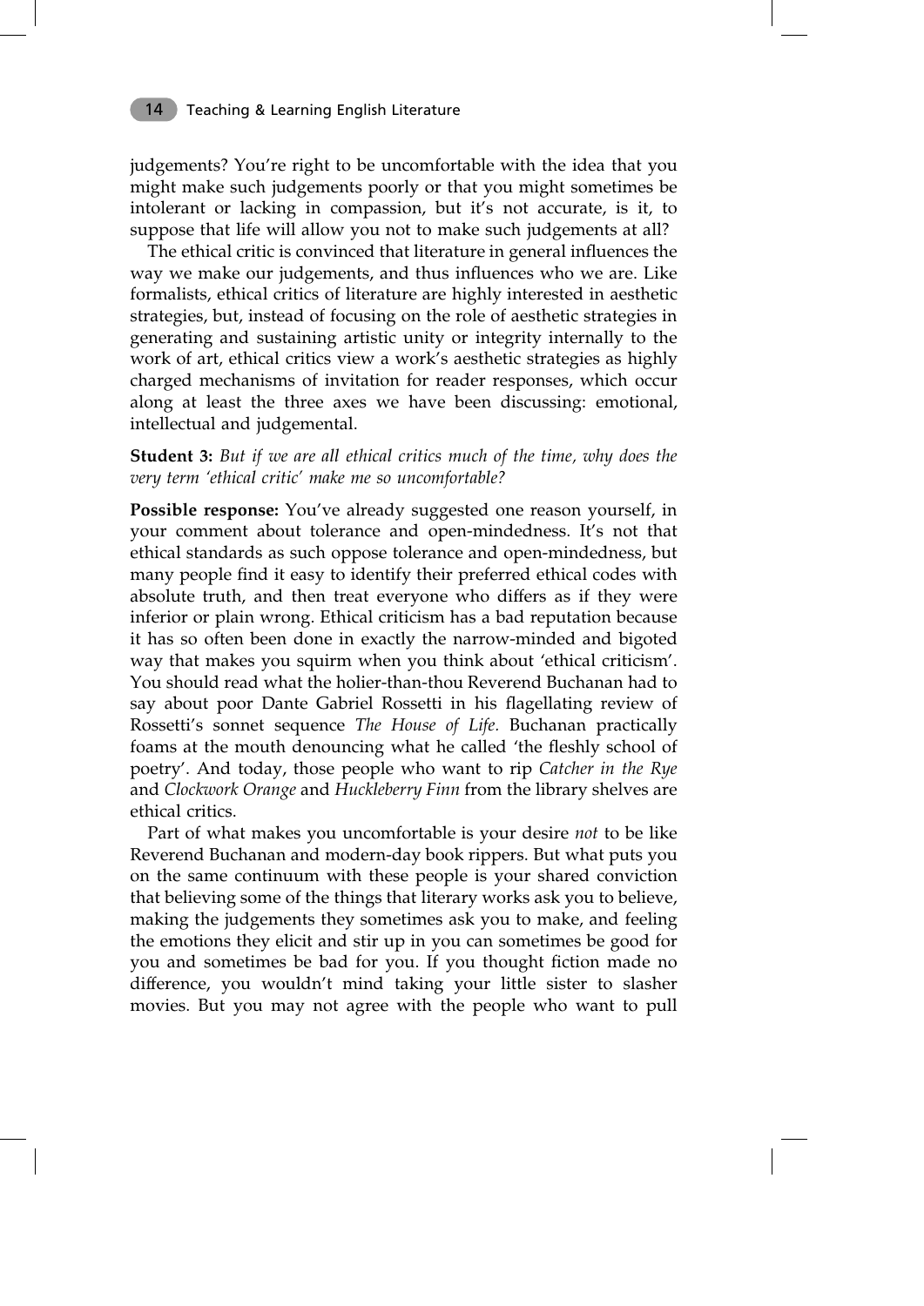judgements? You're right to be uncomfortable with the idea that you might make such judgements poorly or that you might sometimes be intolerant or lacking in compassion, but it's not accurate, is it, to suppose that life will allow you not to make such judgements at all?

The ethical critic is convinced that literature in general influences the way we make our judgements, and thus influences who we are. Like formalists, ethical critics of literature are highly interested in aesthetic strategies, but, instead of focusing on the role of aesthetic strategies in generating and sustaining artistic unity or integrity internally to the work of art, ethical critics view a work's aesthetic strategies as highly charged mechanisms of invitation for reader responses, which occur along at least the three axes we have been discussing: emotional, intellectual and judgemental.

**Student 3:** *But if we are all ethical critics much of the time, why does the very term 'ethical critic' make me so uncomfortable?*

**Possible response:** You've already suggested one reason yourself, in your comment about tolerance and open-mindedness. It's not that ethical standards as such oppose tolerance and open-mindedness, but many people find it easy to identify their preferred ethical codes with absolute truth, and then treat everyone who differs as if they were inferior or plain wrong. Ethical criticism has a bad reputation because it has so often been done in exactly the narrow-minded and bigoted way that makes you squirm when you think about 'ethical criticism'. You should read what the holier-than-thou Reverend Buchanan had to say about poor Dante Gabriel Rossetti in his flagellating review of Rossetti's sonnet sequence *The House of Life*. Buchanan practically foams at the mouth denouncing what he called 'the fleshly school of poetry'. And today, those people who want to rip *Catcher in the Rye* and *Clockwork Orange* and *Huckleberry Finn* from the library shelves are ethical critics.

Part of what makes you uncomfortable is your desire *not* to be like Reverend Buchanan and modern-day book rippers. But what puts you on the same continuum with these people is your shared conviction that believing some of the things that literary works ask you to believe, making the judgements they sometimes ask you to make, and feeling the emotions they elicit and stir up in you can sometimes be good for you and sometimes be bad for you. If you thought fiction made no difference, you wouldn't mind taking your little sister to slasher movies. But you may not agree with the people who want to pull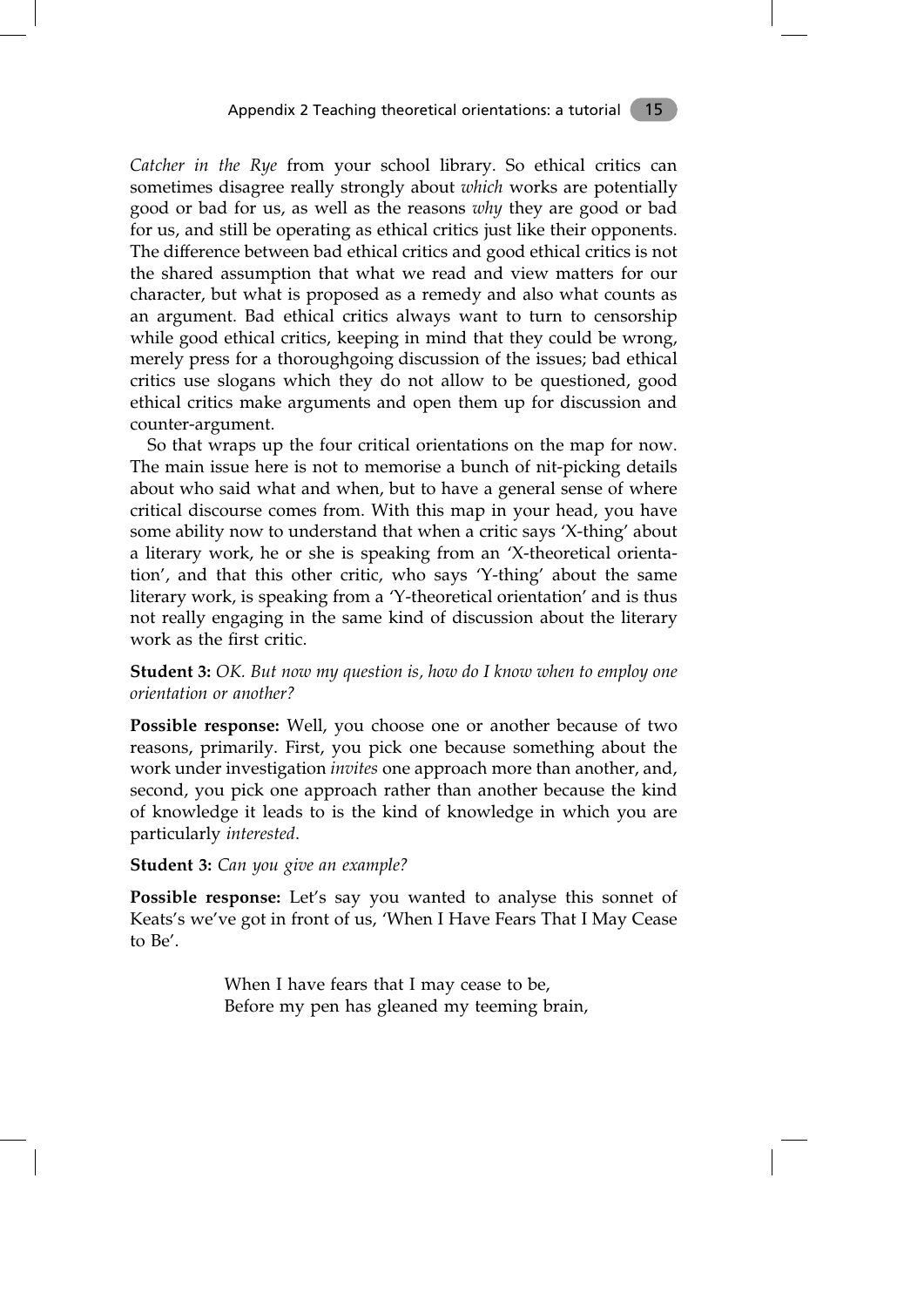*Catcher in the Rye* from your school library. So ethical critics can sometimes disagree really strongly about *which* works are potentially good or bad for us, as well as the reasons *why* they are good or bad for us, and still be operating as ethical critics just like their opponents. The difference between bad ethical critics and good ethical critics is not the shared assumption that what we read and view matters for our character, but what is proposed as a remedy and also what counts as an argument. Bad ethical critics always want to turn to censorship while good ethical critics, keeping in mind that they could be wrong, merely press for a thoroughgoing discussion of the issues; bad ethical critics use slogans which they do not allow to be questioned, good ethical critics make arguments and open them up for discussion and counter-argument.

So that wraps up the four critical orientations on the map for now. The main issue here is not to memorise a bunch of nit-picking details about who said what and when, but to have a general sense of where critical discourse comes from. With this map in your head, you have some ability now to understand that when a critic says 'X-thing' about a literary work, he or she is speaking from an 'X-theoretical orientation', and that this other critic, who says 'Y-thing' about the same literary work, is speaking from a 'Y-theoretical orientation' and is thus not really engaging in the same kind of discussion about the literary work as the first critic.

**Student 3:** *OK. But now my question is, how do I know when to employ one orientation or another?*

**Possible response:** Well, you choose one or another because of two reasons, primarily. First, you pick one because something about the work under investigation *invites* one approach more than another, and, second, you pick one approach rather than another because the kind of knowledge it leads to is the kind of knowledge in which you are particularly *interested*.

**Student 3:** *Can you give an example?*

**Possible response:** Let's say you wanted to analyse this sonnet of Keats's we've got in front of us, 'When I Have Fears That I May Cease to Be'.

> When I have fears that I may cease to be,
> Before my pen has gleaned my teeming brain,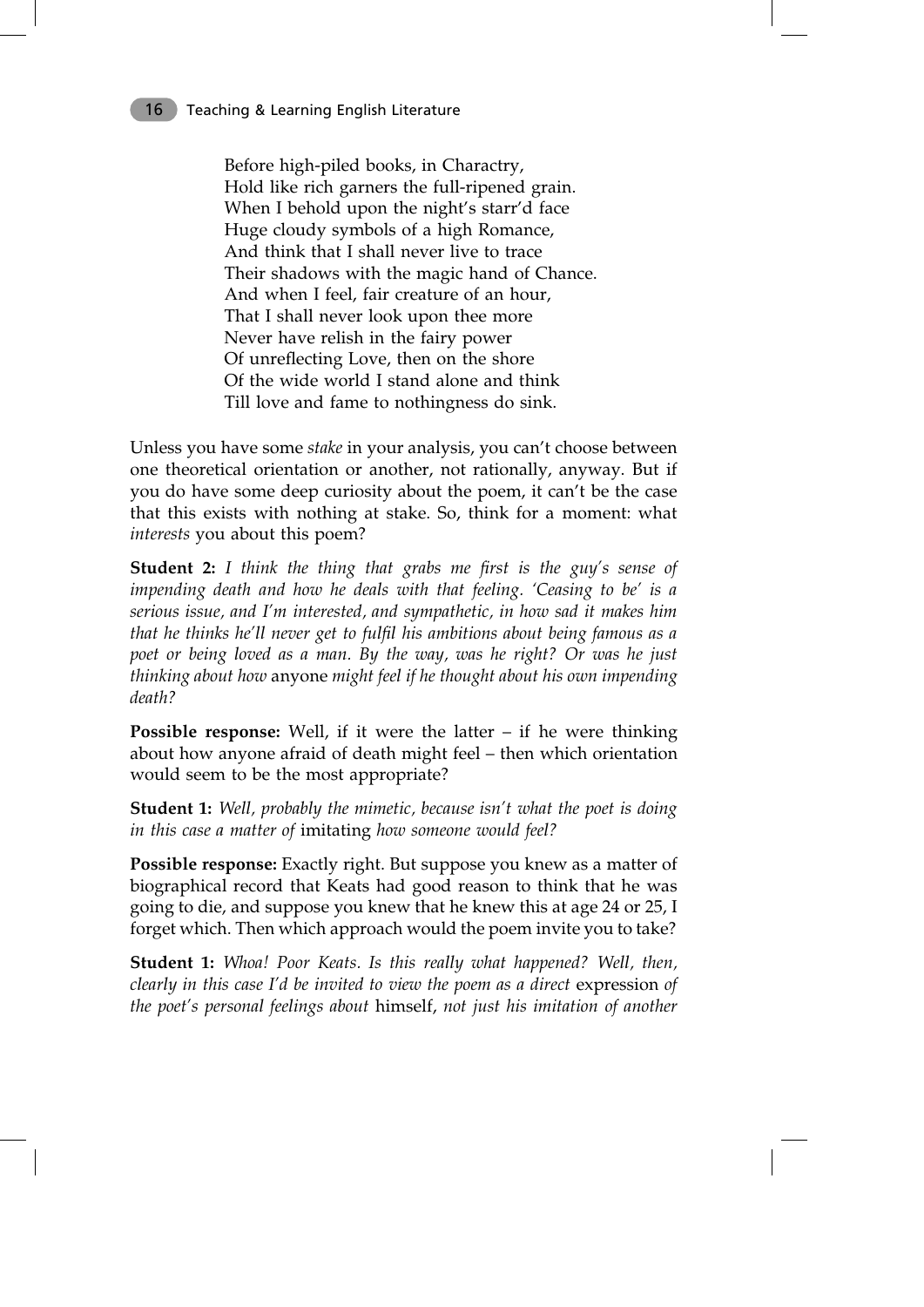> Before high-piled books, in Charactry,
> Hold like rich garners the full-ripened grain.
> When I behold upon the night's starr'd face
> Huge cloudy symbols of a high Romance,
> And think that I shall never live to trace
> Their shadows with the magic hand of Chance.
> And when I feel, fair creature of an hour,
> That I shall never look upon thee more
> Never have relish in the fairy power
> Of unreflecting Love, then on the shore
> Of the wide world I stand alone and think
> Till love and fame to nothingness do sink.

Unless you have some *stake* in your analysis, you can't choose between one theoretical orientation or another, not rationally, anyway. But if you do have some deep curiosity about the poem, it can't be the case that this exists with nothing at stake. So, think for a moment: what *interests* you about this poem?

**Student 2:** *I think the thing that grabs me first is the guy's sense of impending death and how he deals with that feeling. 'Ceasing to be' is a serious issue, and I'm interested, and sympathetic, in how sad it makes him that he thinks he'll never get to fulfil his ambitions about being famous as a poet or being loved as a man. By the way, was he right? Or was he just thinking about how* anyone *might feel if he thought about his own impending death?*

**Possible response:** Well, if it were the latter – if he were thinking about how anyone afraid of death might feel – then which orientation would seem to be the most appropriate?

**Student 1:** *Well, probably the mimetic, because isn't what the poet is doing in this case a matter of* imitating *how someone would feel?*

**Possible response:** Exactly right. But suppose you knew as a matter of biographical record that Keats had good reason to think that he was going to die, and suppose you knew that he knew this at age 24 or 25, I forget which. Then which approach would the poem invite you to take?

**Student 1:** *Whoa! Poor Keats. Is this really what happened? Well, then, clearly in this case I'd be invited to view the poem as a direct* expression *of the poet's personal feelings about* himself, *not just his imitation of another*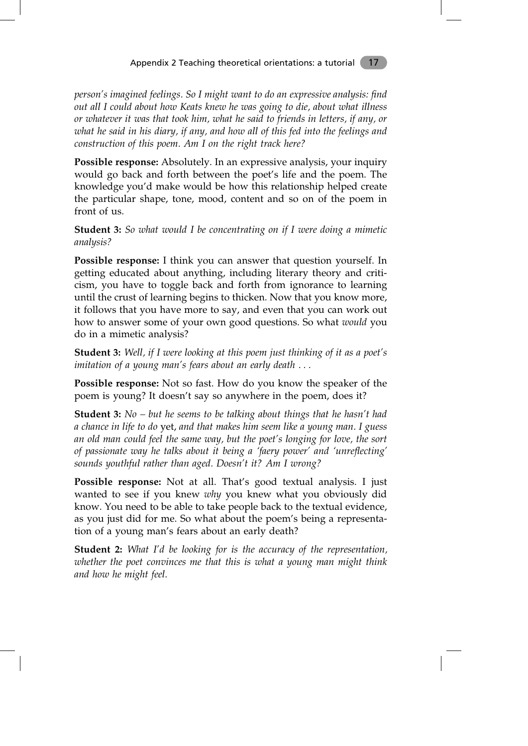*person's imagined feelings. So I might want to do an expressive analysis: find out all I could about how Keats knew he was going to die, about what illness or whatever it was that took him, what he said to friends in letters, if any, or what he said in his diary, if any, and how all of this fed into the feelings and construction of this poem. Am I on the right track here?*

**Possible response:** Absolutely. In an expressive analysis, your inquiry would go back and forth between the poet's life and the poem. The knowledge you'd make would be how this relationship helped create the particular shape, tone, mood, content and so on of the poem in front of us.

**Student 3:** *So what would I be concentrating on if I were doing a mimetic analysis?*

**Possible response:** I think you can answer that question yourself. In getting educated about anything, including literary theory and criticism, you have to toggle back and forth from ignorance to learning until the crust of learning begins to thicken. Now that you know more, it follows that you have more to say, and even that you can work out how to answer some of your own good questions. So what *would* you do in a mimetic analysis?

**Student 3:** *Well, if I were looking at this poem just thinking of it as a poet's imitation of a young man's fears about an early death . . .*

**Possible response:** Not so fast. How do you know the speaker of the poem is young? It doesn't say so anywhere in the poem, does it?

**Student 3:** *No – but he seems to be talking about things that he hasn't had a chance in life to do* yet, *and that makes him seem like a young man. I guess an old man could feel the same way, but the poet's longing for love, the sort of passionate way he talks about it being a 'faery power' and 'unreflecting' sounds youthful rather than aged. Doesn't it? Am I wrong?*

**Possible response:** Not at all. That's good textual analysis. I just wanted to see if you knew *why* you knew what you obviously did know. You need to be able to take people back to the textual evidence, as you just did for me. So what about the poem's being a representation of a young man's fears about an early death?

**Student 2:** *What I'd be looking for is the accuracy of the representation, whether the poet convinces me that this is what a young man might think and how he might feel.*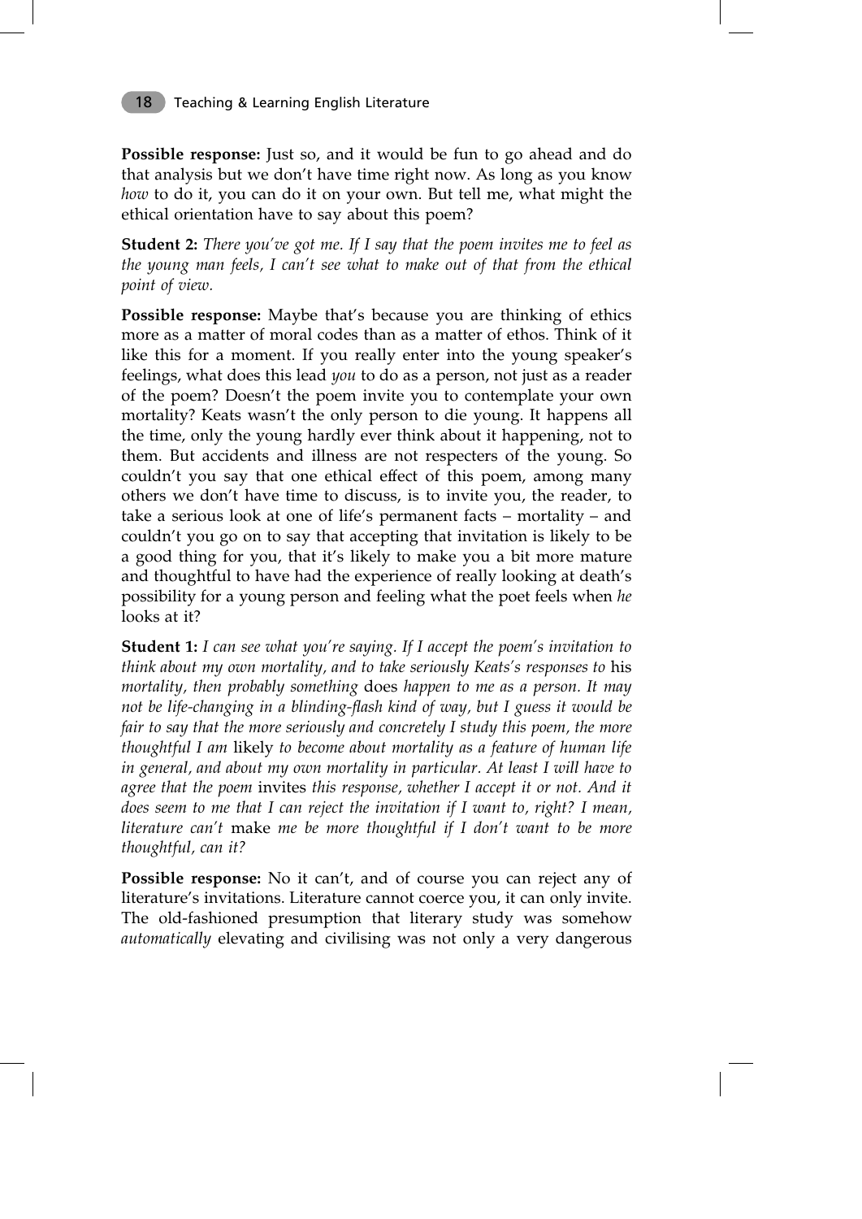**Possible response:** Just so, and it would be fun to go ahead and do that analysis but we don't have time right now. As long as you know *how* to do it, you can do it on your own. But tell me, what might the ethical orientation have to say about this poem?

**Student 2:** *There you've got me. If I say that the poem invites me to feel as the young man feels, I can't see what to make out of that from the ethical point of view.*

**Possible response:** Maybe that's because you are thinking of ethics more as a matter of moral codes than as a matter of ethos. Think of it like this for a moment. If you really enter into the young speaker's feelings, what does this lead *you* to do as a person, not just as a reader of the poem? Doesn't the poem invite you to contemplate your own mortality? Keats wasn't the only person to die young. It happens all the time, only the young hardly ever think about it happening, not to them. But accidents and illness are not respecters of the young. So couldn't you say that one ethical effect of this poem, among many others we don't have time to discuss, is to invite you, the reader, to take a serious look at one of life's permanent facts – mortality – and couldn't you go on to say that accepting that invitation is likely to be a good thing for you, that it's likely to make you a bit more mature and thoughtful to have had the experience of really looking at death's possibility for a young person and feeling what the poet feels when *he* looks at it?

**Student 1:** *I can see what you're saying. If I accept the poem's invitation to think about my own mortality, and to take seriously Keats's responses to* his *mortality, then probably something* does *happen to me as a person. It may not be life-changing in a blinding-flash kind of way, but I guess it would be fair to say that the more seriously and concretely I study this poem, the more thoughtful I am* likely *to become about mortality as a feature of human life in general, and about my own mortality in particular. At least I will have to agree that the poem* invites *this response, whether I accept it or not. And it does seem to me that I can reject the invitation if I want to, right? I mean, literature can't* make *me be more thoughtful if I don't want to be more thoughtful, can it?*

**Possible response:** No it can't, and of course you can reject any of literature's invitations. Literature cannot coerce you, it can only invite. The old-fashioned presumption that literary study was somehow *automatically* elevating and civilising was not only a very dangerous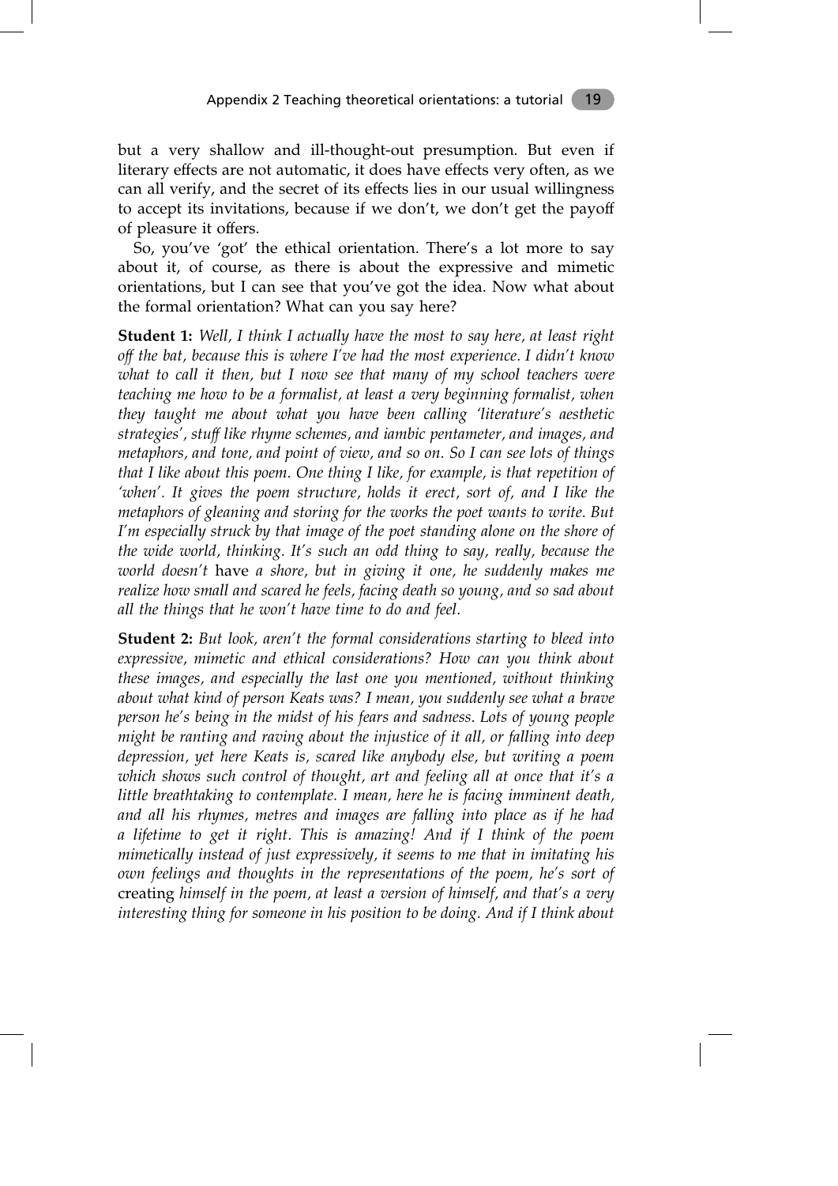but a very shallow and ill-thought-out presumption. But even if literary effects are not automatic, it does have effects very often, as we can all verify, and the secret of its effects lies in our usual willingness to accept its invitations, because if we don't, we don't get the payoff of pleasure it offers.

So, you've 'got' the ethical orientation. There's a lot more to say about it, of course, as there is about the expressive and mimetic orientations, but I can see that you've got the idea. Now what about the formal orientation? What can you say here?

**Student 1:** *Well, I think I actually have the most to say here, at least right off the bat, because this is where I've had the most experience. I didn't know what to call it then, but I now see that many of my school teachers were teaching me how to be a formalist, at least a very beginning formalist, when they taught me about what you have been calling 'literature's aesthetic strategies', stuff like rhyme schemes, and iambic pentameter, and images, and metaphors, and tone, and point of view, and so on. So I can see lots of things that I like about this poem. One thing I like, for example, is that repetition of 'when'. It gives the poem structure, holds it erect, sort of, and I like the metaphors of gleaning and storing for the works the poet wants to write. But I'm especially struck by that image of the poet standing alone on the shore of the wide world, thinking. It's such an odd thing to say, really, because the world doesn't* have *a shore, but in giving it one, he suddenly makes me realize how small and scared he feels, facing death so young, and so sad about all the things that he won't have time to do and feel.*

**Student 2:** *But look, aren't the formal considerations starting to bleed into expressive, mimetic and ethical considerations? How can you think about these images, and especially the last one you mentioned, without thinking about what kind of person Keats was? I mean, you suddenly see what a brave person he's being in the midst of his fears and sadness. Lots of young people might be ranting and raving about the injustice of it all, or falling into deep depression, yet here Keats is, scared like anybody else, but writing a poem which shows such control of thought, art and feeling all at once that it's a little breathtaking to contemplate. I mean, here he is facing imminent death, and all his rhymes, metres and images are falling into place as if he had a lifetime to get it right. This is amazing! And if I think of the poem mimetically instead of just expressively, it seems to me that in imitating his own feelings and thoughts in the representations of the poem, he's sort of* creating *himself in the poem, at least a version of himself, and that's a very interesting thing for someone in his position to be doing. And if I think about*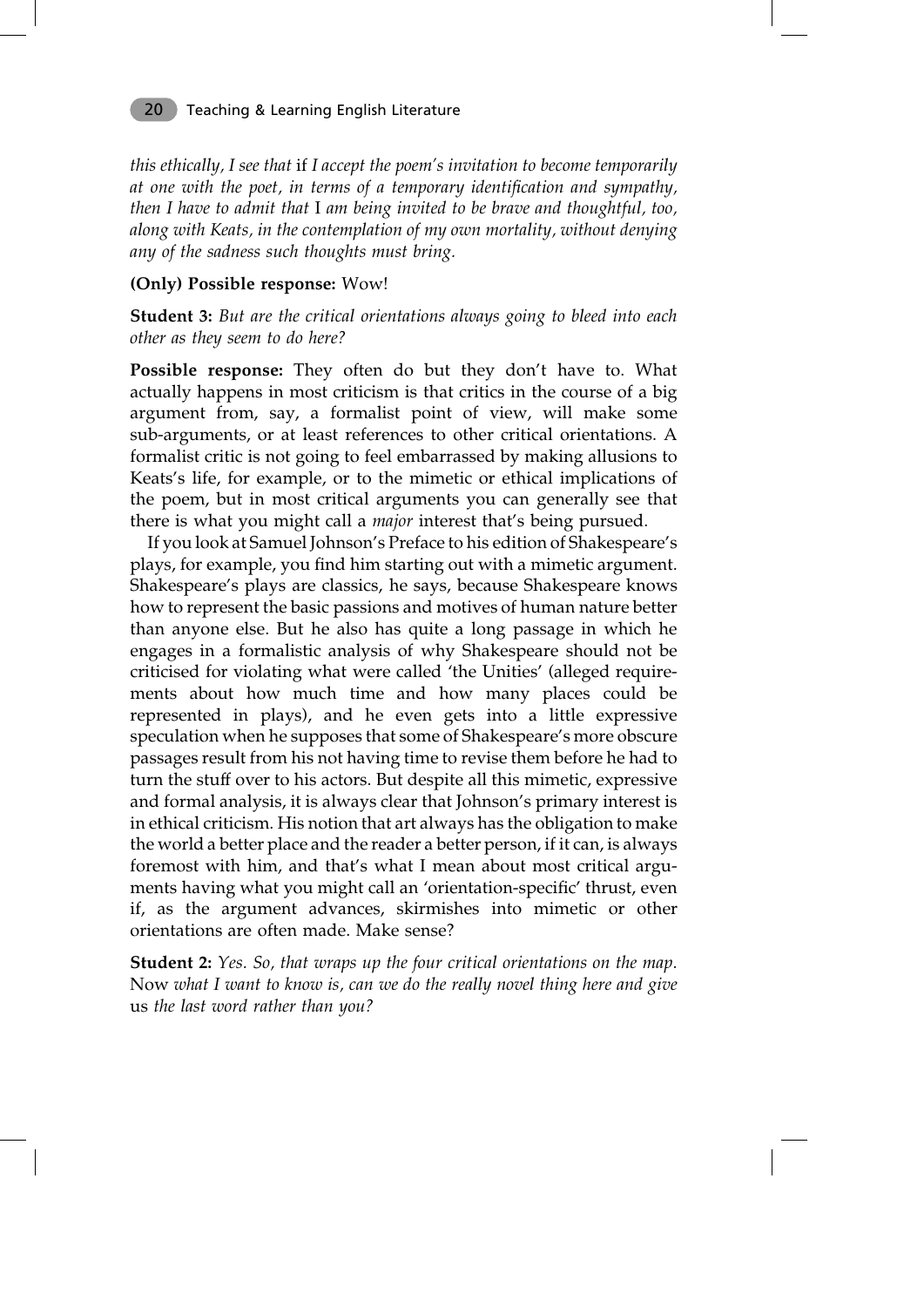*this ethically, I see that* if *I accept the poem's invitation to become temporarily at one with the poet, in terms of a temporary identification and sympathy, then I have to admit that* I *am being invited to be brave and thoughtful, too, along with Keats, in the contemplation of my own mortality, without denying any of the sadness such thoughts must bring.*

**(Only) Possible response:** Wow!

**Student 3:** *But are the critical orientations always going to bleed into each other as they seem to do here?*

**Possible response:** They often do but they don't have to. What actually happens in most criticism is that critics in the course of a big argument from, say, a formalist point of view, will make some sub-arguments, or at least references to other critical orientations. A formalist critic is not going to feel embarrassed by making allusions to Keats's life, for example, or to the mimetic or ethical implications of the poem, but in most critical arguments you can generally see that there is what you might call a *major* interest that's being pursued.

If you look at Samuel Johnson's Preface to his edition of Shakespeare's plays, for example, you find him starting out with a mimetic argument. Shakespeare's plays are classics, he says, because Shakespeare knows how to represent the basic passions and motives of human nature better than anyone else. But he also has quite a long passage in which he engages in a formalistic analysis of why Shakespeare should not be criticised for violating what were called 'the Unities' (alleged requirements about how much time and how many places could be represented in plays), and he even gets into a little expressive speculation when he supposes that some of Shakespeare's more obscure passages result from his not having time to revise them before he had to turn the stuff over to his actors. But despite all this mimetic, expressive and formal analysis, it is always clear that Johnson's primary interest is in ethical criticism. His notion that art always has the obligation to make the world a better place and the reader a better person, if it can, is always foremost with him, and that's what I mean about most critical arguments having what you might call an 'orientation-specific' thrust, even if, as the argument advances, skirmishes into mimetic or other orientations are often made. Make sense?

**Student 2:** *Yes. So, that wraps up the four critical orientations on the map.* Now *what I want to know is, can we do the really novel thing here and give* us *the last word rather than you?*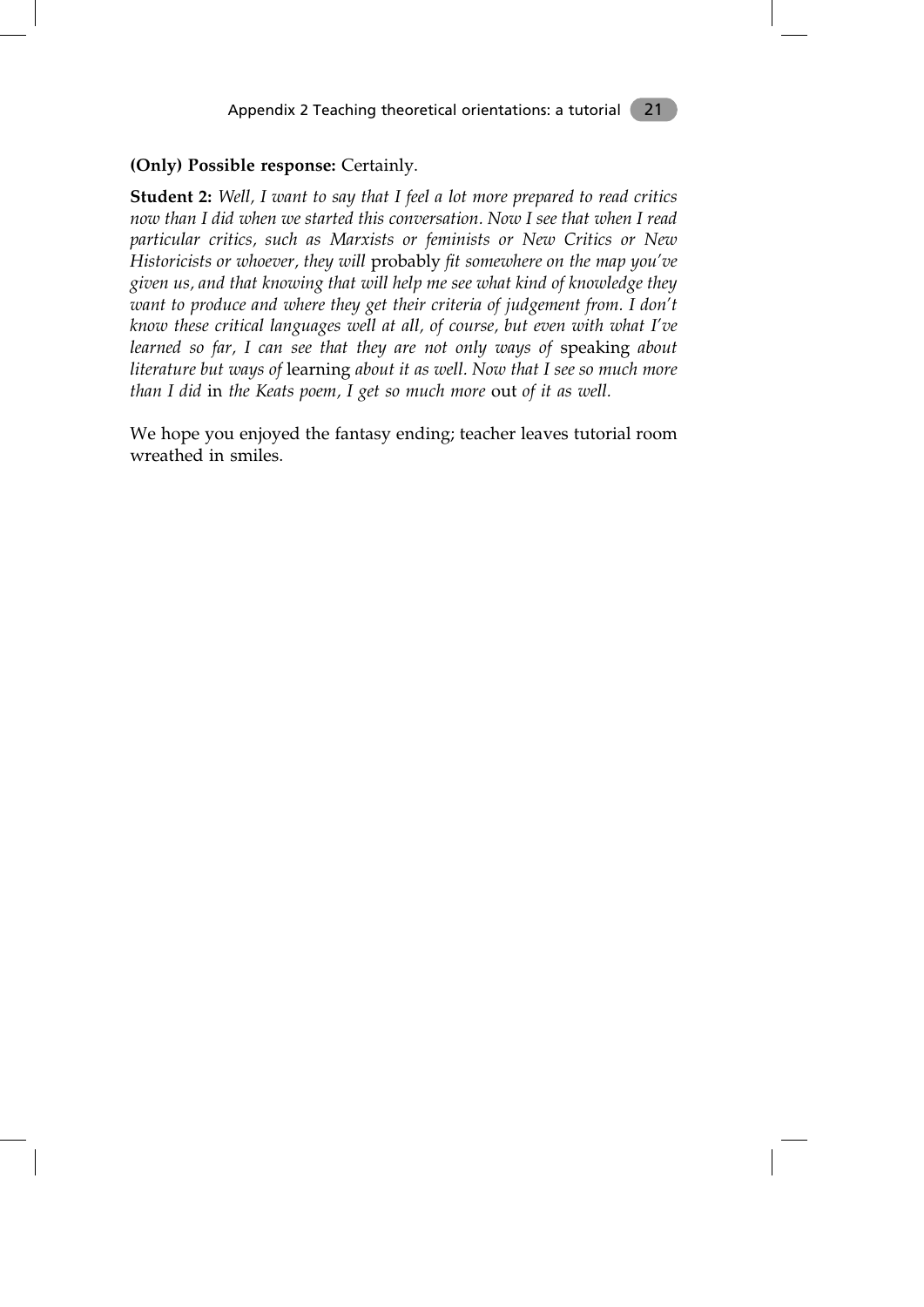**(Only) Possible response:** Certainly.

**Student 2:** *Well, I want to say that I feel a lot more prepared to read critics now than I did when we started this conversation. Now I see that when I read particular critics, such as Marxists or feminists or New Critics or New Historicists or whoever, they will* probably *fit somewhere on the map you've given us, and that knowing that will help me see what kind of knowledge they want to produce and where they get their criteria of judgement from. I don't know these critical languages well at all, of course, but even with what I've learned so far, I can see that they are not only ways of* speaking *about literature but ways of* learning *about it as well. Now that I see so much more than I did* in *the Keats poem, I get so much more* out *of it as well.*

We hope you enjoyed the fantasy ending; teacher leaves tutorial room wreathed in smiles.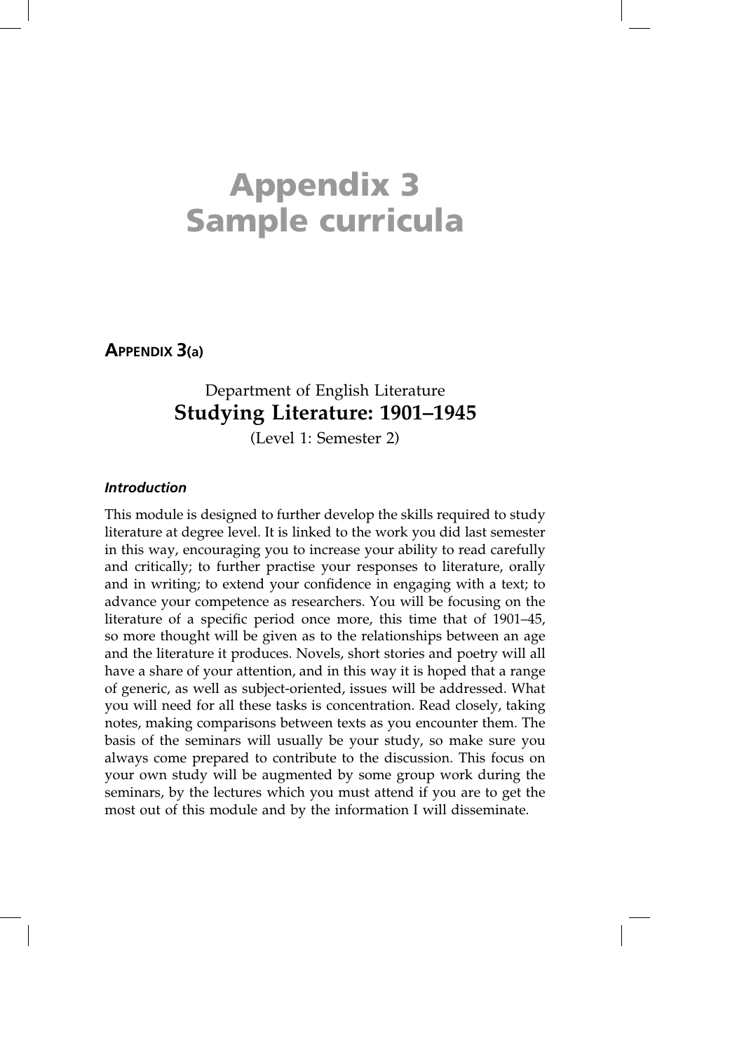# Appendix 3
# Sample curricula

## Appendix 3(a)

Department of English Literature

**Studying Literature: 1901–1945**

(Level 1: Semester 2)

### *Introduction*

This module is designed to further develop the skills required to study literature at degree level. It is linked to the work you did last semester in this way, encouraging you to increase your ability to read carefully and critically; to further practise your responses to literature, orally and in writing; to extend your confidence in engaging with a text; to advance your competence as researchers. You will be focusing on the literature of a specific period once more, this time that of 1901–45, so more thought will be given as to the relationships between an age and the literature it produces. Novels, short stories and poetry will all have a share of your attention, and in this way it is hoped that a range of generic, as well as subject-oriented, issues will be addressed. What you will need for all these tasks is concentration. Read closely, taking notes, making comparisons between texts as you encounter them. The basis of the seminars will usually be your study, so make sure you always come prepared to contribute to the discussion. This focus on your own study will be augmented by some group work during the seminars, by the lectures which you must attend if you are to get the most out of this module and by the information I will disseminate.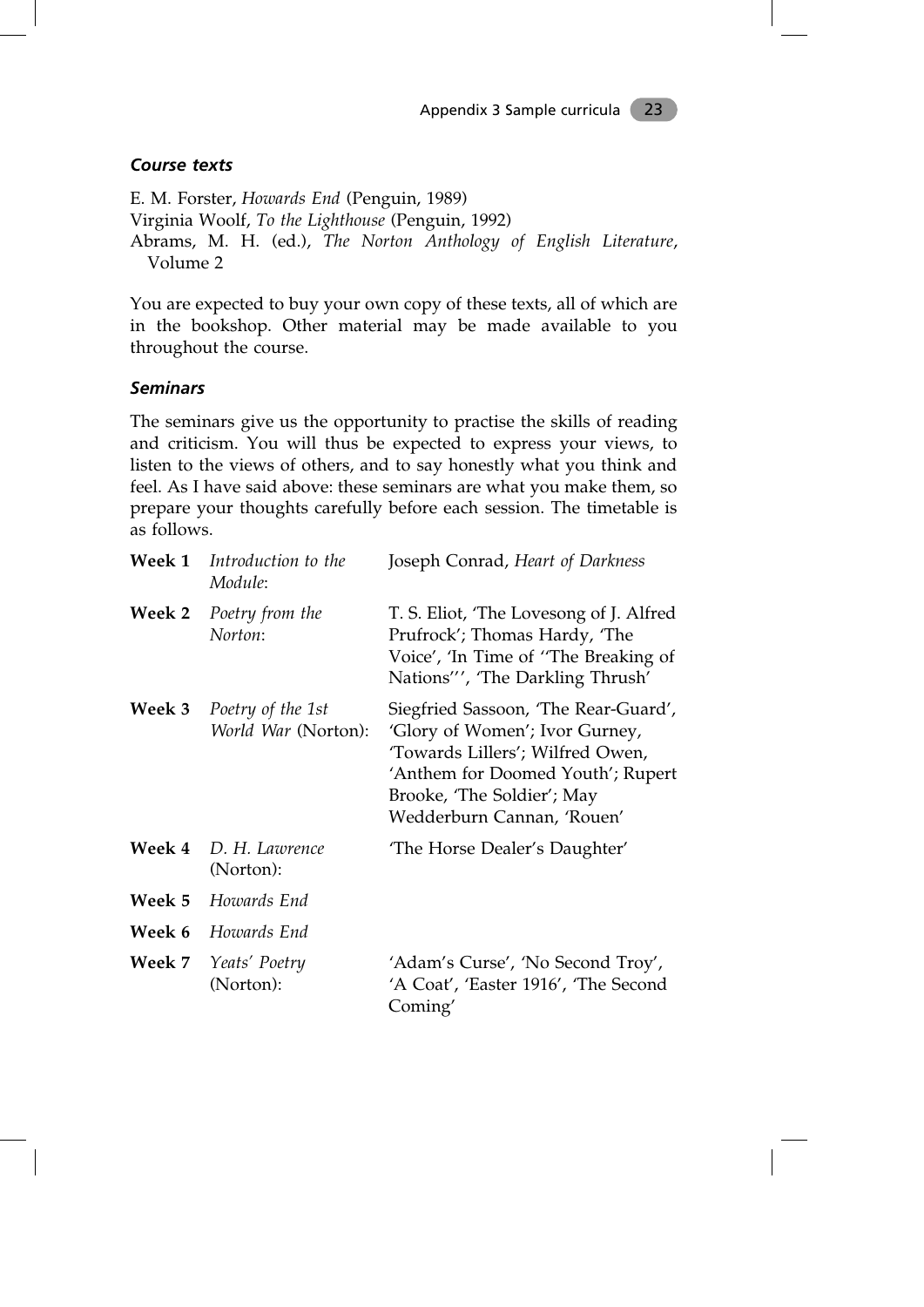### *Course texts*

E. M. Forster, *Howards End* (Penguin, 1989)
Virginia Woolf, *To the Lighthouse* (Penguin, 1992)
Abrams, M. H. (ed.), *The Norton Anthology of English Literature*, Volume 2

You are expected to buy your own copy of these texts, all of which are in the bookshop. Other material may be made available to you throughout the course.

### *Seminars*

The seminars give us the opportunity to practise the skills of reading and criticism. You will thus be expected to express your views, to listen to the views of others, and to say honestly what you think and feel. As I have said above: these seminars are what you make them, so prepare your thoughts carefully before each session. The timetable is as follows.

| | | |
|---|---|---|
| **Week 1** | *Introduction to the Module*: | Joseph Conrad, *Heart of Darkness* |
| **Week 2** | *Poetry from the Norton*: | T. S. Eliot, 'The Lovesong of J. Alfred Prufrock'; Thomas Hardy, 'The Voice', 'In Time of ''The Breaking of Nations''', 'The Darkling Thrush' |
| **Week 3** | *Poetry of the 1st World War* (Norton): | Siegfried Sassoon, 'The Rear-Guard', 'Glory of Women'; Ivor Gurney, 'Towards Lillers'; Wilfred Owen, 'Anthem for Doomed Youth'; Rupert Brooke, 'The Soldier'; May Wedderburn Cannan, 'Rouen' |
| **Week 4** | *D. H. Lawrence* (Norton): | 'The Horse Dealer's Daughter' |
| **Week 5** | *Howards End* | |
| **Week 6** | *Howards End* | |
| **Week 7** | *Yeats' Poetry* (Norton): | 'Adam's Curse', 'No Second Troy', 'A Coat', 'Easter 1916', 'The Second Coming' |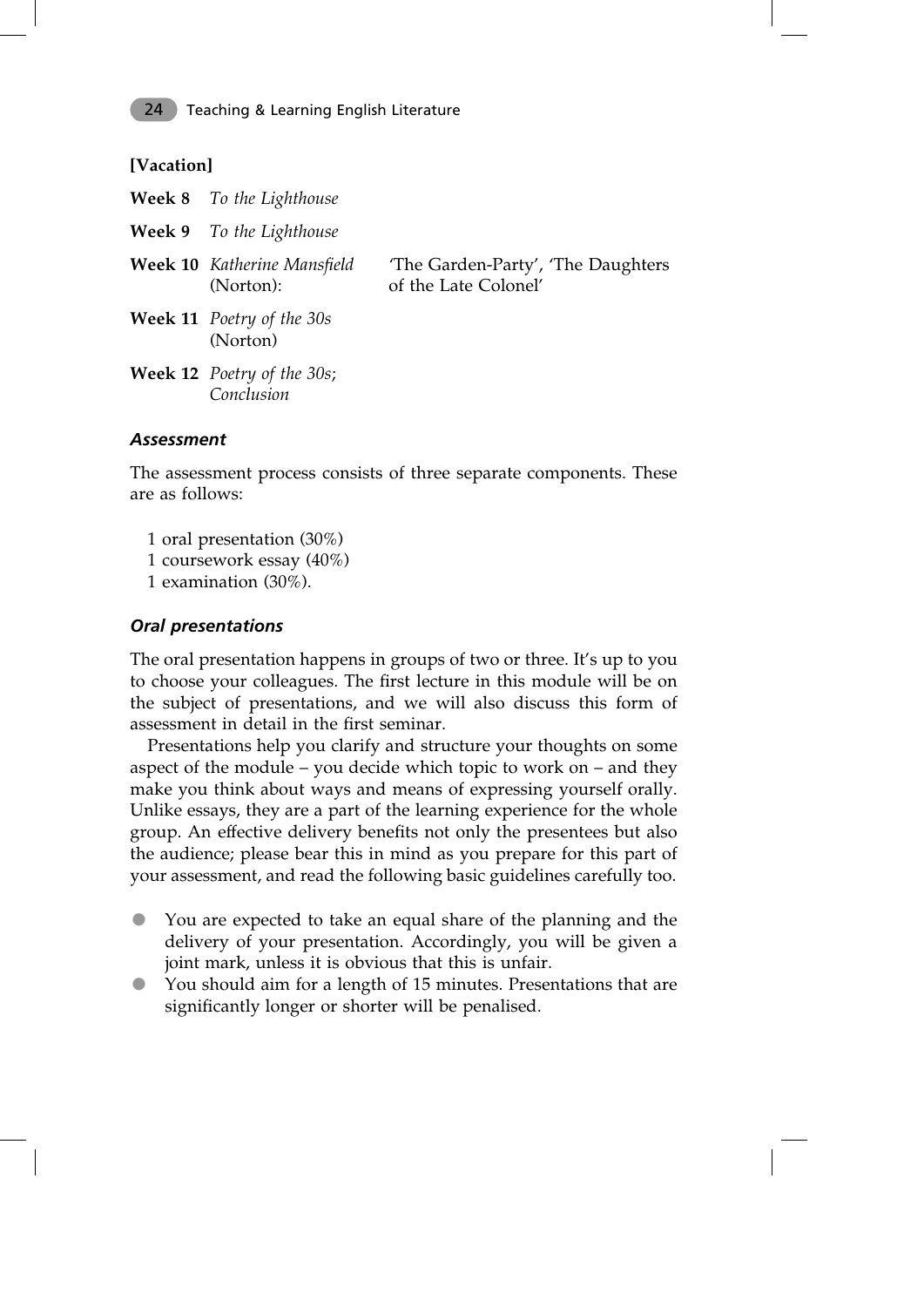**[Vacation]**

| | | |
|---|---|---|
| **Week 8** | *To the Lighthouse* | |
| **Week 9** | *To the Lighthouse* | |
| **Week 10** | *Katherine Mansfield* (Norton): | 'The Garden-Party', 'The Daughters of the Late Colonel' |
| **Week 11** | *Poetry of the 30s* (Norton) | |
| **Week 12** | *Poetry of the 30s*; *Conclusion* | |

### *Assessment*

The assessment process consists of three separate components. These are as follows:

1 oral presentation (30%)
1 coursework essay (40%)
1 examination (30%).

### *Oral presentations*

The oral presentation happens in groups of two or three. It's up to you to choose your colleagues. The first lecture in this module will be on the subject of presentations, and we will also discuss this form of assessment in detail in the first seminar.

Presentations help you clarify and structure your thoughts on some aspect of the module – you decide which topic to work on – and they make you think about ways and means of expressing yourself orally. Unlike essays, they are a part of the learning experience for the whole group. An effective delivery benefits not only the presentees but also the audience; please bear this in mind as you prepare for this part of your assessment, and read the following basic guidelines carefully too.

- You are expected to take an equal share of the planning and the delivery of your presentation. Accordingly, you will be given a joint mark, unless it is obvious that this is unfair.
- You should aim for a length of 15 minutes. Presentations that are significantly longer or shorter will be penalised.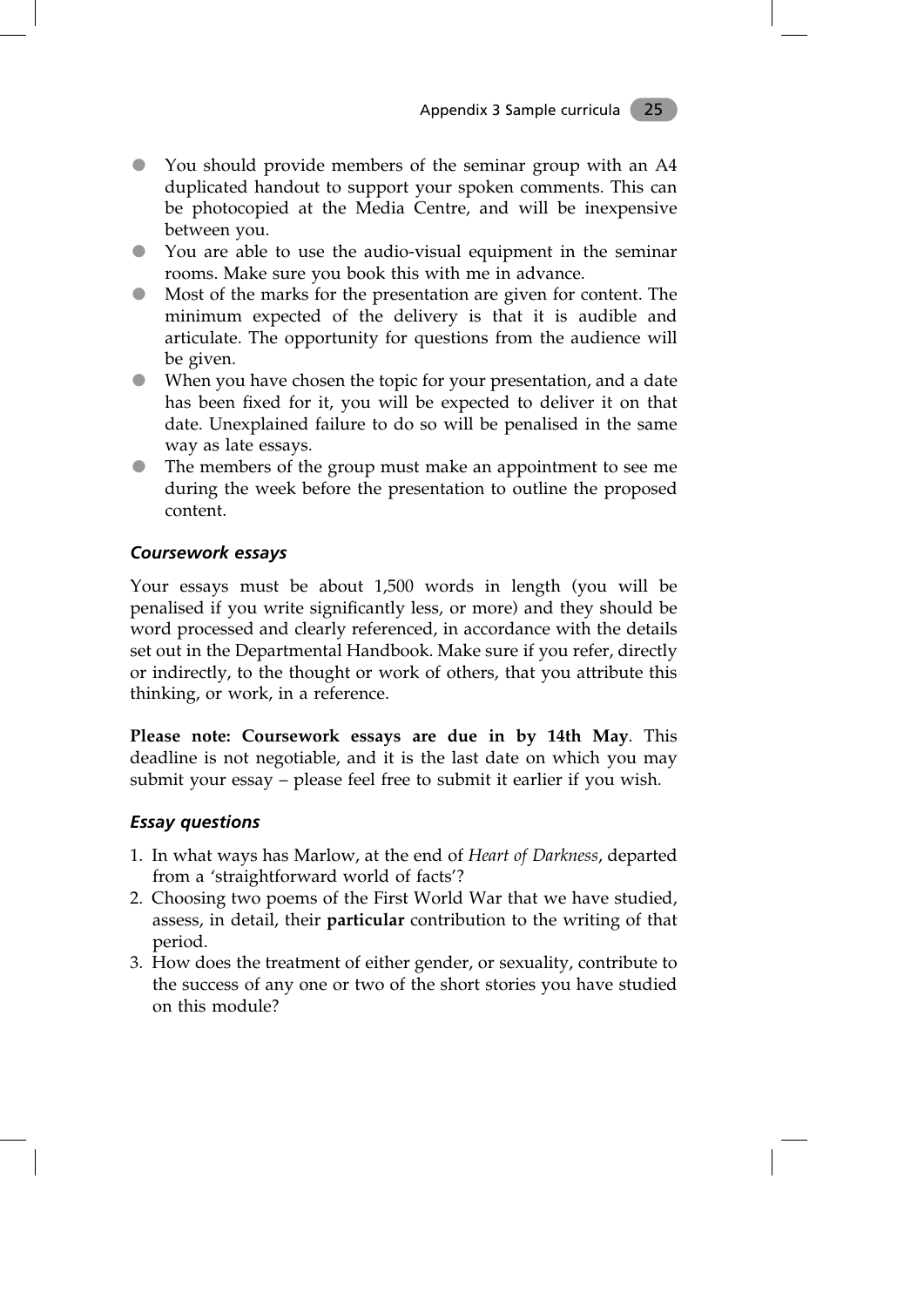- You should provide members of the seminar group with an A4 duplicated handout to support your spoken comments. This can be photocopied at the Media Centre, and will be inexpensive between you.
- You are able to use the audio-visual equipment in the seminar rooms. Make sure you book this with me in advance.
- Most of the marks for the presentation are given for content. The minimum expected of the delivery is that it is audible and articulate. The opportunity for questions from the audience will be given.
- When you have chosen the topic for your presentation, and a date has been fixed for it, you will be expected to deliver it on that date. Unexplained failure to do so will be penalised in the same way as late essays.
- The members of the group must make an appointment to see me during the week before the presentation to outline the proposed content.

### *Coursework essays*

Your essays must be about 1,500 words in length (you will be penalised if you write significantly less, or more) and they should be word processed and clearly referenced, in accordance with the details set out in the Departmental Handbook. Make sure if you refer, directly or indirectly, to the thought or work of others, that you attribute this thinking, or work, in a reference.

**Please note: Coursework essays are due in by 14th May**. This deadline is not negotiable, and it is the last date on which you may submit your essay – please feel free to submit it earlier if you wish.

### *Essay questions*

1. In what ways has Marlow, at the end of *Heart of Darkness*, departed from a 'straightforward world of facts'?
2. Choosing two poems of the First World War that we have studied, assess, in detail, their **particular** contribution to the writing of that period.
3. How does the treatment of either gender, or sexuality, contribute to the success of any one or two of the short stories you have studied on this module?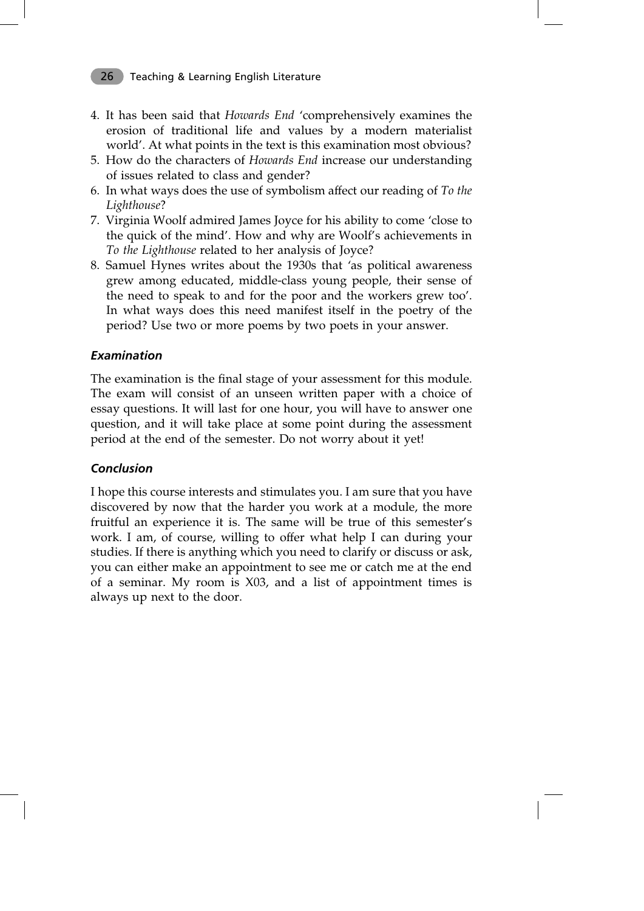4. It has been said that *Howards End* 'comprehensively examines the erosion of traditional life and values by a modern materialist world'. At what points in the text is this examination most obvious?
5. How do the characters of *Howards End* increase our understanding of issues related to class and gender?
6. In what ways does the use of symbolism affect our reading of *To the Lighthouse*?
7. Virginia Woolf admired James Joyce for his ability to come 'close to the quick of the mind'. How and why are Woolf's achievements in *To the Lighthouse* related to her analysis of Joyce?
8. Samuel Hynes writes about the 1930s that 'as political awareness grew among educated, middle-class young people, their sense of the need to speak to and for the poor and the workers grew too'. In what ways does this need manifest itself in the poetry of the period? Use two or more poems by two poets in your answer.

### *Examination*

The examination is the final stage of your assessment for this module. The exam will consist of an unseen written paper with a choice of essay questions. It will last for one hour, you will have to answer one question, and it will take place at some point during the assessment period at the end of the semester. Do not worry about it yet!

### *Conclusion*

I hope this course interests and stimulates you. I am sure that you have discovered by now that the harder you work at a module, the more fruitful an experience it is. The same will be true of this semester's work. I am, of course, willing to offer what help I can during your studies. If there is anything which you need to clarify or discuss or ask, you can either make an appointment to see me or catch me at the end of a seminar. My room is X03, and a list of appointment times is always up next to the door.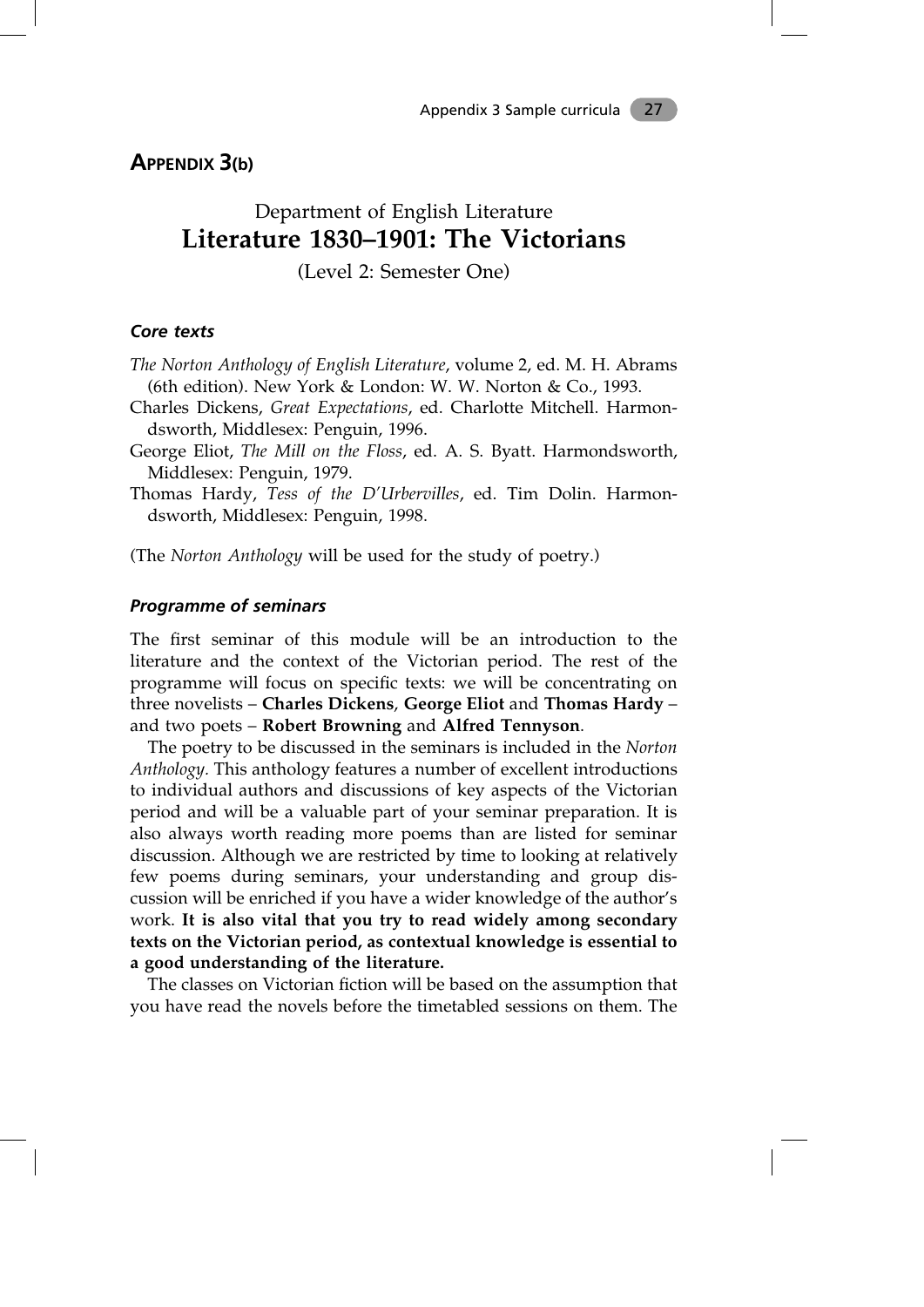## APPENDIX 3(b)

# Department of English Literature
# Literature 1830–1901: The Victorians

(Level 2: Semester One)

### *Core texts*

*The Norton Anthology of English Literature*, volume 2, ed. M. H. Abrams (6th edition). New York & London: W. W. Norton & Co., 1993.

Charles Dickens, *Great Expectations*, ed. Charlotte Mitchell. Harmondsworth, Middlesex: Penguin, 1996.

George Eliot, *The Mill on the Floss*, ed. A. S. Byatt. Harmondsworth, Middlesex: Penguin, 1979.

Thomas Hardy, *Tess of the D'Urbervilles*, ed. Tim Dolin. Harmondsworth, Middlesex: Penguin, 1998.

(The *Norton Anthology* will be used for the study of poetry.)

### *Programme of seminars*

The first seminar of this module will be an introduction to the literature and the context of the Victorian period. The rest of the programme will focus on specific texts: we will be concentrating on three novelists – **Charles Dickens**, **George Eliot** and **Thomas Hardy** – and two poets – **Robert Browning** and **Alfred Tennyson**.

The poetry to be discussed in the seminars is included in the *Norton Anthology*. This anthology features a number of excellent introductions to individual authors and discussions of key aspects of the Victorian period and will be a valuable part of your seminar preparation. It is also always worth reading more poems than are listed for seminar discussion. Although we are restricted by time to looking at relatively few poems during seminars, your understanding and group discussion will be enriched if you have a wider knowledge of the author's work. **It is also vital that you try to read widely among secondary texts on the Victorian period, as contextual knowledge is essential to a good understanding of the literature.**

The classes on Victorian fiction will be based on the assumption that you have read the novels before the timetabled sessions on them. The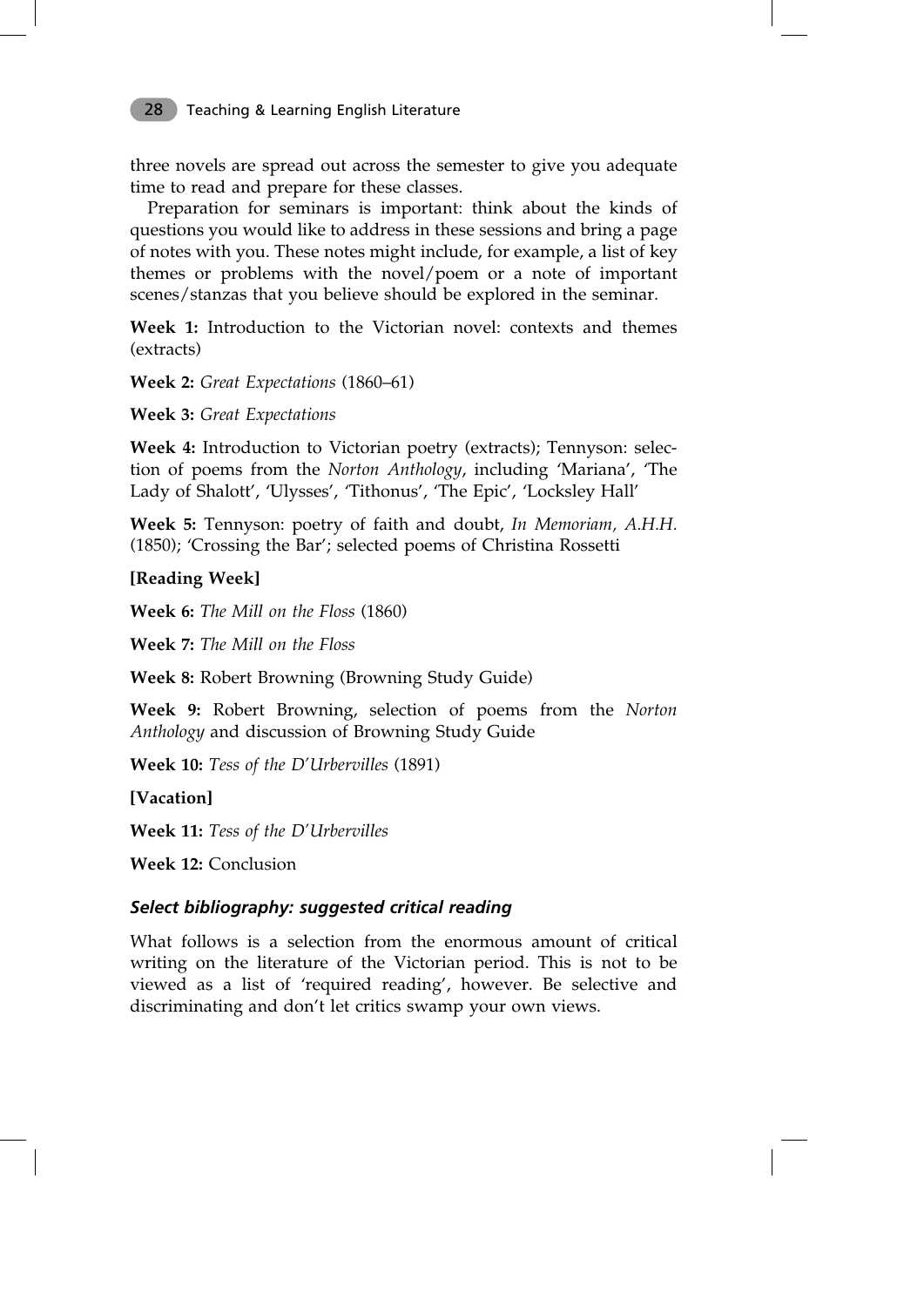three novels are spread out across the semester to give you adequate time to read and prepare for these classes.

Preparation for seminars is important: think about the kinds of questions you would like to address in these sessions and bring a page of notes with you. These notes might include, for example, a list of key themes or problems with the novel/poem or a note of important scenes/stanzas that you believe should be explored in the seminar.

**Week 1:** Introduction to the Victorian novel: contexts and themes (extracts)

**Week 2:** *Great Expectations* (1860–61)

**Week 3:** *Great Expectations*

**Week 4:** Introduction to Victorian poetry (extracts); Tennyson: selection of poems from the *Norton Anthology*, including 'Mariana', 'The Lady of Shalott', 'Ulysses', 'Tithonus', 'The Epic', 'Locksley Hall'

**Week 5:** Tennyson: poetry of faith and doubt, *In Memoriam, A.H.H.* (1850); 'Crossing the Bar'; selected poems of Christina Rossetti

**[Reading Week]**

**Week 6:** *The Mill on the Floss* (1860)

**Week 7:** *The Mill on the Floss*

**Week 8:** Robert Browning (Browning Study Guide)

**Week 9:** Robert Browning, selection of poems from the *Norton Anthology* and discussion of Browning Study Guide

**Week 10:** *Tess of the D'Urbervilles* (1891)

**[Vacation]**

**Week 11:** *Tess of the D'Urbervilles*

**Week 12:** Conclusion

### *Select bibliography: suggested critical reading*

What follows is a selection from the enormous amount of critical writing on the literature of the Victorian period. This is not to be viewed as a list of 'required reading', however. Be selective and discriminating and don't let critics swamp your own views.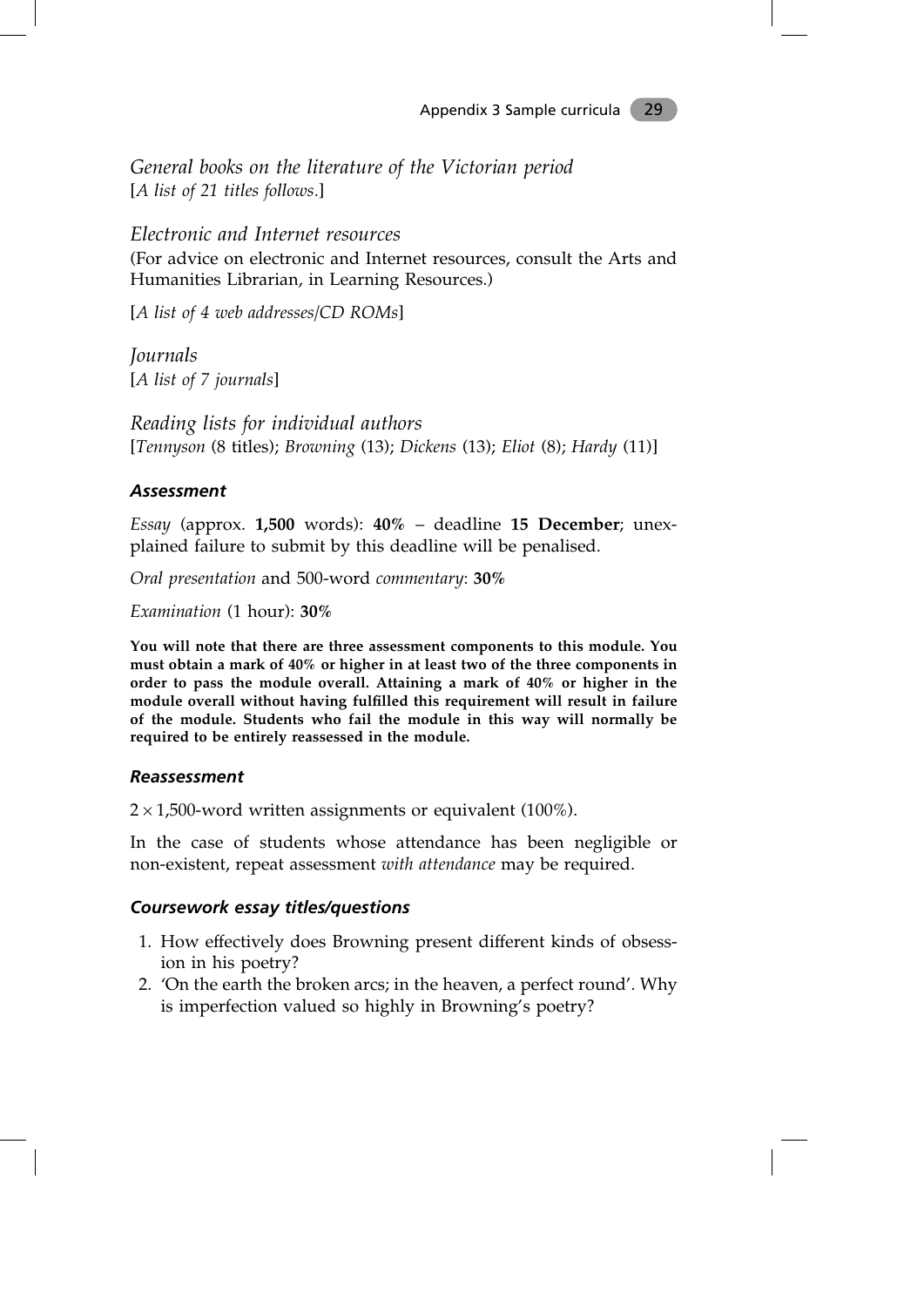*General books on the literature of the Victorian period*
[*A list of 21 titles follows.*]

*Electronic and Internet resources*
(For advice on electronic and Internet resources, consult the Arts and Humanities Librarian, in Learning Resources.)

[*A list of 4 web addresses/CD ROMs*]

*Journals*
[*A list of 7 journals*]

*Reading lists for individual authors*
[*Tennyson* (8 titles); *Browning* (13); *Dickens* (13); *Eliot* (8); *Hardy* (11)]

### *Assessment*

*Essay* (approx. **1,500** words): **40%** – deadline **15 December**; unexplained failure to submit by this deadline will be penalised.

*Oral presentation* and 500-word *commentary*: **30%**

*Examination* (1 hour): **30%**

**You will note that there are three assessment components to this module. You must obtain a mark of 40% or higher in at least two of the three components in order to pass the module overall. Attaining a mark of 40% or higher in the module overall without having fulfilled this requirement will result in failure of the module. Students who fail the module in this way will normally be required to be entirely reassessed in the module.**

### *Reassessment*

$2 \times 1{,}500$-word written assignments or equivalent (100%).

In the case of students whose attendance has been negligible or non-existent, repeat assessment *with attendance* may be required.

### *Coursework essay titles/questions*

1. How effectively does Browning present different kinds of obsession in his poetry?
2. 'On the earth the broken arcs; in the heaven, a perfect round'. Why is imperfection valued so highly in Browning's poetry?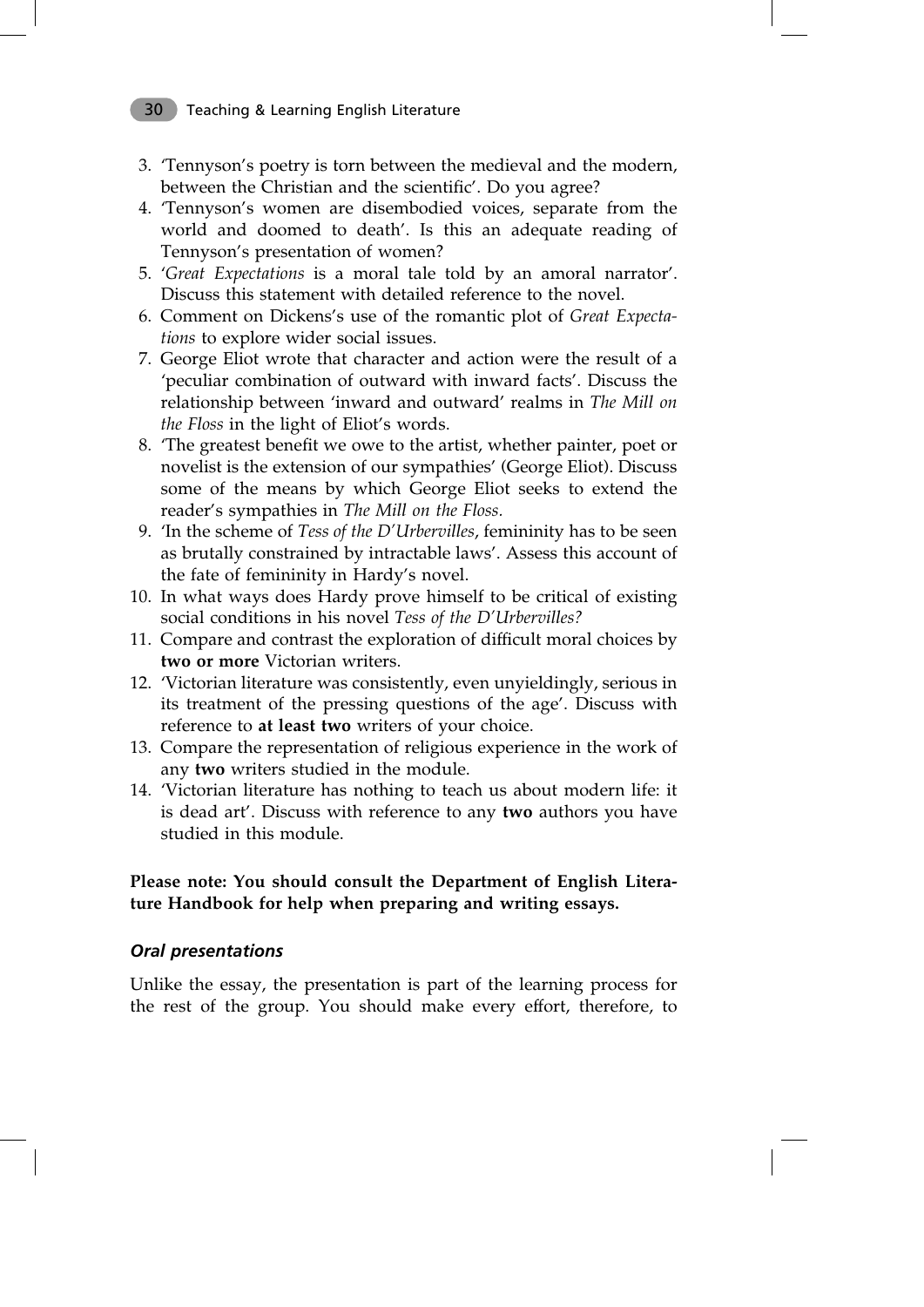3. 'Tennyson's poetry is torn between the medieval and the modern, between the Christian and the scientific'. Do you agree?
4. 'Tennyson's women are disembodied voices, separate from the world and doomed to death'. Is this an adequate reading of Tennyson's presentation of women?
5. '*Great Expectations* is a moral tale told by an amoral narrator'. Discuss this statement with detailed reference to the novel.
6. Comment on Dickens's use of the romantic plot of *Great Expectations* to explore wider social issues.
7. George Eliot wrote that character and action were the result of a 'peculiar combination of outward with inward facts'. Discuss the relationship between 'inward and outward' realms in *The Mill on the Floss* in the light of Eliot's words.
8. 'The greatest benefit we owe to the artist, whether painter, poet or novelist is the extension of our sympathies' (George Eliot). Discuss some of the means by which George Eliot seeks to extend the reader's sympathies in *The Mill on the Floss.*
9. 'In the scheme of *Tess of the D'Urbervilles*, femininity has to be seen as brutally constrained by intractable laws'. Assess this account of the fate of femininity in Hardy's novel.
10. In what ways does Hardy prove himself to be critical of existing social conditions in his novel *Tess of the D'Urbervilles?*
11. Compare and contrast the exploration of difficult moral choices by **two or more** Victorian writers.
12. 'Victorian literature was consistently, even unyieldingly, serious in its treatment of the pressing questions of the age'. Discuss with reference to **at least two** writers of your choice.
13. Compare the representation of religious experience in the work of any **two** writers studied in the module.
14. 'Victorian literature has nothing to teach us about modern life: it is dead art'. Discuss with reference to any **two** authors you have studied in this module.

**Please note: You should consult the Department of English Literature Handbook for help when preparing and writing essays.**

### *Oral presentations*

Unlike the essay, the presentation is part of the learning process for the rest of the group. You should make every effort, therefore, to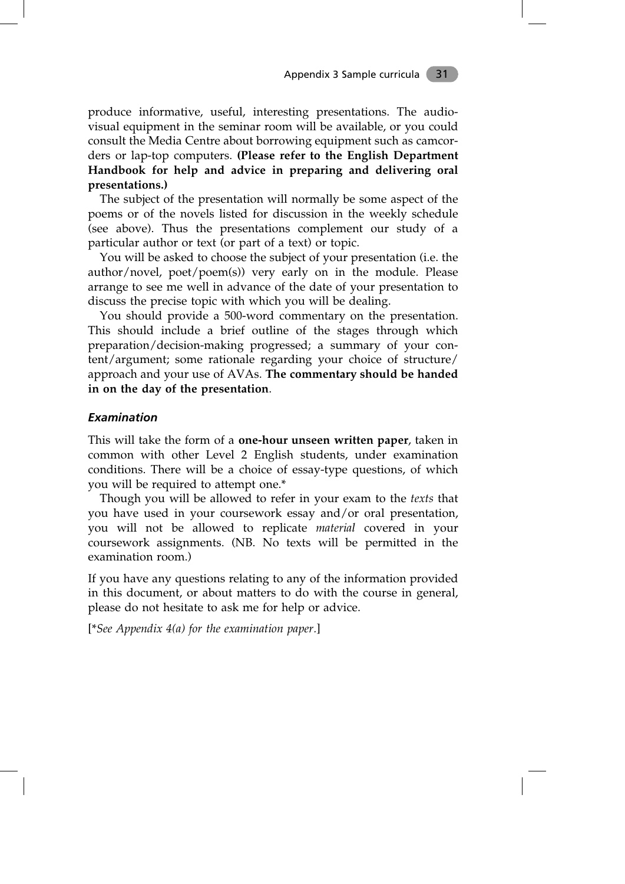produce informative, useful, interesting presentations. The audio-visual equipment in the seminar room will be available, or you could consult the Media Centre about borrowing equipment such as camcorders or lap-top computers. **(Please refer to the English Department Handbook for help and advice in preparing and delivering oral presentations.)**

The subject of the presentation will normally be some aspect of the poems or of the novels listed for discussion in the weekly schedule (see above). Thus the presentations complement our study of a particular author or text (or part of a text) or topic.

You will be asked to choose the subject of your presentation (i.e. the author/novel, poet/poem(s)) very early on in the module. Please arrange to see me well in advance of the date of your presentation to discuss the precise topic with which you will be dealing.

You should provide a 500-word commentary on the presentation. This should include a brief outline of the stages through which preparation/decision-making progressed; a summary of your content/argument; some rationale regarding your choice of structure/approach and your use of AVAs. **The commentary should be handed in on the day of the presentation**.

### *Examination*

This will take the form of a **one-hour unseen written paper**, taken in common with other Level 2 English students, under examination conditions. There will be a choice of essay-type questions, of which you will be required to attempt one.*

Though you will be allowed to refer in your exam to the *texts* that you have used in your coursework essay and/or oral presentation, you will not be allowed to replicate *material* covered in your coursework assignments. (NB. No texts will be permitted in the examination room.)

If you have any questions relating to any of the information provided in this document, or about matters to do with the course in general, please do not hesitate to ask me for help or advice.

[**See Appendix 4(a) for the examination paper*.]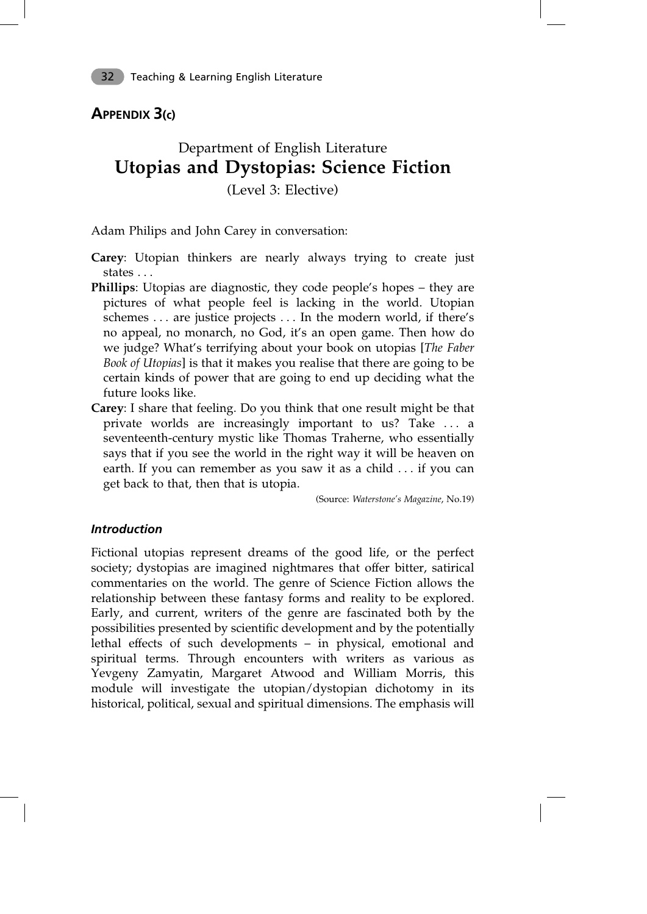## APPENDIX 3(c)

### Department of English Literature
# Utopias and Dystopias: Science Fiction
### (Level 3: Elective)

Adam Philips and John Carey in conversation:

**Carey**: Utopian thinkers are nearly always trying to create just states . . .

**Phillips**: Utopias are diagnostic, they code people's hopes – they are pictures of what people feel is lacking in the world. Utopian schemes . . . are justice projects . . . In the modern world, if there's no appeal, no monarch, no God, it's an open game. Then how do we judge? What's terrifying about your book on utopias [*The Faber Book of Utopias*] is that it makes you realise that there are going to be certain kinds of power that are going to end up deciding what the future looks like.

**Carey**: I share that feeling. Do you think that one result might be that private worlds are increasingly important to us? Take . . . a seventeenth-century mystic like Thomas Traherne, who essentially says that if you see the world in the right way it will be heaven on earth. If you can remember as you saw it as a child . . . if you can get back to that, then that is utopia.

(Source: *Waterstone's Magazine*, No.19)

### *Introduction*

Fictional utopias represent dreams of the good life, or the perfect society; dystopias are imagined nightmares that offer bitter, satirical commentaries on the world. The genre of Science Fiction allows the relationship between these fantasy forms and reality to be explored. Early, and current, writers of the genre are fascinated both by the possibilities presented by scientific development and by the potentially lethal effects of such developments – in physical, emotional and spiritual terms. Through encounters with writers as various as Yevgeny Zamyatin, Margaret Atwood and William Morris, this module will investigate the utopian/dystopian dichotomy in its historical, political, sexual and spiritual dimensions. The emphasis will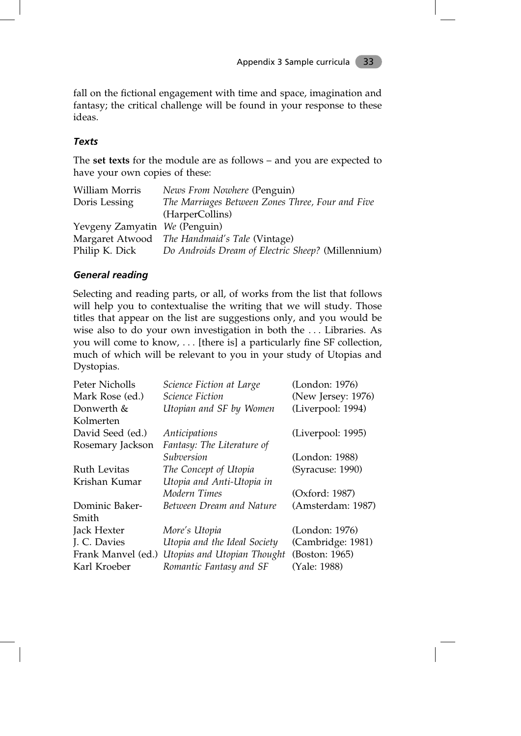fall on the fictional engagement with time and space, imagination and fantasy; the critical challenge will be found in your response to these ideas.

### *Texts*

The **set texts** for the module are as follows – and you are expected to have your own copies of these:

| | |
|---|---|
| William Morris | *News From Nowhere* (Penguin) |
| Doris Lessing | *The Marriages Between Zones Three, Four and Five* (HarperCollins) |
| Yevgeny Zamyatin | *We* (Penguin) |
| Margaret Atwood | *The Handmaid's Tale* (Vintage) |
| Philip K. Dick | *Do Androids Dream of Electric Sheep?* (Millennium) |

### *General reading*

Selecting and reading parts, or all, of works from the list that follows will help you to contextualise the writing that we will study. Those titles that appear on the list are suggestions only, and you would be wise also to do your own investigation in both the . . . Libraries. As you will come to know, . . . [there is] a particularly fine SF collection, much of which will be relevant to you in your study of Utopias and Dystopias.

| | | |
|---|---|---|
| Peter Nicholls | *Science Fiction at Large* | (London: 1976) |
| Mark Rose (ed.) | *Science Fiction* | (New Jersey: 1976) |
| Donwerth & Kolmerten | *Utopian and SF by Women* | (Liverpool: 1994) |
| David Seed (ed.) | *Anticipations* | (Liverpool: 1995) |
| Rosemary Jackson | *Fantasy: The Literature of Subversion* | (London: 1988) |
| Ruth Levitas | *The Concept of Utopia* | (Syracuse: 1990) |
| Krishan Kumar | *Utopia and Anti-Utopia in Modern Times* | (Oxford: 1987) |
| Dominic Baker-Smith | *Between Dream and Nature* | (Amsterdam: 1987) |
| Jack Hexter | *More's Utopia* | (London: 1976) |
| J. C. Davies | *Utopia and the Ideal Society* | (Cambridge: 1981) |
| Frank Manvel (ed.) | *Utopias and Utopian Thought* | (Boston: 1965) |
| Karl Kroeber | *Romantic Fantasy and SF* | (Yale: 1988) |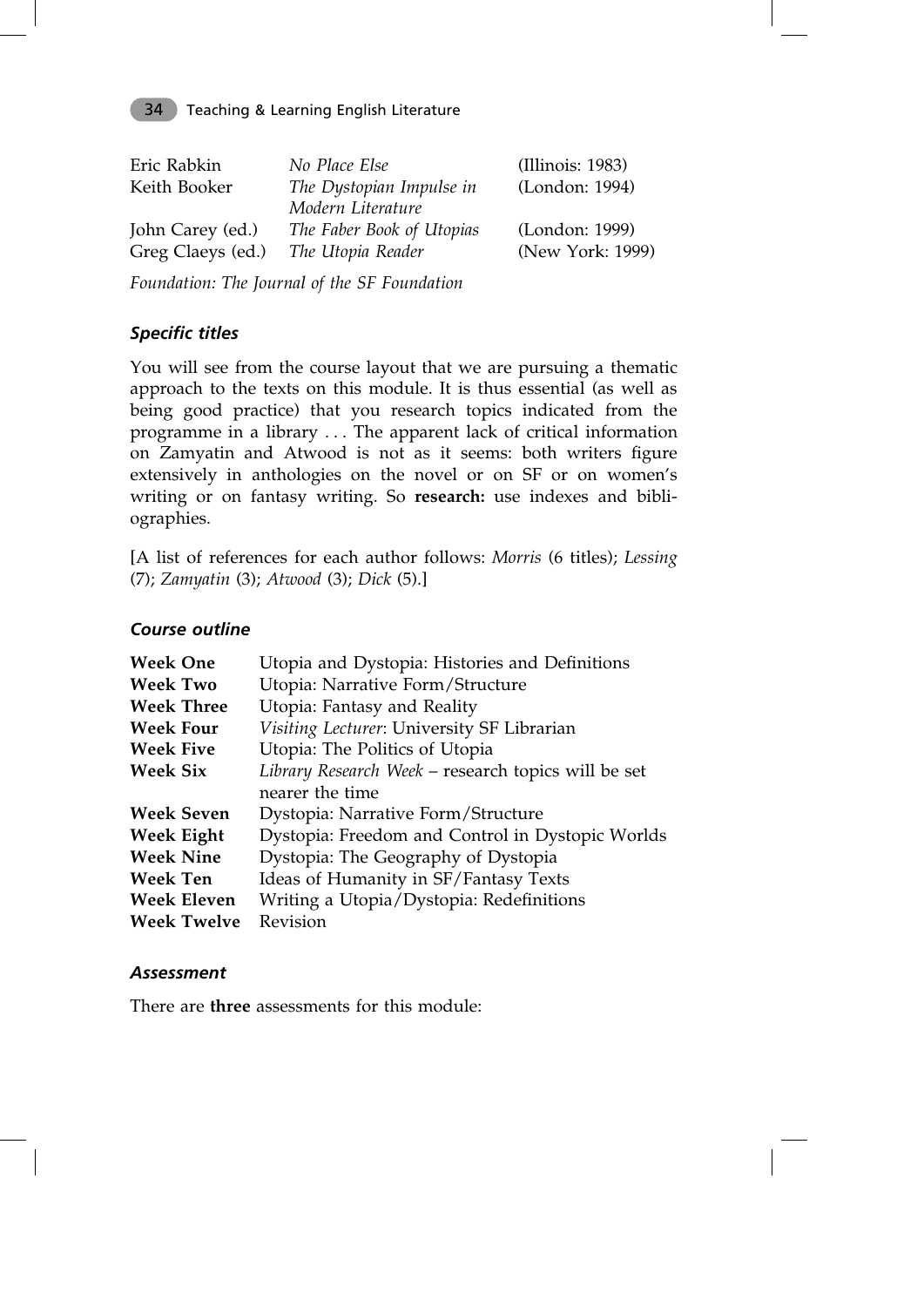| | | |
|---|---|---|
| Eric Rabkin | *No Place Else* | (Illinois: 1983) |
| Keith Booker | *The Dystopian Impulse in Modern Literature* | (London: 1994) |
| John Carey (ed.) | *The Faber Book of Utopias* | (London: 1999) |
| Greg Claeys (ed.) | *The Utopia Reader* | (New York: 1999) |

*Foundation: The Journal of the SF Foundation*

### *Specific titles*

You will see from the course layout that we are pursuing a thematic approach to the texts on this module. It is thus essential (as well as being good practice) that you research topics indicated from the programme in a library . . . The apparent lack of critical information on Zamyatin and Atwood is not as it seems: both writers figure extensively in anthologies on the novel or on SF or on women's writing or on fantasy writing. So **research:** use indexes and bibliographies.

[A list of references for each author follows: *Morris* (6 titles); *Lessing* (7); *Zamyatin* (3); *Atwood* (3); *Dick* (5).]

### *Course outline*

| | |
|---|---|
| **Week One** | Utopia and Dystopia: Histories and Definitions |
| **Week Two** | Utopia: Narrative Form/Structure |
| **Week Three** | Utopia: Fantasy and Reality |
| **Week Four** | *Visiting Lecturer*: University SF Librarian |
| **Week Five** | Utopia: The Politics of Utopia |
| **Week Six** | *Library Research Week* – research topics will be set nearer the time |
| **Week Seven** | Dystopia: Narrative Form/Structure |
| **Week Eight** | Dystopia: Freedom and Control in Dystopic Worlds |
| **Week Nine** | Dystopia: The Geography of Dystopia |
| **Week Ten** | Ideas of Humanity in SF/Fantasy Texts |
| **Week Eleven** | Writing a Utopia/Dystopia: Redefinitions |
| **Week Twelve** | Revision |

### *Assessment*

There are **three** assessments for this module: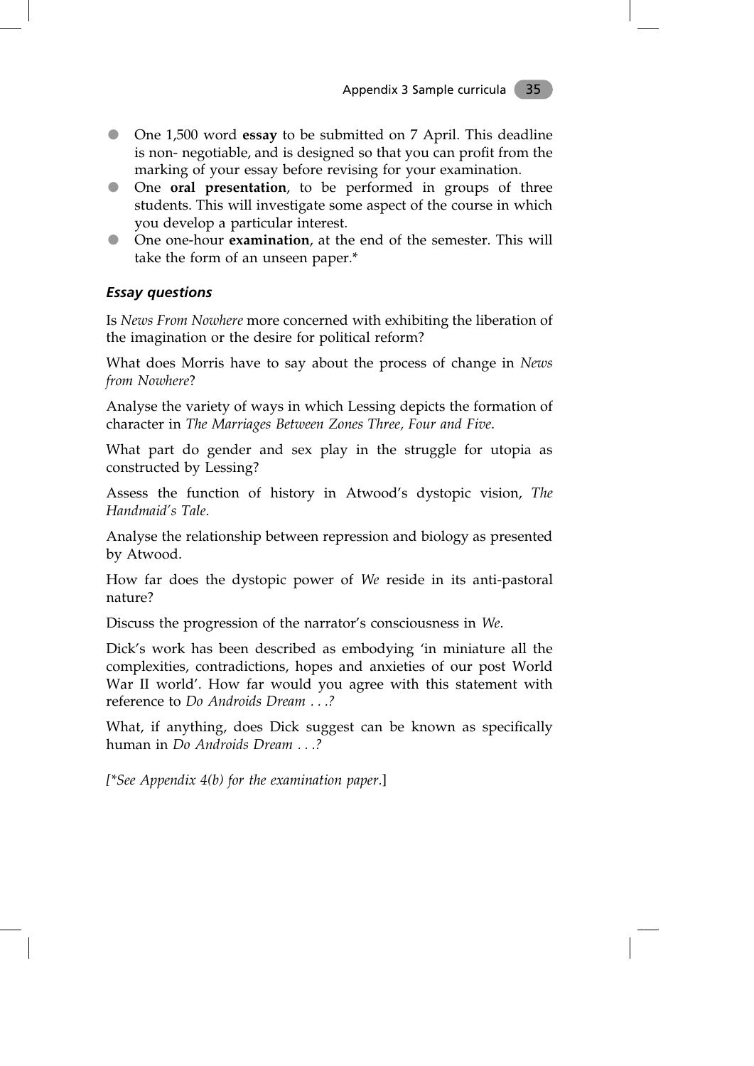- One 1,500 word **essay** to be submitted on 7 April. This deadline is non- negotiable, and is designed so that you can profit from the marking of your essay before revising for your examination.
- One **oral presentation**, to be performed in groups of three students. This will investigate some aspect of the course in which you develop a particular interest.
- One one-hour **examination**, at the end of the semester. This will take the form of an unseen paper.*

### *Essay questions*

Is *News From Nowhere* more concerned with exhibiting the liberation of the imagination or the desire for political reform?

What does Morris have to say about the process of change in *News from Nowhere*?

Analyse the variety of ways in which Lessing depicts the formation of character in *The Marriages Between Zones Three, Four and Five*.

What part do gender and sex play in the struggle for utopia as constructed by Lessing?

Assess the function of history in Atwood's dystopic vision, *The Handmaid's Tale*.

Analyse the relationship between repression and biology as presented by Atwood.

How far does the dystopic power of *We* reside in its anti-pastoral nature?

Discuss the progression of the narrator's consciousness in *We*.

Dick's work has been described as embodying 'in miniature all the complexities, contradictions, hopes and anxieties of our post World War II world'. How far would you agree with this statement with reference to *Do Androids Dream . . .?*

What, if anything, does Dick suggest can be known as specifically human in *Do Androids Dream . . .?*

*[*See Appendix 4(b) for the examination paper*.]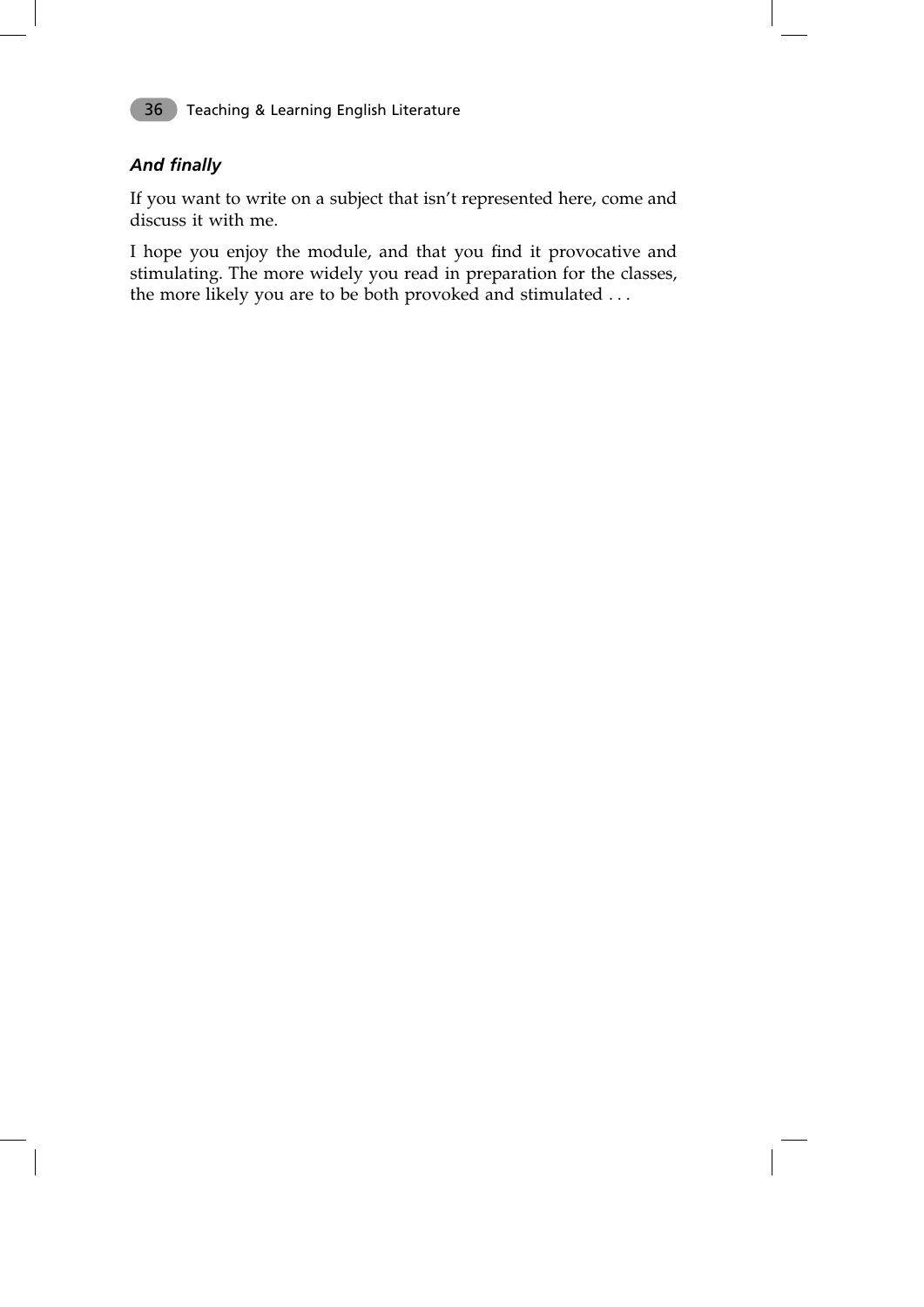### *And finally*

If you want to write on a subject that isn't represented here, come and discuss it with me.

I hope you enjoy the module, and that you find it provocative and stimulating. The more widely you read in preparation for the classes, the more likely you are to be both provoked and stimulated . . .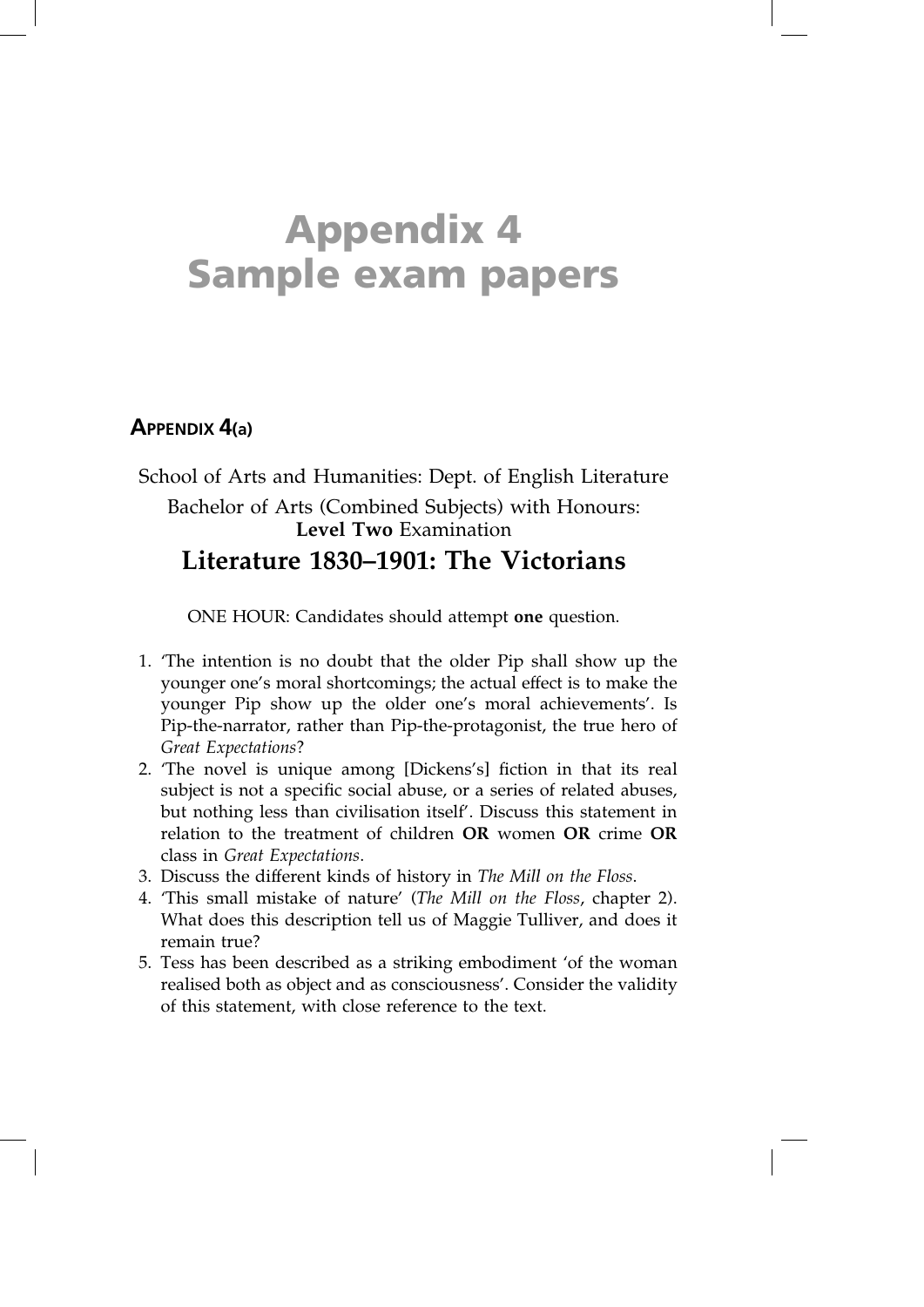# Appendix 4
# Sample exam papers

## Appendix 4(a)

School of Arts and Humanities: Dept. of English Literature

Bachelor of Arts (Combined Subjects) with Honours:
**Level Two** Examination

### Literature 1830–1901: The Victorians

ONE HOUR: Candidates should attempt **one** question.

1. 'The intention is no doubt that the older Pip shall show up the younger one's moral shortcomings; the actual effect is to make the younger Pip show up the older one's moral achievements'. Is Pip-the-narrator, rather than Pip-the-protagonist, the true hero of *Great Expectations*?
2. 'The novel is unique among [Dickens's] fiction in that its real subject is not a specific social abuse, or a series of related abuses, but nothing less than civilisation itself'. Discuss this statement in relation to the treatment of children **OR** women **OR** crime **OR** class in *Great Expectations*.
3. Discuss the different kinds of history in *The Mill on the Floss*.
4. 'This small mistake of nature' (*The Mill on the Floss*, chapter 2). What does this description tell us of Maggie Tulliver, and does it remain true?
5. Tess has been described as a striking embodiment 'of the woman realised both as object and as consciousness'. Consider the validity of this statement, with close reference to the text.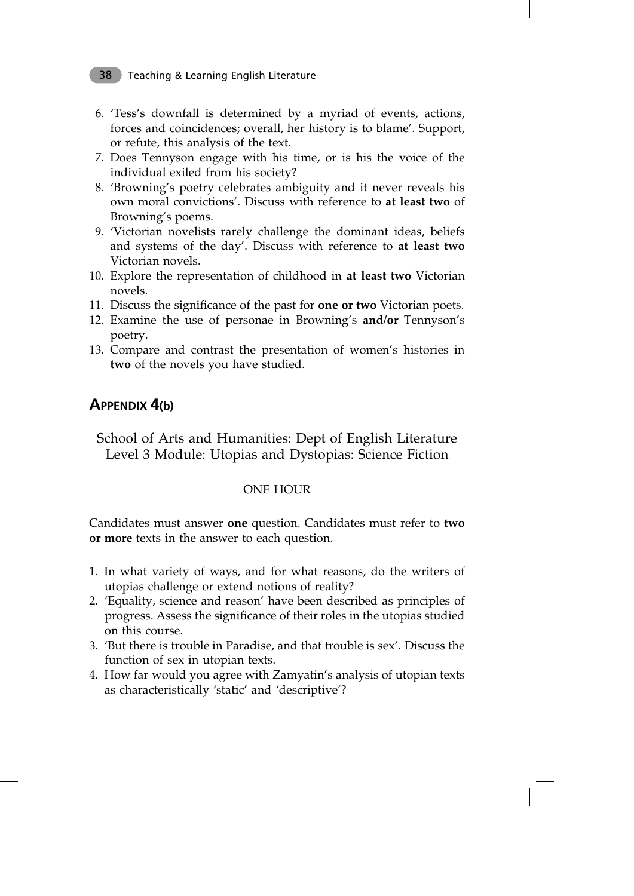6. 'Tess's downfall is determined by a myriad of events, actions, forces and coincidences; overall, her history is to blame'. Support, or refute, this analysis of the text.
7. Does Tennyson engage with his time, or is his the voice of the individual exiled from his society?
8. 'Browning's poetry celebrates ambiguity and it never reveals his own moral convictions'. Discuss with reference to **at least two** of Browning's poems.
9. 'Victorian novelists rarely challenge the dominant ideas, beliefs and systems of the day'. Discuss with reference to **at least two** Victorian novels.
10. Explore the representation of childhood in **at least two** Victorian novels.
11. Discuss the significance of the past for **one or two** Victorian poets.
12. Examine the use of personae in Browning's **and/or** Tennyson's poetry.
13. Compare and contrast the presentation of women's histories in **two** of the novels you have studied.

## Appendix 4(b)

School of Arts and Humanities: Dept of English Literature
Level 3 Module: Utopias and Dystopias: Science Fiction

ONE HOUR

Candidates must answer **one** question. Candidates must refer to **two or more** texts in the answer to each question.

1. In what variety of ways, and for what reasons, do the writers of utopias challenge or extend notions of reality?
2. 'Equality, science and reason' have been described as principles of progress. Assess the significance of their roles in the utopias studied on this course.
3. 'But there is trouble in Paradise, and that trouble is sex'. Discuss the function of sex in utopian texts.
4. How far would you agree with Zamyatin's analysis of utopian texts as characteristically 'static' and 'descriptive'?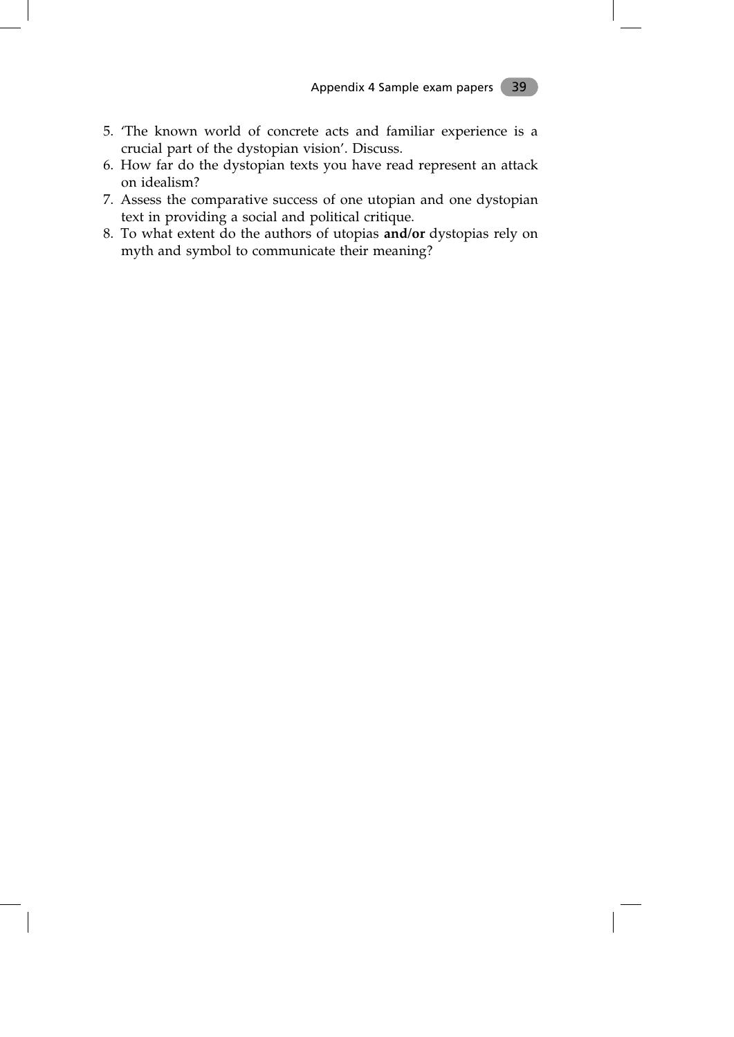5. 'The known world of concrete acts and familiar experience is a crucial part of the dystopian vision'. Discuss.
6. How far do the dystopian texts you have read represent an attack on idealism?
7. Assess the comparative success of one utopian and one dystopian text in providing a social and political critique.
8. To what extent do the authors of utopias **and/or** dystopias rely on myth and symbol to communicate their meaning?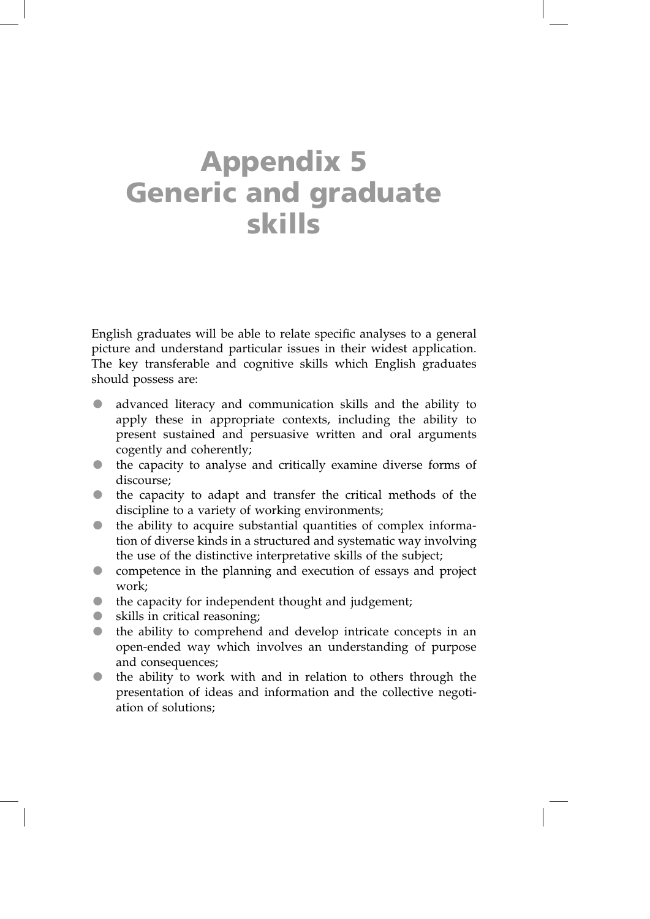# Appendix 5 Generic and graduate skills

English graduates will be able to relate specific analyses to a general picture and understand particular issues in their widest application. The key transferable and cognitive skills which English graduates should possess are:

- advanced literacy and communication skills and the ability to apply these in appropriate contexts, including the ability to present sustained and persuasive written and oral arguments cogently and coherently;
- the capacity to analyse and critically examine diverse forms of discourse;
- the capacity to adapt and transfer the critical methods of the discipline to a variety of working environments;
- the ability to acquire substantial quantities of complex information of diverse kinds in a structured and systematic way involving the use of the distinctive interpretative skills of the subject;
- competence in the planning and execution of essays and project work;
- the capacity for independent thought and judgement;
- skills in critical reasoning;
- the ability to comprehend and develop intricate concepts in an open-ended way which involves an understanding of purpose and consequences;
- the ability to work with and in relation to others through the presentation of ideas and information and the collective negotiation of solutions;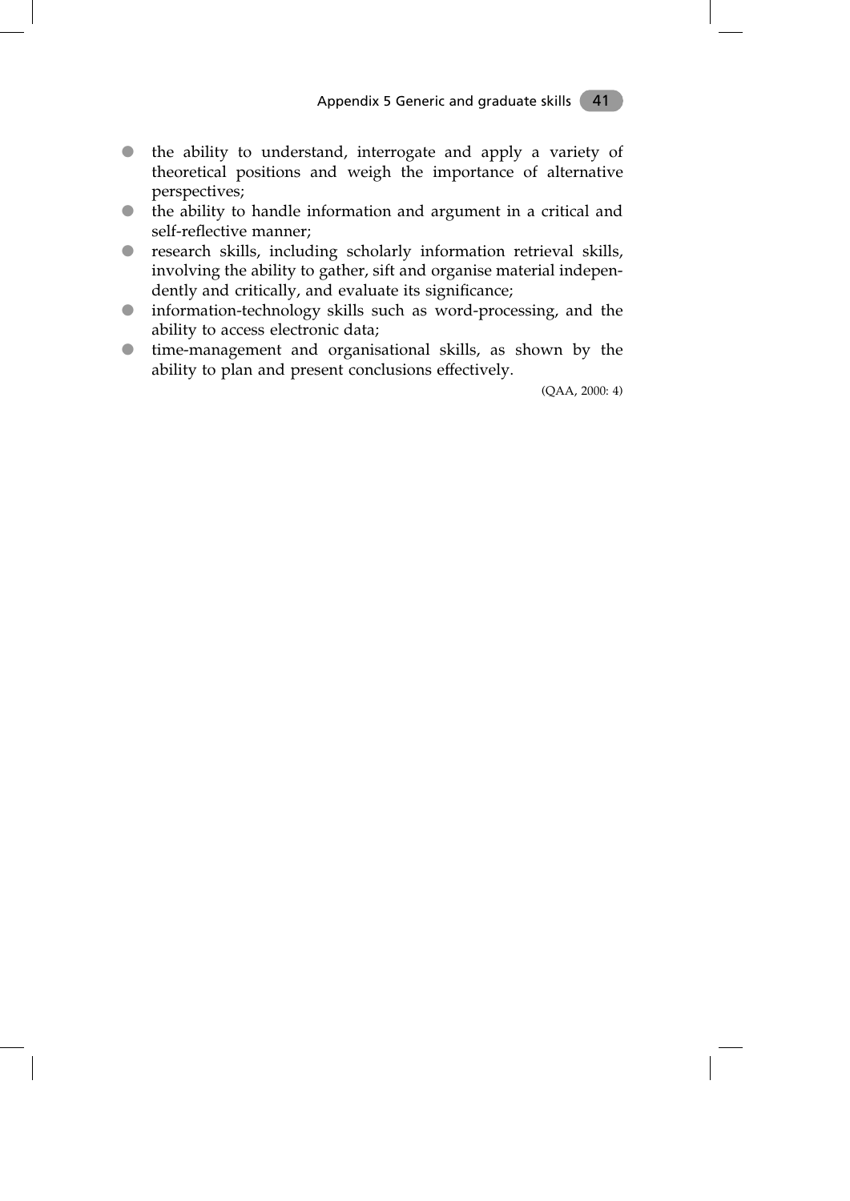- the ability to understand, interrogate and apply a variety of theoretical positions and weigh the importance of alternative perspectives;
- the ability to handle information and argument in a critical and self-reflective manner;
- research skills, including scholarly information retrieval skills, involving the ability to gather, sift and organise material independently and critically, and evaluate its significance;
- information-technology skills such as word-processing, and the ability to access electronic data;
- time-management and organisational skills, as shown by the ability to plan and present conclusions effectively.

(QAA, 2000: 4)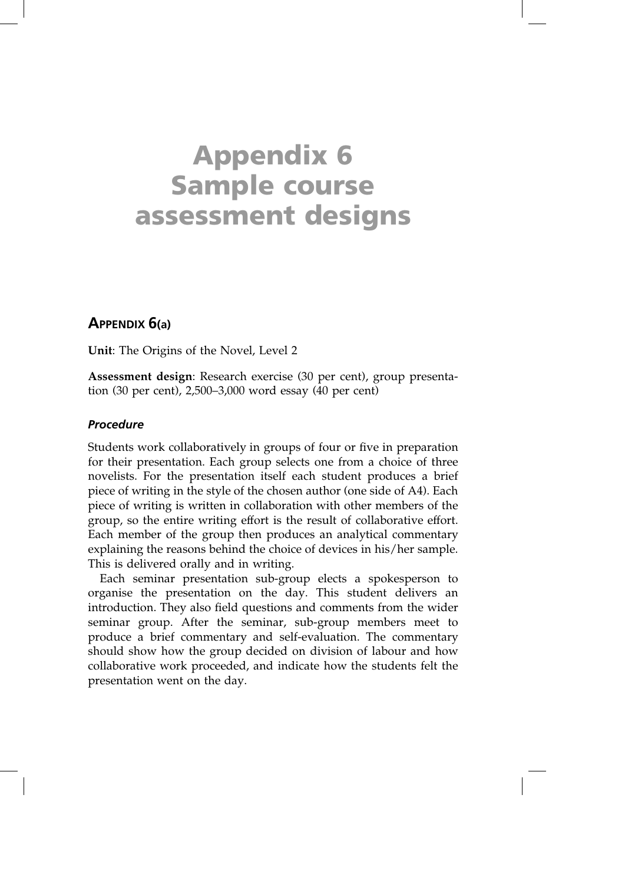# Appendix 6
# Sample course assessment designs

## Appendix 6(a)

**Unit**: The Origins of the Novel, Level 2

**Assessment design**: Research exercise (30 per cent), group presentation (30 per cent), 2,500–3,000 word essay (40 per cent)

### *Procedure*

Students work collaboratively in groups of four or five in preparation for their presentation. Each group selects one from a choice of three novelists. For the presentation itself each student produces a brief piece of writing in the style of the chosen author (one side of A4). Each piece of writing is written in collaboration with other members of the group, so the entire writing effort is the result of collaborative effort. Each member of the group then produces an analytical commentary explaining the reasons behind the choice of devices in his/her sample. This is delivered orally and in writing.

Each seminar presentation sub-group elects a spokesperson to organise the presentation on the day. This student delivers an introduction. They also field questions and comments from the wider seminar group. After the seminar, sub-group members meet to produce a brief commentary and self-evaluation. The commentary should show how the group decided on division of labour and how collaborative work proceeded, and indicate how the students felt the presentation went on the day.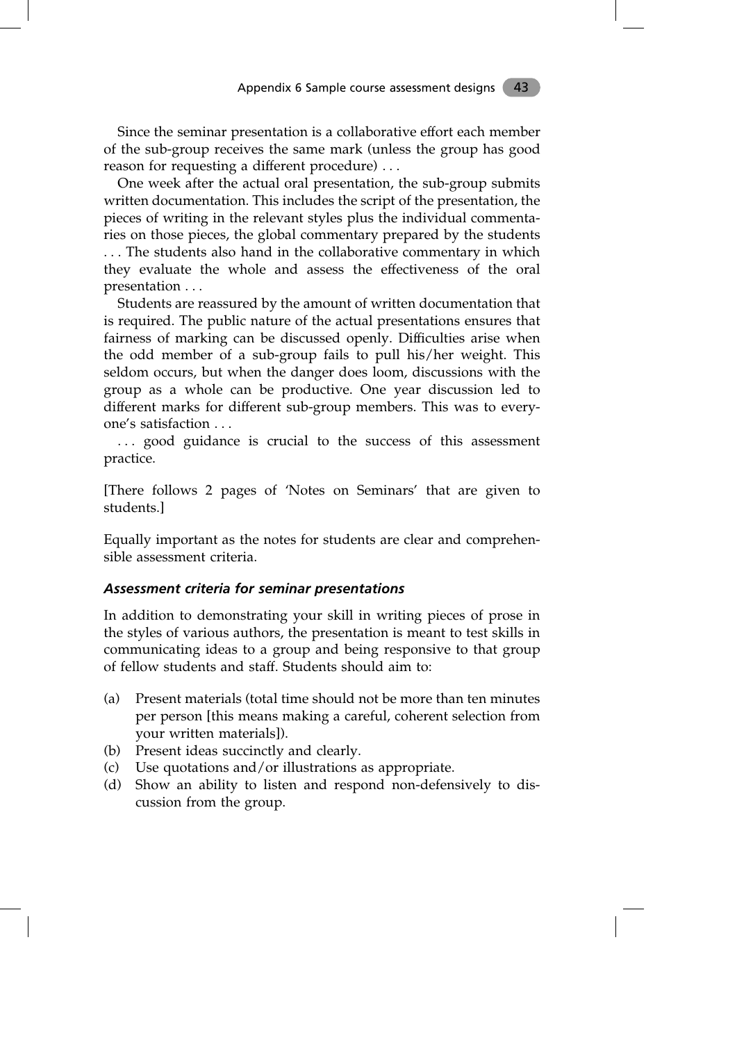Since the seminar presentation is a collaborative effort each member of the sub-group receives the same mark (unless the group has good reason for requesting a different procedure) . . .

One week after the actual oral presentation, the sub-group submits written documentation. This includes the script of the presentation, the pieces of writing in the relevant styles plus the individual commentaries on those pieces, the global commentary prepared by the students . . . The students also hand in the collaborative commentary in which they evaluate the whole and assess the effectiveness of the oral presentation . . .

Students are reassured by the amount of written documentation that is required. The public nature of the actual presentations ensures that fairness of marking can be discussed openly. Difficulties arise when the odd member of a sub-group fails to pull his/her weight. This seldom occurs, but when the danger does loom, discussions with the group as a whole can be productive. One year discussion led to different marks for different sub-group members. This was to everyone's satisfaction . . .

. . . good guidance is crucial to the success of this assessment practice.

[There follows 2 pages of 'Notes on Seminars' that are given to students.]

Equally important as the notes for students are clear and comprehensible assessment criteria.

### *Assessment criteria for seminar presentations*

In addition to demonstrating your skill in writing pieces of prose in the styles of various authors, the presentation is meant to test skills in communicating ideas to a group and being responsive to that group of fellow students and staff. Students should aim to:

(a) Present materials (total time should not be more than ten minutes per person [this means making a careful, coherent selection from your written materials]).
(b) Present ideas succinctly and clearly.
(c) Use quotations and/or illustrations as appropriate.
(d) Show an ability to listen and respond non-defensively to discussion from the group.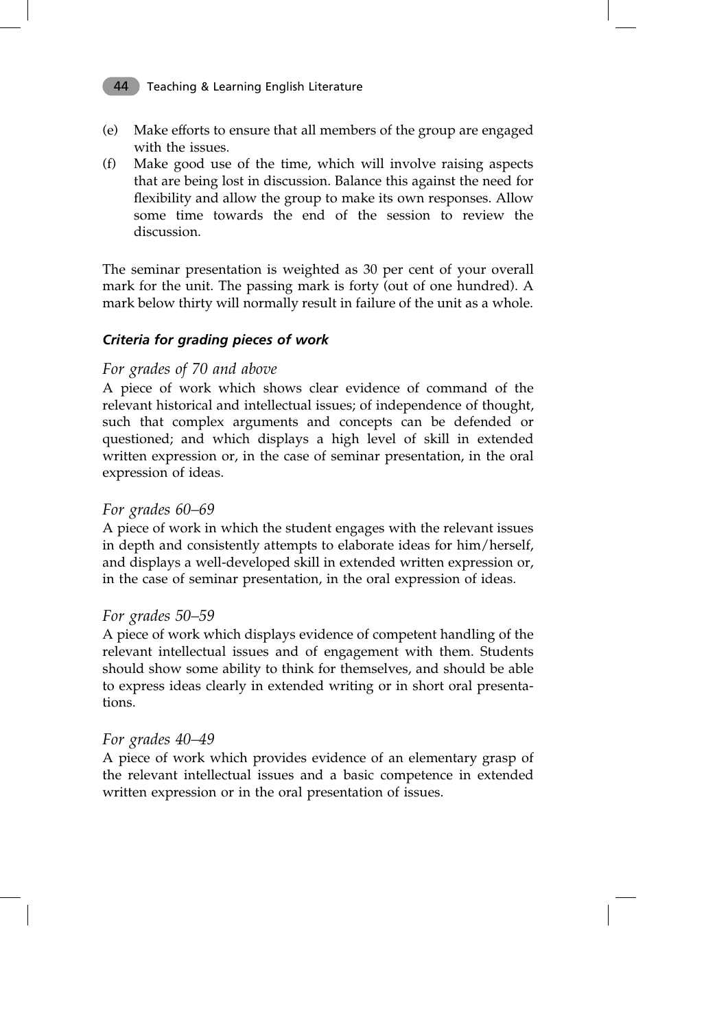(e) Make efforts to ensure that all members of the group are engaged with the issues.

(f) Make good use of the time, which will involve raising aspects that are being lost in discussion. Balance this against the need for flexibility and allow the group to make its own responses. Allow some time towards the end of the session to review the discussion.

The seminar presentation is weighted as 30 per cent of your overall mark for the unit. The passing mark is forty (out of one hundred). A mark below thirty will normally result in failure of the unit as a whole.

***Criteria for grading pieces of work***

*For grades of 70 and above*

A piece of work which shows clear evidence of command of the relevant historical and intellectual issues; of independence of thought, such that complex arguments and concepts can be defended or questioned; and which displays a high level of skill in extended written expression or, in the case of seminar presentation, in the oral expression of ideas.

*For grades 60–69*

A piece of work in which the student engages with the relevant issues in depth and consistently attempts to elaborate ideas for him/herself, and displays a well-developed skill in extended written expression or, in the case of seminar presentation, in the oral expression of ideas.

*For grades 50–59*

A piece of work which displays evidence of competent handling of the relevant intellectual issues and of engagement with them. Students should show some ability to think for themselves, and should be able to express ideas clearly in extended writing or in short oral presentations.

*For grades 40–49*

A piece of work which provides evidence of an elementary grasp of the relevant intellectual issues and a basic competence in extended written expression or in the oral presentation of issues.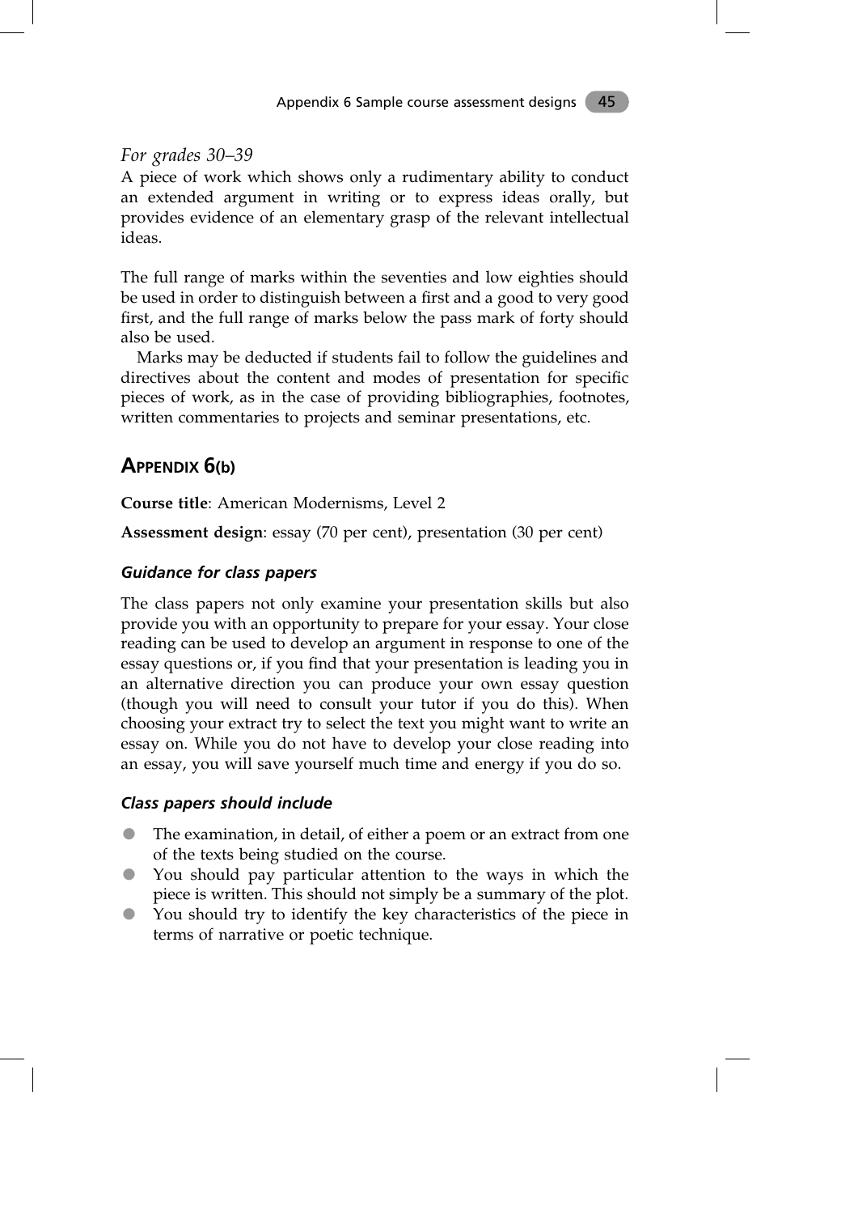*For grades 30–39*

A piece of work which shows only a rudimentary ability to conduct an extended argument in writing or to express ideas orally, but provides evidence of an elementary grasp of the relevant intellectual ideas.

The full range of marks within the seventies and low eighties should be used in order to distinguish between a first and a good to very good first, and the full range of marks below the pass mark of forty should also be used.

Marks may be deducted if students fail to follow the guidelines and directives about the content and modes of presentation for specific pieces of work, as in the case of providing bibliographies, footnotes, written commentaries to projects and seminar presentations, etc.

## APPENDIX 6(b)

**Course title**: American Modernisms, Level 2

**Assessment design**: essay (70 per cent), presentation (30 per cent)

### *Guidance for class papers*

The class papers not only examine your presentation skills but also provide you with an opportunity to prepare for your essay. Your close reading can be used to develop an argument in response to one of the essay questions or, if you find that your presentation is leading you in an alternative direction you can produce your own essay question (though you will need to consult your tutor if you do this). When choosing your extract try to select the text you might want to write an essay on. While you do not have to develop your close reading into an essay, you will save yourself much time and energy if you do so.

### *Class papers should include*

- The examination, in detail, of either a poem or an extract from one of the texts being studied on the course.
- You should pay particular attention to the ways in which the piece is written. This should not simply be a summary of the plot.
- You should try to identify the key characteristics of the piece in terms of narrative or poetic technique.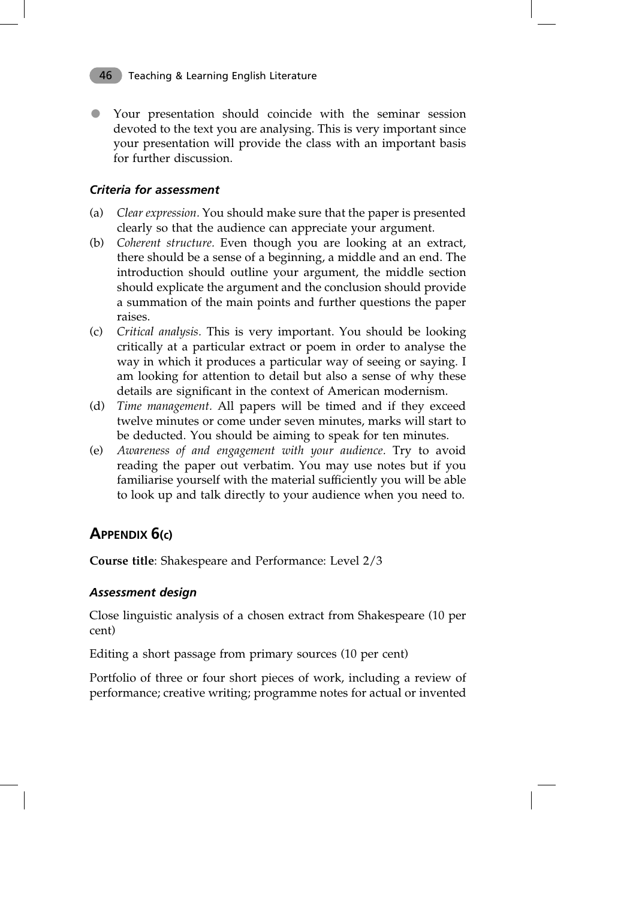- Your presentation should coincide with the seminar session devoted to the text you are analysing. This is very important since your presentation will provide the class with an important basis for further discussion.

### *Criteria for assessment*

(a) *Clear expression.* You should make sure that the paper is presented clearly so that the audience can appreciate your argument.

(b) *Coherent structure.* Even though you are looking at an extract, there should be a sense of a beginning, a middle and an end. The introduction should outline your argument, the middle section should explicate the argument and the conclusion should provide a summation of the main points and further questions the paper raises.

(c) *Critical analysis.* This is very important. You should be looking critically at a particular extract or poem in order to analyse the way in which it produces a particular way of seeing or saying. I am looking for attention to detail but also a sense of why these details are significant in the context of American modernism.

(d) *Time management.* All papers will be timed and if they exceed twelve minutes or come under seven minutes, marks will start to be deducted. You should be aiming to speak for ten minutes.

(e) *Awareness of and engagement with your audience.* Try to avoid reading the paper out verbatim. You may use notes but if you familiarise yourself with the material sufficiently you will be able to look up and talk directly to your audience when you need to.

## Appendix 6(c)

**Course title**: Shakespeare and Performance: Level 2/3

### *Assessment design*

Close linguistic analysis of a chosen extract from Shakespeare (10 per cent)

Editing a short passage from primary sources (10 per cent)

Portfolio of three or four short pieces of work, including a review of performance; creative writing; programme notes for actual or invented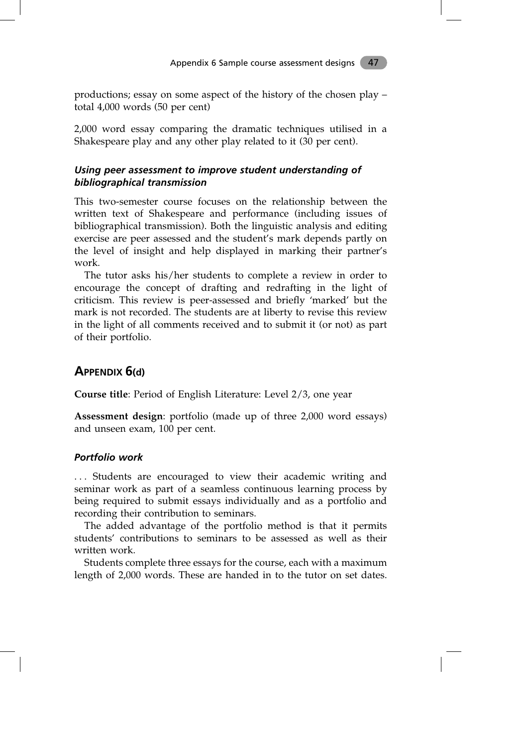productions; essay on some aspect of the history of the chosen play – total 4,000 words (50 per cent)

2,000 word essay comparing the dramatic techniques utilised in a Shakespeare play and any other play related to it (30 per cent).

### *Using peer assessment to improve student understanding of bibliographical transmission*

This two-semester course focuses on the relationship between the written text of Shakespeare and performance (including issues of bibliographical transmission). Both the linguistic analysis and editing exercise are peer assessed and the student's mark depends partly on the level of insight and help displayed in marking their partner's work.

The tutor asks his/her students to complete a review in order to encourage the concept of drafting and redrafting in the light of criticism. This review is peer-assessed and briefly 'marked' but the mark is not recorded. The students are at liberty to revise this review in the light of all comments received and to submit it (or not) as part of their portfolio.

## APPENDIX 6(d)

**Course title**: Period of English Literature: Level 2/3, one year

**Assessment design**: portfolio (made up of three 2,000 word essays) and unseen exam, 100 per cent.

### *Portfolio work*

. . . Students are encouraged to view their academic writing and seminar work as part of a seamless continuous learning process by being required to submit essays individually and as a portfolio and recording their contribution to seminars.

The added advantage of the portfolio method is that it permits students' contributions to seminars to be assessed as well as their written work.

Students complete three essays for the course, each with a maximum length of 2,000 words. These are handed in to the tutor on set dates.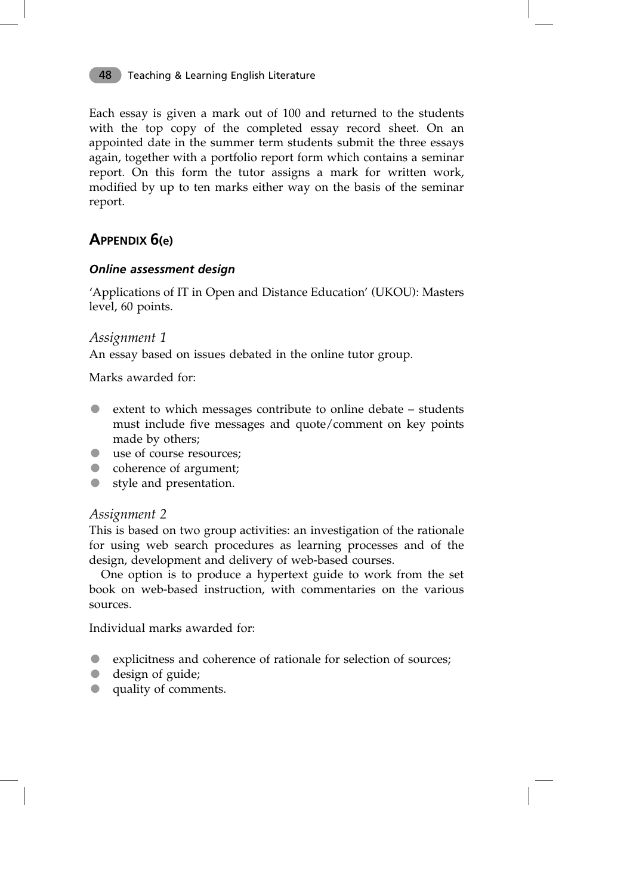Each essay is given a mark out of 100 and returned to the students with the top copy of the completed essay record sheet. On an appointed date in the summer term students submit the three essays again, together with a portfolio report form which contains a seminar report. On this form the tutor assigns a mark for written work, modified by up to ten marks either way on the basis of the seminar report.

## APPENDIX 6(e)

### *Online assessment design*

'Applications of IT in Open and Distance Education' (UKOU): Masters level, 60 points.

#### *Assignment 1*

An essay based on issues debated in the online tutor group.

Marks awarded for:

- extent to which messages contribute to online debate – students must include five messages and quote/comment on key points made by others;
- use of course resources;
- coherence of argument;
- style and presentation.

#### *Assignment 2*

This is based on two group activities: an investigation of the rationale for using web search procedures as learning processes and of the design, development and delivery of web-based courses.

One option is to produce a hypertext guide to work from the set book on web-based instruction, with commentaries on the various sources.

Individual marks awarded for:

- explicitness and coherence of rationale for selection of sources;
- design of guide;
- quality of comments.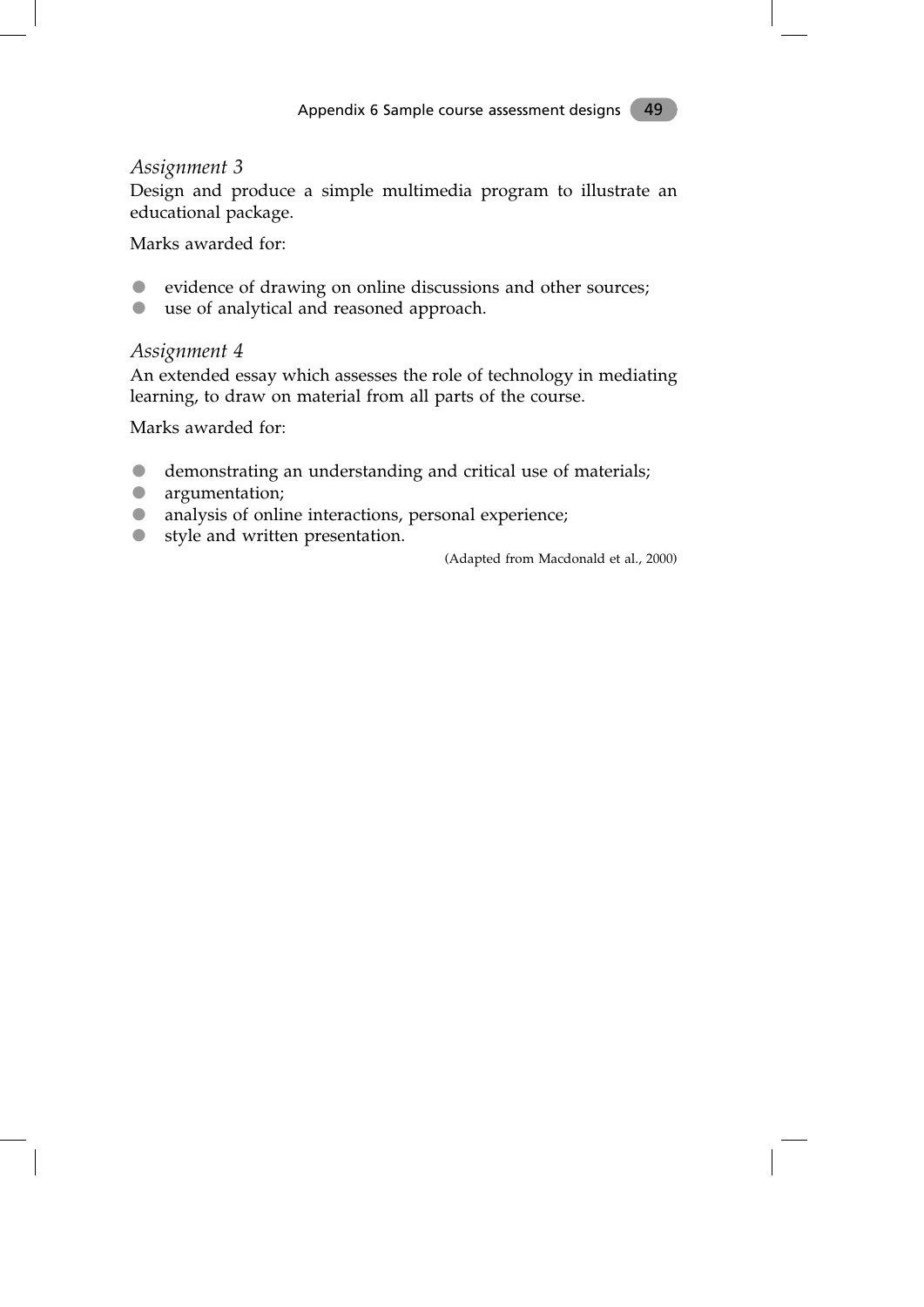*Assignment 3*

Design and produce a simple multimedia program to illustrate an educational package.

Marks awarded for:

- evidence of drawing on online discussions and other sources;
- use of analytical and reasoned approach.

*Assignment 4*

An extended essay which assesses the role of technology in mediating learning, to draw on material from all parts of the course.

Marks awarded for:

- demonstrating an understanding and critical use of materials;
- argumentation;
- analysis of online interactions, personal experience;
- style and written presentation.

(Adapted from Macdonald et al., 2000)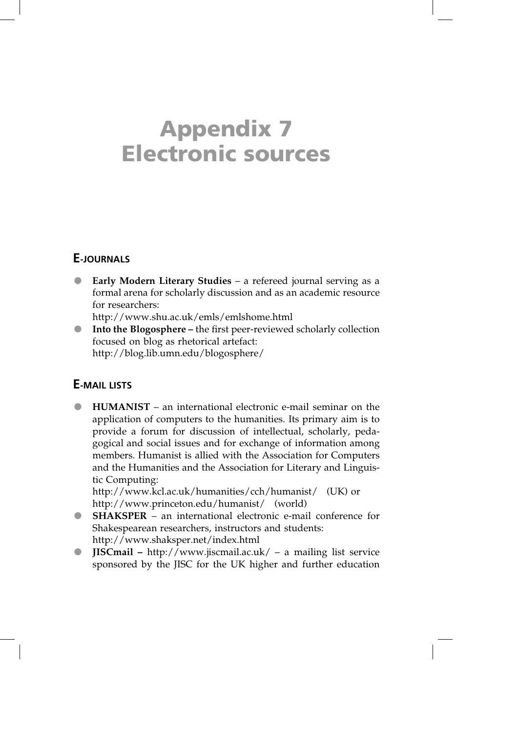# Appendix 7
# Electronic sources

## E-JOURNALS

- **Early Modern Literary Studies** – a refereed journal serving as a formal arena for scholarly discussion and as an academic resource for researchers:
  http://www.shu.ac.uk/emls/emlshome.html
- **Into the Blogosphere –** the first peer-reviewed scholarly collection focused on blog as rhetorical artefact:
  http://blog.lib.umn.edu/blogosphere/

## E-MAIL LISTS

- **HUMANIST** – an international electronic e-mail seminar on the application of computers to the humanities. Its primary aim is to provide a forum for discussion of intellectual, scholarly, pedagogical and social issues and for exchange of information among members. Humanist is allied with the Association for Computers and the Humanities and the Association for Literary and Linguistic Computing:
  http://www.kcl.ac.uk/humanities/cch/humanist/ (UK) or
  http://www.princeton.edu/humanist/ (world)
- **SHAKSPER** – an international electronic e-mail conference for Shakespearean researchers, instructors and students:
  http://www.shaksper.net/index.html
- **JISCmail –** http://www.jiscmail.ac.uk/ – a mailing list service sponsored by the JISC for the UK higher and further education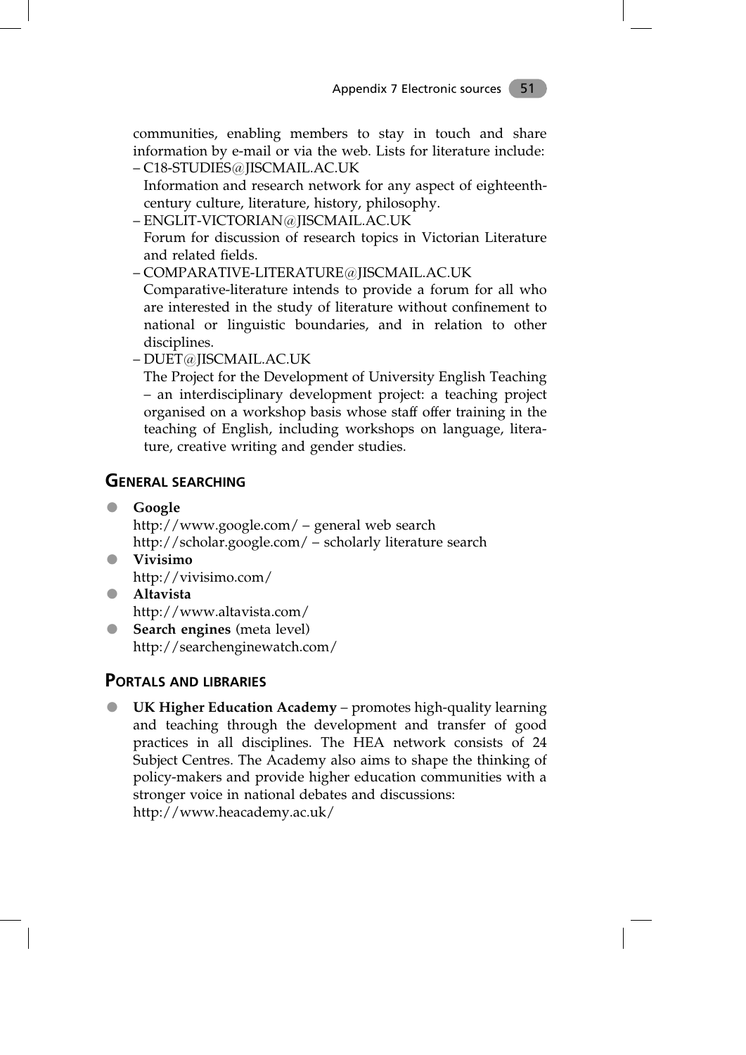communities, enabling members to stay in touch and share information by e-mail or via the web. Lists for literature include:

– C18-STUDIES@JISCMAIL.AC.UK
  Information and research network for any aspect of eighteenth-century culture, literature, history, philosophy.
– ENGLIT-VICTORIAN@JISCMAIL.AC.UK
  Forum for discussion of research topics in Victorian Literature and related fields.
– COMPARATIVE-LITERATURE@JISCMAIL.AC.UK
  Comparative-literature intends to provide a forum for all who are interested in the study of literature without confinement to national or linguistic boundaries, and in relation to other disciplines.
– DUET@JISCMAIL.AC.UK
  The Project for the Development of University English Teaching – an interdisciplinary development project: a teaching project organised on a workshop basis whose staff offer training in the teaching of English, including workshops on language, literature, creative writing and gender studies.

## General searching

- **Google**
  http://www.google.com/ – general web search
  http://scholar.google.com/ – scholarly literature search
- **Vivisimo**
  http://vivisimo.com/
- **Altavista**
  http://www.altavista.com/
- **Search engines** (meta level)
  http://searchenginewatch.com/

## Portals and libraries

- **UK Higher Education Academy** – promotes high-quality learning and teaching through the development and transfer of good practices in all disciplines. The HEA network consists of 24 Subject Centres. The Academy also aims to shape the thinking of policy-makers and provide higher education communities with a stronger voice in national debates and discussions:
  http://www.heacademy.ac.uk/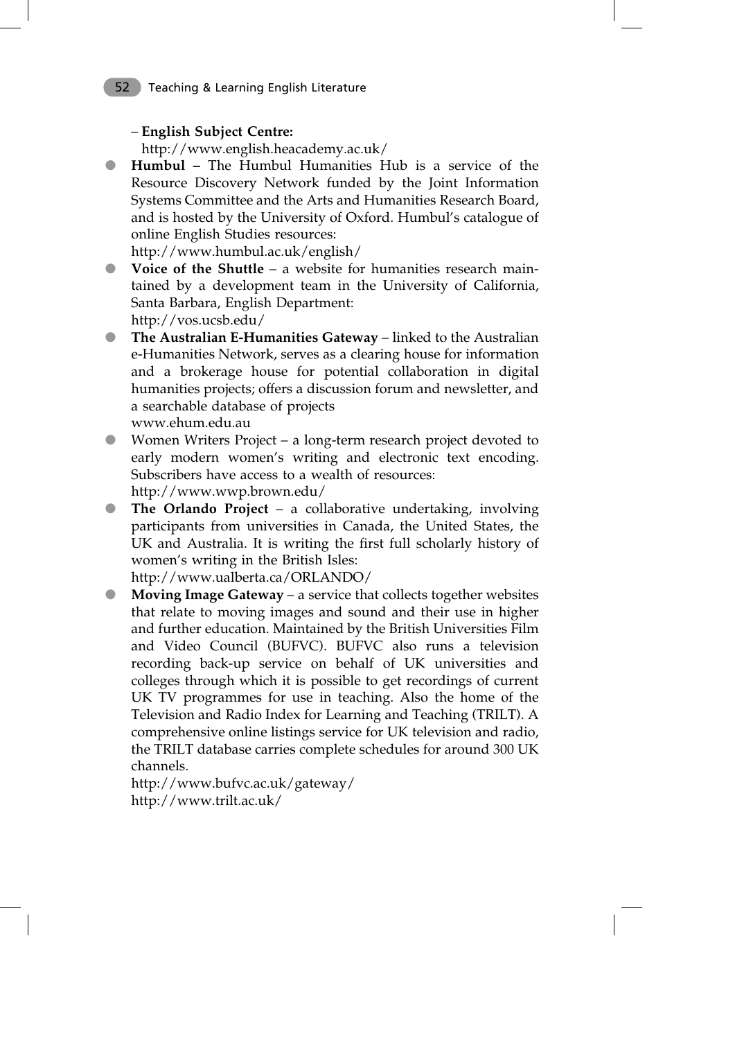– **English Subject Centre:**
  http://www.english.heacademy.ac.uk/

- **Humbul –** The Humbul Humanities Hub is a service of the Resource Discovery Network funded by the Joint Information Systems Committee and the Arts and Humanities Research Board, and is hosted by the University of Oxford. Humbul's catalogue of online English Studies resources:
  http://www.humbul.ac.uk/english/
- **Voice of the Shuttle** – a website for humanities research maintained by a development team in the University of California, Santa Barbara, English Department:
  http://vos.ucsb.edu/
- **The Australian E-Humanities Gateway** – linked to the Australian e-Humanities Network, serves as a clearing house for information and a brokerage house for potential collaboration in digital humanities projects; offers a discussion forum and newsletter, and a searchable database of projects
  www.ehum.edu.au
- Women Writers Project – a long-term research project devoted to early modern women's writing and electronic text encoding. Subscribers have access to a wealth of resources:
  http://www.wwp.brown.edu/
- **The Orlando Project** – a collaborative undertaking, involving participants from universities in Canada, the United States, the UK and Australia. It is writing the first full scholarly history of women's writing in the British Isles:
  http://www.ualberta.ca/ORLANDO/
- **Moving Image Gateway** – a service that collects together websites that relate to moving images and sound and their use in higher and further education. Maintained by the British Universities Film and Video Council (BUFVC). BUFVC also runs a television recording back-up service on behalf of UK universities and colleges through which it is possible to get recordings of current UK TV programmes for use in teaching. Also the home of the Television and Radio Index for Learning and Teaching (TRILT). A comprehensive online listings service for UK television and radio, the TRILT database carries complete schedules for around 300 UK channels.
  http://www.bufvc.ac.uk/gateway/
  http://www.trilt.ac.uk/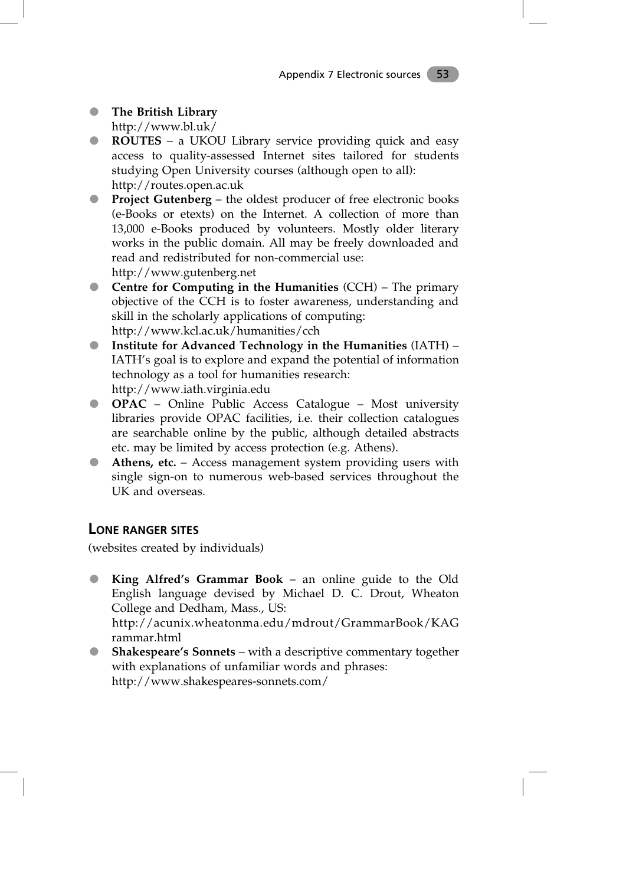- **The British Library**
  http://www.bl.uk/
- **ROUTES** – a UKOU Library service providing quick and easy access to quality-assessed Internet sites tailored for students studying Open University courses (although open to all): http://routes.open.ac.uk
- **Project Gutenberg** – the oldest producer of free electronic books (e-Books or etexts) on the Internet. A collection of more than 13,000 e-Books produced by volunteers. Mostly older literary works in the public domain. All may be freely downloaded and read and redistributed for non-commercial use: http://www.gutenberg.net
- **Centre for Computing in the Humanities** (CCH) – The primary objective of the CCH is to foster awareness, understanding and skill in the scholarly applications of computing: http://www.kcl.ac.uk/humanities/cch
- **Institute for Advanced Technology in the Humanities** (IATH) – IATH's goal is to explore and expand the potential of information technology as a tool for humanities research: http://www.iath.virginia.edu
- **OPAC** – Online Public Access Catalogue – Most university libraries provide OPAC facilities, i.e. their collection catalogues are searchable online by the public, although detailed abstracts etc. may be limited by access protection (e.g. Athens).
- **Athens, etc.** – Access management system providing users with single sign-on to numerous web-based services throughout the UK and overseas.

## Lone ranger sites

(websites created by individuals)

- **King Alfred's Grammar Book** – an online guide to the Old English language devised by Michael D. C. Drout, Wheaton College and Dedham, Mass., US: http://acunix.wheatonma.edu/mdrout/GrammarBook/KAGrammar.html
- **Shakespeare's Sonnets** – with a descriptive commentary together with explanations of unfamiliar words and phrases: http://www.shakespeares-sonnets.com/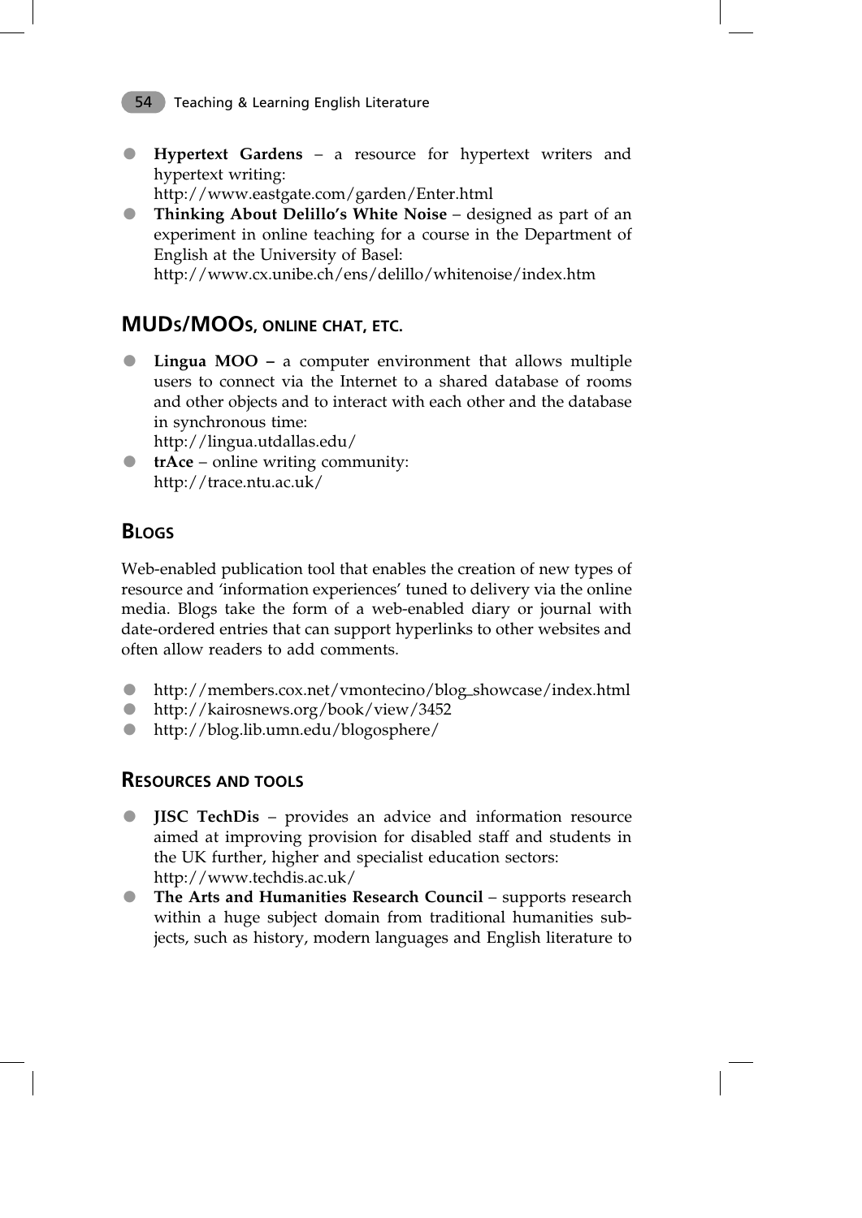- **Hypertext Gardens** – a resource for hypertext writers and hypertext writing:
  http://www.eastgate.com/garden/Enter.html
- **Thinking About Delillo's White Noise** – designed as part of an experiment in online teaching for a course in the Department of English at the University of Basel:
  http://www.cx.unibe.ch/ens/delillo/whitenoise/index.htm

## MUDs/MOOs, ONLINE CHAT, ETC.

- **Lingua MOO –** a computer environment that allows multiple users to connect via the Internet to a shared database of rooms and other objects and to interact with each other and the database in synchronous time:
  http://lingua.utdallas.edu/
- **trAce** – online writing community:
  http://trace.ntu.ac.uk/

## BLOGS

Web-enabled publication tool that enables the creation of new types of resource and 'information experiences' tuned to delivery via the online media. Blogs take the form of a web-enabled diary or journal with date-ordered entries that can support hyperlinks to other websites and often allow readers to add comments.

- http://members.cox.net/vmontecino/blog_showcase/index.html
- http://kairosnews.org/book/view/3452
- http://blog.lib.umn.edu/blogosphere/

## RESOURCES AND TOOLS

- **JISC TechDis** – provides an advice and information resource aimed at improving provision for disabled staff and students in the UK further, higher and specialist education sectors:
  http://www.techdis.ac.uk/
- **The Arts and Humanities Research Council** – supports research within a huge subject domain from traditional humanities subjects, such as history, modern languages and English literature to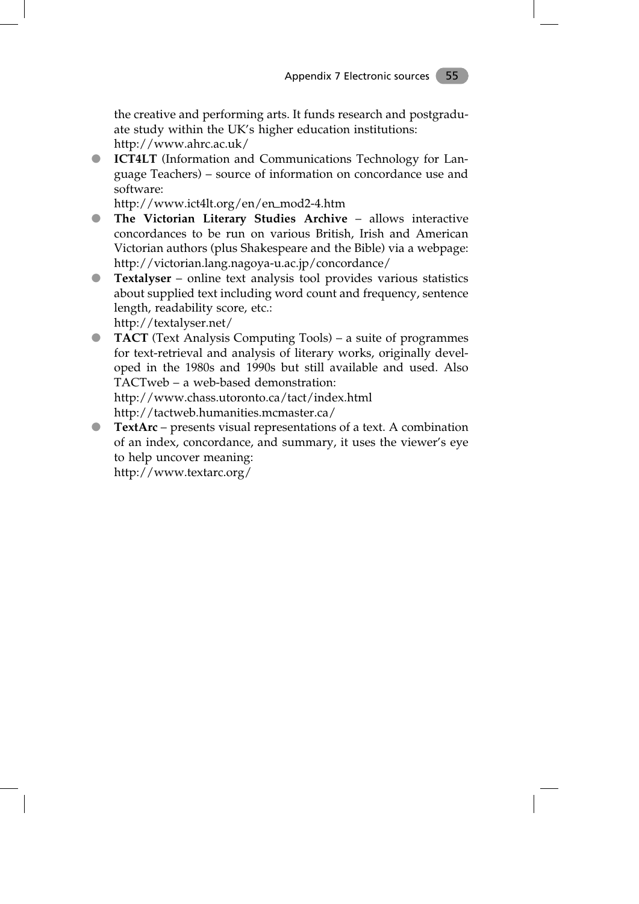the creative and performing arts. It funds research and postgraduate study within the UK's higher education institutions:
http://www.ahrc.ac.uk/

- **ICT4LT** (Information and Communications Technology for Language Teachers) – source of information on concordance use and software:
  http://www.ict4lt.org/en/en_mod2-4.htm
- **The Victorian Literary Studies Archive** – allows interactive concordances to be run on various British, Irish and American Victorian authors (plus Shakespeare and the Bible) via a webpage:
  http://victorian.lang.nagoya-u.ac.jp/concordance/
- **Textalyser** – online text analysis tool provides various statistics about supplied text including word count and frequency, sentence length, readability score, etc.:
  http://textalyser.net/
- **TACT** (Text Analysis Computing Tools) – a suite of programmes for text-retrieval and analysis of literary works, originally developed in the 1980s and 1990s but still available and used. Also TACTweb – a web-based demonstration:
  http://www.chass.utoronto.ca/tact/index.html
  http://tactweb.humanities.mcmaster.ca/
- **TextArc** – presents visual representations of a text. A combination of an index, concordance, and summary, it uses the viewer's eye to help uncover meaning:
  http://www.textarc.org/